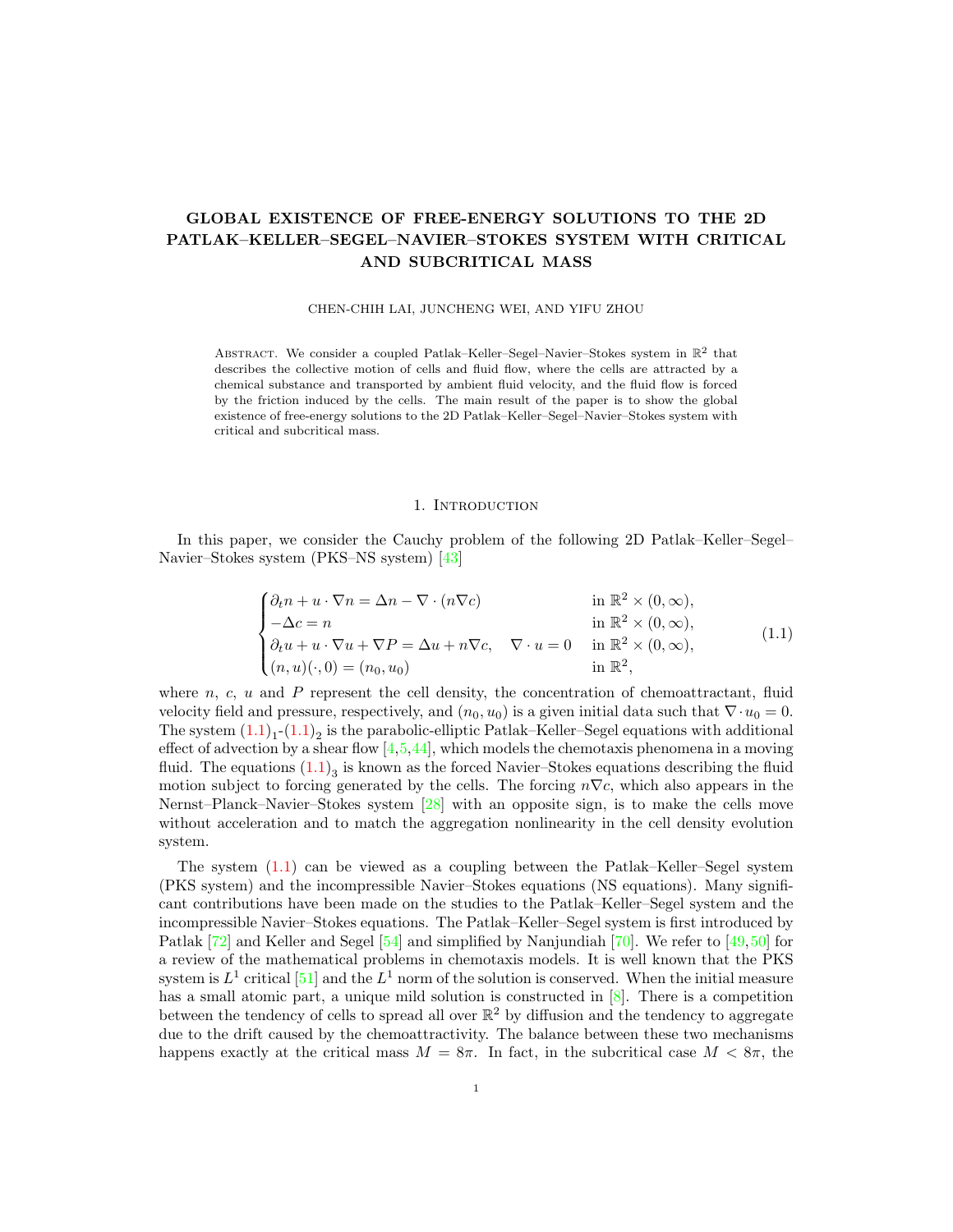# GLOBAL EXISTENCE OF FREE-ENERGY SOLUTIONS TO THE 2D PATLAK–KELLER–SEGEL–NAVIER–STOKES SYSTEM WITH CRITICAL AND SUBCRITICAL MASS

CHEN-CHIH LAI, JUNCHENG WEI, AND YIFU ZHOU

Abstract. We consider a coupled Patlak–Keller–Segel–Navier–Stokes system in $\mathbb{R}^2$ that describes the collective motion of cells and fluid flow, where the cells are attracted by a chemical substance and transported by ambient fluid velocity, and the fluid flow is forced by the friction induced by the cells. The main result of the paper is to show the global existence of free-energy solutions to the 2D Patlak–Keller–Segel–Navier–Stokes system with critical and subcritical mass.

## 1. Introduction

In this paper, we consider the Cauchy problem of the following 2D Patlak–Keller–Segel–Navier–Stokes system (PKS–NS system) [43]

$$
\begin{cases}
\partial_t n + u\cdot\nabla n = \Delta n - \nabla\cdot(n\nabla c) & \text{in } \mathbb{R}^2\times(0,\infty),\\
-\Delta c = n & \text{in } \mathbb{R}^2\times(0,\infty),\\
\partial_t u + u\cdot\nabla u + \nabla P = \Delta u + n\nabla c, \quad \nabla\cdot u = 0 & \text{in } \mathbb{R}^2\times(0,\infty),\\
(n,u)(\cdot,0) = (n_0,u_0) & \text{in } \mathbb{R}^2,
\end{cases}
\tag{1.1}
$$

where $n$, $c$, $u$ and $P$ represent the cell density, the concentration of chemoattractant, fluid velocity field and pressure, respectively, and $(n_0,u_0)$ is a given initial data such that $\nabla\cdot u_0 = 0$. The system $(1.1)_1$-$(1.1)_2$ is the parabolic-elliptic Patlak–Keller–Segel equations with additional effect of advection by a shear flow [4,5,44], which models the chemotaxis phenomena in a moving fluid. The equations $(1.1)_3$ is known as the forced Navier–Stokes equations describing the fluid motion subject to forcing generated by the cells. The forcing $n\nabla c$, which also appears in the Nernst–Planck–Navier–Stokes system [28] with an opposite sign, is to make the cells move without acceleration and to match the aggregation nonlinearity in the cell density evolution system.

The system (1.1) can be viewed as a coupling between the Patlak–Keller–Segel system (PKS system) and the incompressible Navier–Stokes equations (NS equations). Many significant contributions have been made on the studies to the Patlak–Keller–Segel system and the incompressible Navier–Stokes equations. The Patlak–Keller–Segel system is first introduced by Patlak [72] and Keller and Segel [54] and simplified by Nanjundiah [70]. We refer to [49,50] for a review of the mathematical problems in chemotaxis models. It is well known that the PKS system is $L^1$ critical [51] and the $L^1$ norm of the solution is conserved. When the initial measure has a small atomic part, a unique mild solution is constructed in [8]. There is a competition between the tendency of cells to spread all over $\mathbb{R}^2$ by diffusion and the tendency to aggregate due to the drift caused by the chemoattractivity. The balance between these two mechanisms happens exactly at the critical mass $M = 8\pi$. In fact, in the subcritical case $M < 8\pi$, the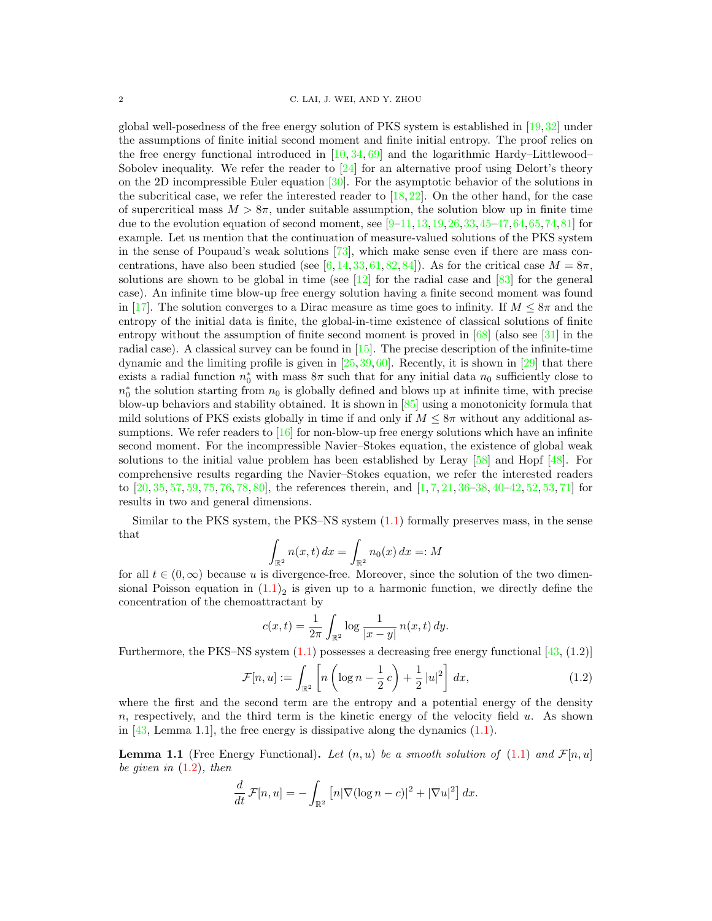global well-posedness of the free energy solution of PKS system is established in [19, 32] under the assumptions of finite initial second moment and finite initial entropy. The proof relies on the free energy functional introduced in [10, 34, 69] and the logarithmic Hardy–Littlewood–Sobolev inequality. We refer the reader to [24] for an alternative proof using Delort's theory on the 2D incompressible Euler equation [30]. For the asymptotic behavior of the solutions in the subcritical case, we refer the interested reader to [18, 22]. On the other hand, for the case of supercritical mass $M > 8\pi$, under suitable assumption, the solution blow up in finite time due to the evolution equation of second moment, see [9–11, 13, 19, 26, 33, 45–47, 64, 65, 74, 81] for example. Let us mention that the continuation of measure-valued solutions of the PKS system in the sense of Poupaud's weak solutions [73], which make sense even if there are mass concentrations, have also been studied (see [6, 14, 33, 61, 82, 84]). As for the critical case $M = 8\pi$, solutions are shown to be global in time (see [12] for the radial case and [83] for the general case). An infinite time blow-up free energy solution having a finite second moment was found in [17]. The solution converges to a Dirac measure as time goes to infinity. If $M \le 8\pi$ and the entropy of the initial data is finite, the global-in-time existence of classical solutions of finite entropy without the assumption of finite second moment is proved in [68] (also see [31] in the radial case). A classical survey can be found in [15]. The precise description of the infinite-time dynamic and the limiting profile is given in [25, 39, 60]. Recently, it is shown in [29] that there exists a radial function $n_0^*$ with mass $8\pi$ such that for any initial data $n_0$ sufficiently close to $n_0^*$ the solution starting from $n_0$ is globally defined and blows up at infinite time, with precise blow-up behaviors and stability obtained. It is shown in [85] using a monotonicity formula that mild solutions of PKS exists globally in time if and only if $M \le 8\pi$ without any additional assumptions. We refer readers to [16] for non-blow-up free energy solutions which have an infinite second moment. For the incompressible Navier–Stokes equation, the existence of global weak solutions to the initial value problem has been established by Leray [58] and Hopf [48]. For comprehensive results regarding the Navier–Stokes equation, we refer the interested readers to [20, 35, 57, 59, 75, 76, 78, 80], the references therein, and [1, 7, 21, 36–38, 40–42, 52, 53, 71] for results in two and general dimensions.

Similar to the PKS system, the PKS–NS system (1.1) formally preserves mass, in the sense that

$$\int_{\mathbb{R}^2} n(x,t)\,dx = \int_{\mathbb{R}^2} n_0(x)\,dx =: M$$

for all $t \in (0,\infty)$ because $u$ is divergence-free. Moreover, since the solution of the two dimensional Poisson equation in $(1.1)_2$ is given up to a harmonic function, we directly define the concentration of the chemoattractant by

$$c(x,t) = \frac{1}{2\pi}\int_{\mathbb{R}^2} \log\frac{1}{|x-y|}\, n(x,t)\,dy.$$

Furthermore, the PKS–NS system (1.1) possesses a decreasing free energy functional [43, (1.2)]

$$\mathcal{F}[n,u] := \int_{\mathbb{R}^2}\left[n\left(\log n - \frac{1}{2}\,c\right) + \frac{1}{2}\,|u|^2\right]\,dx, \tag{1.2}$$

where the first and the second term are the entropy and a potential energy of the density $n$, respectively, and the third term is the kinetic energy of the velocity field $u$. As shown in [43, Lemma 1.1], the free energy is dissipative along the dynamics (1.1).

**Lemma 1.1** (Free Energy Functional). *Let $(n,u)$ be a smooth solution of (1.1) and $\mathcal{F}[n,u]$ be given in (1.2), then*

$$\frac{d}{dt}\,\mathcal{F}[n,u] = -\int_{\mathbb{R}^2}\left[n|\nabla(\log n - c)|^2 + |\nabla u|^2\right]\,dx.$$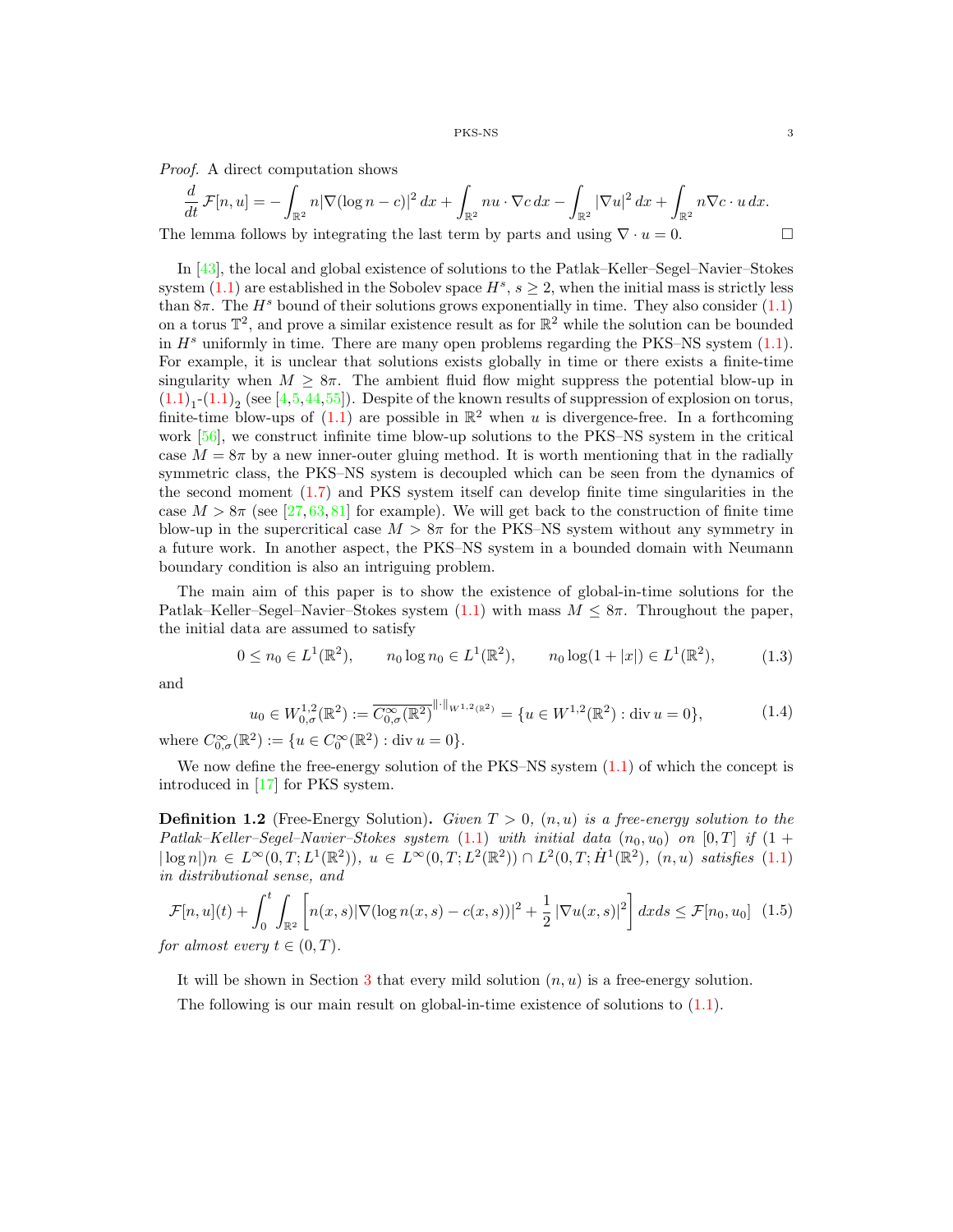*Proof.* A direct computation shows

$$\frac{d}{dt}\,\mathcal{F}[n,u] = -\int_{\mathbb{R}^2} n|\nabla(\log n - c)|^2\,dx + \int_{\mathbb{R}^2} nu\cdot\nabla c\,dx - \int_{\mathbb{R}^2} |\nabla u|^2\,dx + \int_{\mathbb{R}^2} n\nabla c\cdot u\,dx.$$

The lemma follows by integrating the last term by parts and using $\nabla\cdot u = 0$. $\square$

In [43], the local and global existence of solutions to the Patlak–Keller–Segel–Navier–Stokes system (1.1) are established in the Sobolev space $H^s$, $s\geq 2$, when the initial mass is strictly less than $8\pi$. The $H^s$ bound of their solutions grows exponentially in time. They also consider (1.1) on a torus $\mathbb{T}^2$, and prove a similar existence result as for $\mathbb{R}^2$ while the solution can be bounded in $H^s$ uniformly in time. There are many open problems regarding the PKS–NS system (1.1). For example, it is unclear that solutions exists globally in time or there exists a finite-time singularity when $M\geq 8\pi$. The ambient fluid flow might suppress the potential blow-up in $(1.1)_1$-$(1.1)_2$ (see [4,5,44,55]). Despite of the known results of suppression of explosion on torus, finite-time blow-ups of (1.1) are possible in $\mathbb{R}^2$ when $u$ is divergence-free. In a forthcoming work [56], we construct infinite time blow-up solutions to the PKS–NS system in the critical case $M = 8\pi$ by a new inner-outer gluing method. It is worth mentioning that in the radially symmetric class, the PKS–NS system is decoupled which can be seen from the dynamics of the second moment (1.7) and PKS system itself can develop finite time singularities in the case $M > 8\pi$ (see [27,63,81] for example). We will get back to the construction of finite time blow-up in the supercritical case $M > 8\pi$ for the PKS–NS system without any symmetry in a future work. In another aspect, the PKS–NS system in a bounded domain with Neumann boundary condition is also an intriguing problem.

The main aim of this paper is to show the existence of global-in-time solutions for the Patlak–Keller–Segel–Navier–Stokes system (1.1) with mass $M\leq 8\pi$. Throughout the paper, the initial data are assumed to satisfy

$$0\leq n_0\in L^1(\mathbb{R}^2),\qquad n_0\log n_0\in L^1(\mathbb{R}^2),\qquad n_0\log(1+|x|)\in L^1(\mathbb{R}^2),\tag{1.3}$$

and

$$u_0\in W^{1,2}_{0,\sigma}(\mathbb{R}^2) := \overline{C^\infty_{0,\sigma}(\mathbb{R}^2)}^{\|\cdot\|_{W^{1,2}(\mathbb{R}^2)}} = \{u\in W^{1,2}(\mathbb{R}^2) : \operatorname{div} u = 0\},\tag{1.4}$$

where $C^\infty_{0,\sigma}(\mathbb{R}^2) := \{u\in C^\infty_0(\mathbb{R}^2) : \operatorname{div} u = 0\}$.

We now define the free-energy solution of the PKS–NS system (1.1) of which the concept is introduced in [17] for PKS system.

**Definition 1.2** (Free-Energy Solution)**.** *Given $T>0$, $(n,u)$ is a free-energy solution to the Patlak–Keller–Segel–Navier–Stokes system (1.1) with initial data $(n_0,u_0)$ on $[0,T]$ if $(1+|\log n|)n\in L^\infty(0,T;L^1(\mathbb{R}^2))$, $u\in L^\infty(0,T;L^2(\mathbb{R}^2))\cap L^2(0,T;\dot{H}^1(\mathbb{R}^2))$, $(n,u)$ satisfies (1.1) in distributional sense, and*

$$\mathcal{F}[n,u](t) + \int_0^t\int_{\mathbb{R}^2}\left[n(x,s)|\nabla(\log n(x,s) - c(x,s))|^2 + \frac{1}{2}\,|\nabla u(x,s)|^2\right]dxds \leq \mathcal{F}[n_0,u_0]\tag{1.5}$$

*for almost every $t\in(0,T)$.*

It will be shown in Section 3 that every mild solution $(n,u)$ is a free-energy solution.

The following is our main result on global-in-time existence of solutions to (1.1).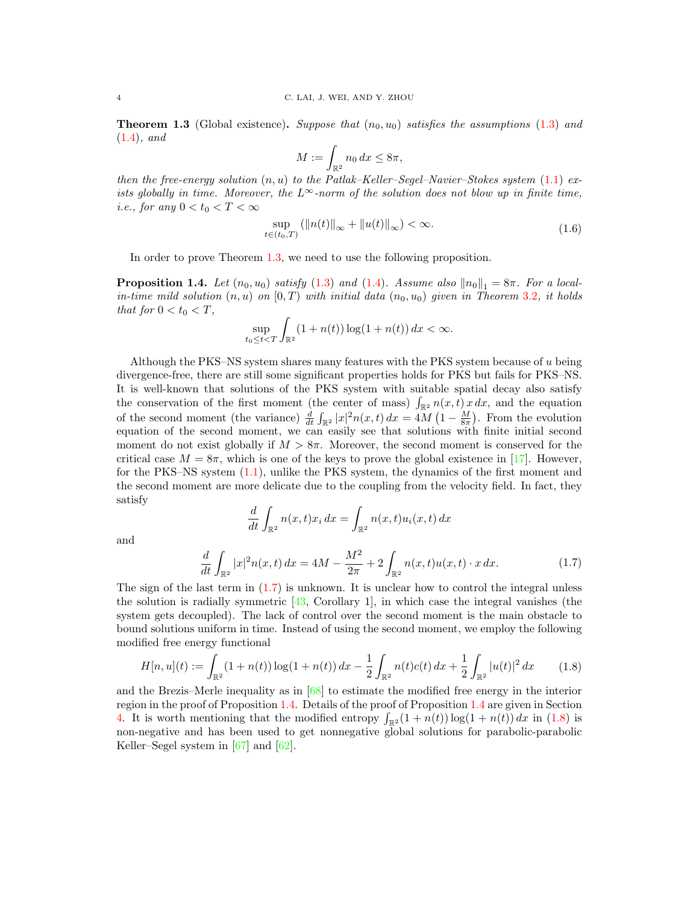**Theorem 1.3** (Global existence)**.** *Suppose that $(n_0, u_0)$ satisfies the assumptions (1.3) and (1.4), and*

$$M := \int_{\mathbb{R}^2} n_0 \, dx \leq 8\pi,$$

*then the free-energy solution $(n, u)$ to the Patlak–Keller–Segel–Navier–Stokes system (1.1) exists globally in time. Moreover, the $L^\infty$-norm of the solution does not blow up in finite time, i.e., for any $0 < t_0 < T < \infty$*

$$\sup_{t \in (t_0, T)} (\|n(t)\|_\infty + \|u(t)\|_\infty) < \infty. \tag{1.6}$$

In order to prove Theorem 1.3, we need to use the following proposition.

**Proposition 1.4.** *Let $(n_0, u_0)$ satisfy (1.3) and (1.4). Assume also $\|n_0\|_1 = 8\pi$. For a local-in-time mild solution $(n, u)$ on $[0, T)$ with initial data $(n_0, u_0)$ given in Theorem 3.2, it holds that for $0 < t_0 < T$,*

$$\sup_{t_0 \leq t < T} \int_{\mathbb{R}^2} (1 + n(t)) \log(1 + n(t)) \, dx < \infty.$$

Although the PKS–NS system shares many features with the PKS system because of $u$ being divergence-free, there are still some significant properties holds for PKS but fails for PKS–NS. It is well-known that solutions of the PKS system with suitable spatial decay also satisfy the conservation of the first moment (the center of mass) $\int_{\mathbb{R}^2} n(x, t) \, x \, dx$, and the equation of the second moment (the variance) $\frac{d}{dt} \int_{\mathbb{R}^2} |x|^2 n(x, t) \, dx = 4M \left(1 - \frac{M}{8\pi}\right)$. From the evolution equation of the second moment, we can easily see that solutions with finite initial second moment do not exist globally if $M > 8\pi$. Moreover, the second moment is conserved for the critical case $M = 8\pi$, which is one of the keys to prove the global existence in [17]. However, for the PKS–NS system (1.1), unlike the PKS system, the dynamics of the first moment and the second moment are more delicate due to the coupling from the velocity field. In fact, they satisfy

$$\frac{d}{dt} \int_{\mathbb{R}^2} n(x, t) x_i \, dx = \int_{\mathbb{R}^2} n(x, t) u_i(x, t) \, dx$$

and

$$\frac{d}{dt} \int_{\mathbb{R}^2} |x|^2 n(x, t) \, dx = 4M - \frac{M^2}{2\pi} + 2 \int_{\mathbb{R}^2} n(x, t) u(x, t) \cdot x \, dx. \tag{1.7}$$

The sign of the last term in (1.7) is unknown. It is unclear how to control the integral unless the solution is radially symmetric [43, Corollary 1], in which case the integral vanishes (the system gets decoupled). The lack of control over the second moment is the main obstacle to bound solutions uniform in time. Instead of using the second moment, we employ the following modified free energy functional

$$H[n, u](t) := \int_{\mathbb{R}^2} (1 + n(t)) \log(1 + n(t)) \, dx - \frac{1}{2} \int_{\mathbb{R}^2} n(t) c(t) \, dx + \frac{1}{2} \int_{\mathbb{R}^2} |u(t)|^2 \, dx \tag{1.8}$$

and the Brezis–Merle inequality as in [68] to estimate the modified free energy in the interior region in the proof of Proposition 1.4. Details of the proof of Proposition 1.4 are given in Section 4. It is worth mentioning that the modified entropy $\int_{\mathbb{R}^2} (1 + n(t)) \log(1 + n(t)) \, dx$ in (1.8) is non-negative and has been used to get nonnegative global solutions for parabolic-parabolic Keller–Segel system in [67] and [62].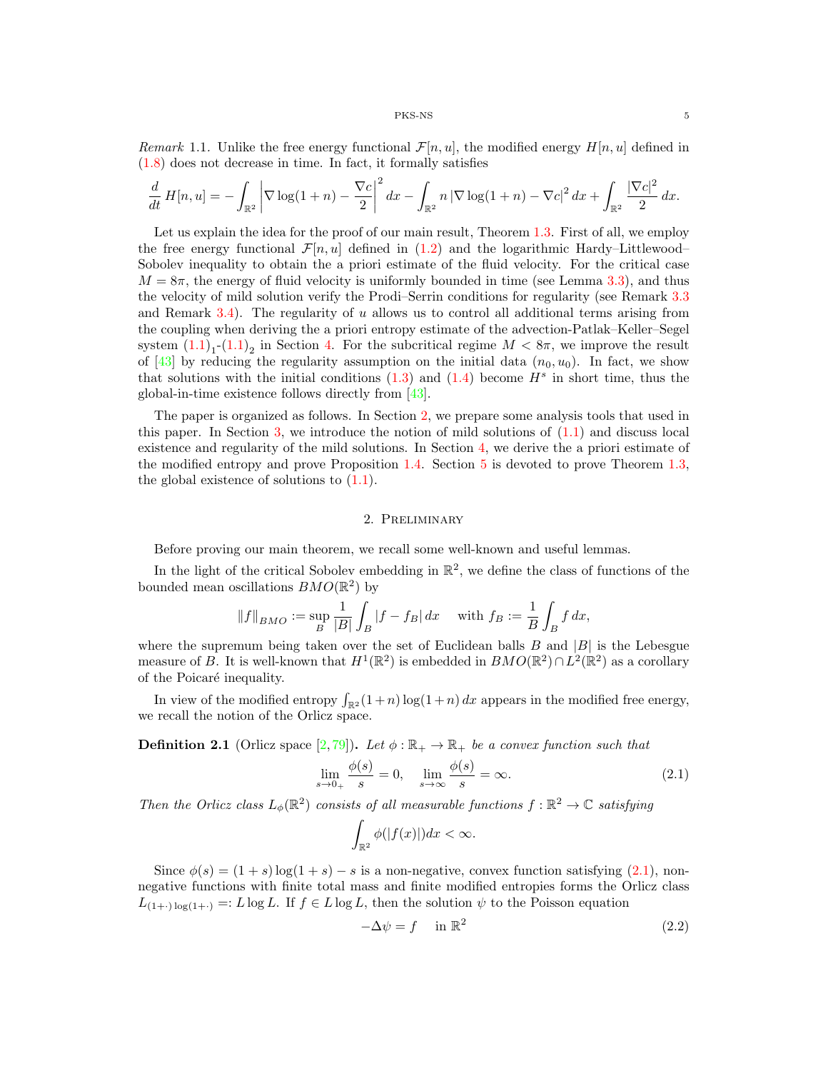*Remark* 1.1. Unlike the free energy functional $\mathcal{F}[n,u]$, the modified energy $H[n,u]$ defined in (1.8) does not decrease in time. In fact, it formally satisfies

$$\frac{d}{dt}\,H[n,u] = -\int_{\mathbb{R}^2}\left|\nabla \log(1+n) - \frac{\nabla c}{2}\right|^2 dx - \int_{\mathbb{R}^2} n\left|\nabla \log(1+n) - \nabla c\right|^2 dx + \int_{\mathbb{R}^2}\frac{|\nabla c|^2}{2}\,dx.$$

Let us explain the idea for the proof of our main result, Theorem 1.3. First of all, we employ the free energy functional $\mathcal{F}[n,u]$ defined in (1.2) and the logarithmic Hardy–Littlewood–Sobolev inequality to obtain the a priori estimate of the fluid velocity. For the critical case $M = 8\pi$, the energy of fluid velocity is uniformly bounded in time (see Lemma 3.3), and thus the velocity of mild solution verify the Prodi–Serrin conditions for regularity (see Remark 3.3 and Remark 3.4). The regularity of $u$ allows us to control all additional terms arising from the coupling when deriving the a priori entropy estimate of the advection-Patlak–Keller–Segel system $(1.1)_1$-$(1.1)_2$ in Section 4. For the subcritical regime $M < 8\pi$, we improve the result of [43] by reducing the regularity assumption on the initial data $(n_0, u_0)$. In fact, we show that solutions with the initial conditions (1.3) and (1.4) become $H^s$ in short time, thus the global-in-time existence follows directly from [43].

The paper is organized as follows. In Section 2, we prepare some analysis tools that used in this paper. In Section 3, we introduce the notion of mild solutions of (1.1) and discuss local existence and regularity of the mild solutions. In Section 4, we derive the a priori estimate of the modified entropy and prove Proposition 1.4. Section 5 is devoted to prove Theorem 1.3, the global existence of solutions to (1.1).

## 2. Preliminary

Before proving our main theorem, we recall some well-known and useful lemmas.

In the light of the critical Sobolev embedding in $\mathbb{R}^2$, we define the class of functions of the bounded mean oscillations $BMO(\mathbb{R}^2)$ by

$$\|f\|_{BMO} := \sup_B \frac{1}{|B|}\int_B |f - f_B|\,dx \quad \text{with } f_B := \frac{1}{B}\int_B f\,dx,$$

where the supremum being taken over the set of Euclidean balls $B$ and $|B|$ is the Lebesgue measure of $B$. It is well-known that $H^1(\mathbb{R}^2)$ is embedded in $BMO(\mathbb{R}^2) \cap L^2(\mathbb{R}^2)$ as a corollary of the Poicaré inequality.

In view of the modified entropy $\int_{\mathbb{R}^2}(1+n)\log(1+n)\,dx$ appears in the modified free energy, we recall the notion of the Orlicz space.

**Definition 2.1** (Orlicz space [2, 79])**.** *Let $\phi : \mathbb{R}_+ \to \mathbb{R}_+$ be a convex function such that*

$$\lim_{s\to 0_+}\frac{\phi(s)}{s} = 0, \quad \lim_{s\to\infty}\frac{\phi(s)}{s} = \infty. \tag{2.1}$$

*Then the Orlicz class $L_\phi(\mathbb{R}^2)$ consists of all measurable functions $f : \mathbb{R}^2 \to \mathbb{C}$ satisfying*

$$\int_{\mathbb{R}^2}\phi(|f(x)|)dx < \infty.$$

Since $\phi(s) = (1+s)\log(1+s) - s$ is a non-negative, convex function satisfying (2.1), non-negative functions with finite total mass and finite modified entropies forms the Orlicz class $L_{(1+\cdot)\log(1+\cdot)} =: L\log L$. If $f \in L\log L$, then the solution $\psi$ to the Poisson equation

$$-\Delta\psi = f \quad \text{in } \mathbb{R}^2 \tag{2.2}$$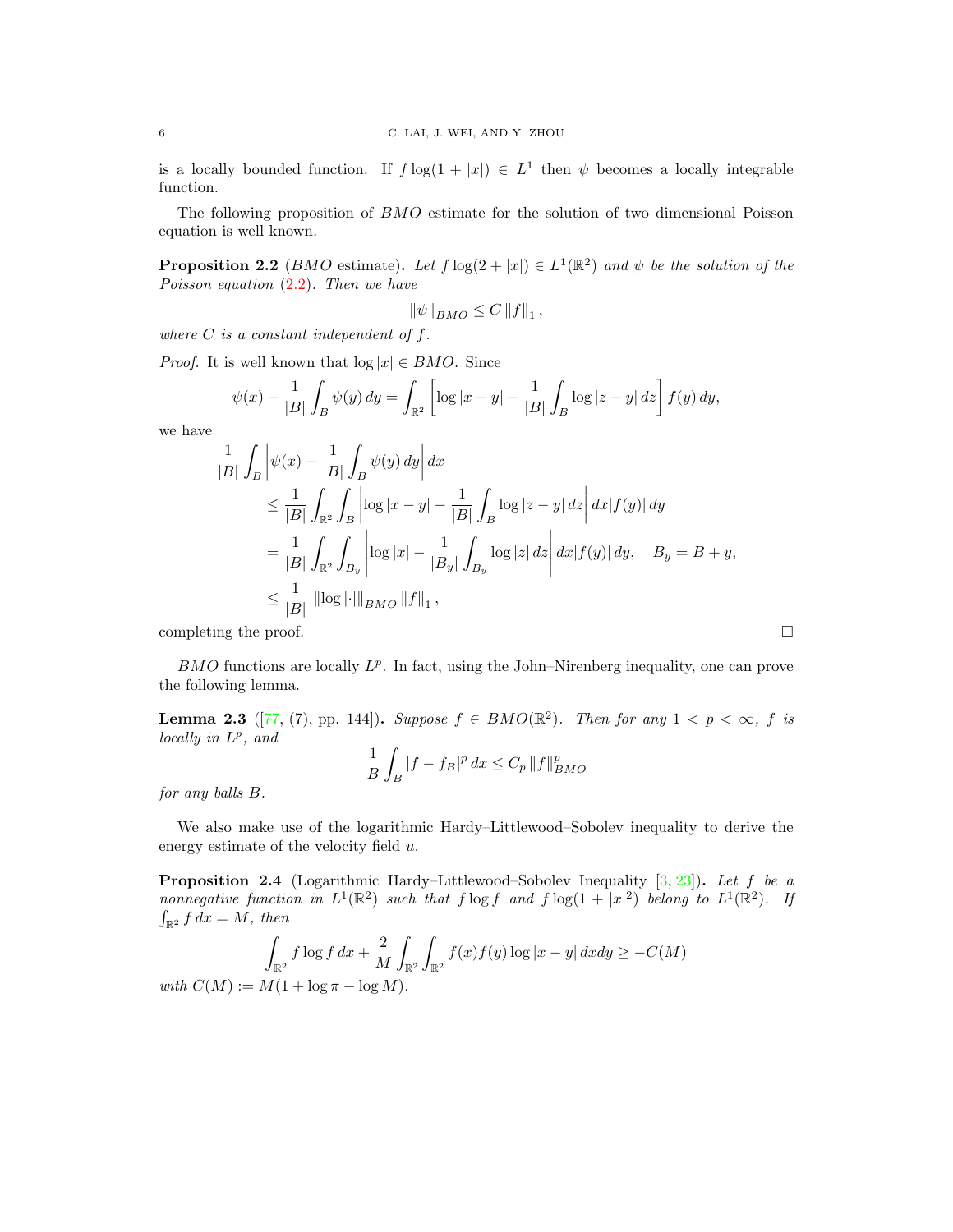is a locally bounded function. If $f \log(1+|x|) \in L^1$ then $\psi$ becomes a locally integrable function.

The following proposition of $BMO$ estimate for the solution of two dimensional Poisson equation is well known.

**Proposition 2.2** ($BMO$ estimate)**.** *Let $f \log(2+|x|) \in L^1(\mathbb{R}^2)$ and $\psi$ be the solution of the Poisson equation (2.2). Then we have*

$$\|\psi\|_{BMO} \leq C \|f\|_1 ,$$

*where $C$ is a constant independent of $f$.*

*Proof.* It is well known that $\log|x| \in BMO$. Since

$$\psi(x) - \frac{1}{|B|}\int_B \psi(y)\,dy = \int_{\mathbb{R}^2} \left[\log|x-y| - \frac{1}{|B|}\int_B \log|z-y|\,dz\right] f(y)\,dy,$$

we have

$$\begin{aligned}
&\frac{1}{|B|}\int_B \left|\psi(x) - \frac{1}{|B|}\int_B \psi(y)\,dy\right| dx \\
&\qquad \leq \frac{1}{|B|}\int_{\mathbb{R}^2}\int_B \left|\log|x-y| - \frac{1}{|B|}\int_B \log|z-y|\,dz\right| dx |f(y)|\,dy \\
&\qquad = \frac{1}{|B|}\int_{\mathbb{R}^2}\int_{B_y} \left|\log|x| - \frac{1}{|B_y|}\int_{B_y} \log|z|\,dz\right| dx |f(y)|\,dy, \quad B_y = B + y, \\
&\qquad \leq \frac{1}{|B|}\, \|\log|\cdot|\|_{BMO} \|f\|_1 ,
\end{aligned}$$

completing the proof. □

$BMO$ functions are locally $L^p$. In fact, using the John–Nirenberg inequality, one can prove the following lemma.

**Lemma 2.3** ([77, (7), pp. 144])**.** *Suppose $f \in BMO(\mathbb{R}^2)$. Then for any $1 < p < \infty$, $f$ is locally in $L^p$, and*

$$\frac{1}{B}\int_B |f - f_B|^p\,dx \leq C_p \|f\|_{BMO}^p$$

*for any balls $B$.*

We also make use of the logarithmic Hardy–Littlewood–Sobolev inequality to derive the energy estimate of the velocity field $u$.

**Proposition 2.4** (Logarithmic Hardy–Littlewood–Sobolev Inequality [3, 23])**.** *Let $f$ be a nonnegative function in $L^1(\mathbb{R}^2)$ such that $f \log f$ and $f \log(1+|x|^2)$ belong to $L^1(\mathbb{R}^2)$. If $\int_{\mathbb{R}^2} f\,dx = M$, then*

$$\int_{\mathbb{R}^2} f \log f\,dx + \frac{2}{M}\int_{\mathbb{R}^2}\int_{\mathbb{R}^2} f(x)f(y)\log|x-y|\,dxdy \geq -C(M)$$

*with $C(M) := M(1 + \log\pi - \log M)$.*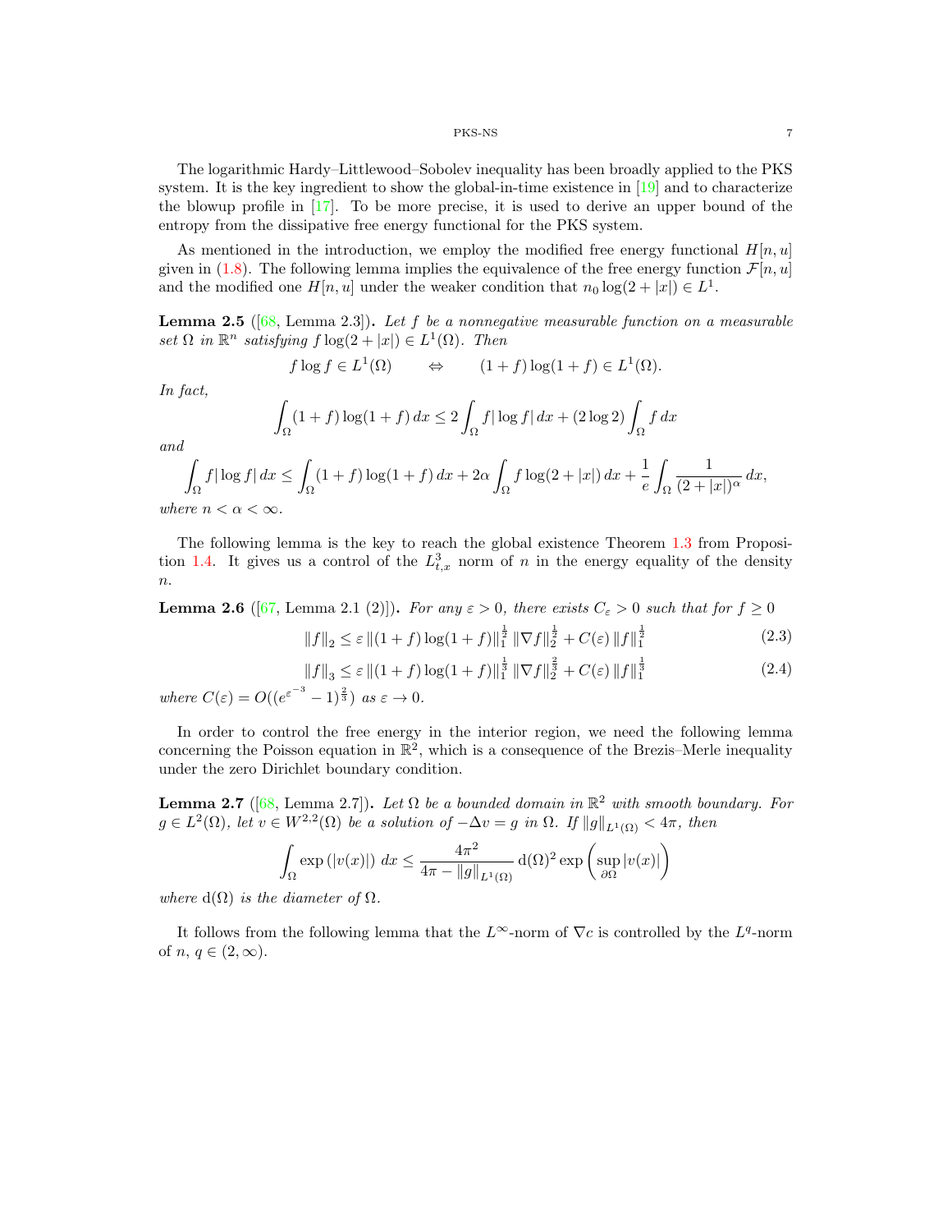The logarithmic Hardy–Littlewood–Sobolev inequality has been broadly applied to the PKS system. It is the key ingredient to show the global-in-time existence in [19] and to characterize the blowup profile in [17]. To be more precise, it is used to derive an upper bound of the entropy from the dissipative free energy functional for the PKS system.

As mentioned in the introduction, we employ the modified free energy functional $H[n,u]$ given in (1.8). The following lemma implies the equivalence of the free energy function $\mathcal{F}[n,u]$ and the modified one $H[n,u]$ under the weaker condition that $n_0 \log(2+|x|) \in L^1$.

**Lemma 2.5** ([68, Lemma 2.3]). *Let $f$ be a nonnegative measurable function on a measurable set $\Omega$ in $\mathbb{R}^n$ satisfying $f\log(2+|x|) \in L^1(\Omega)$. Then*

$$f \log f \in L^1(\Omega) \qquad \Leftrightarrow \qquad (1+f)\log(1+f) \in L^1(\Omega).$$

*In fact,*

$$\int_\Omega (1+f)\log(1+f)\,dx \le 2\int_\Omega f|\log f|\,dx + (2\log 2)\int_\Omega f\,dx$$

*and*

$$\int_\Omega f|\log f|\,dx \le \int_\Omega (1+f)\log(1+f)\,dx + 2\alpha\int_\Omega f\log(2+|x|)\,dx + \frac{1}{e}\int_\Omega \frac{1}{(2+|x|)^\alpha}\,dx,$$

*where $n < \alpha < \infty$.*

The following lemma is the key to reach the global existence Theorem 1.3 from Proposition 1.4. It gives us a control of the $L^3_{t,x}$ norm of $n$ in the energy equality of the density $n$.

**Lemma 2.6** ([67, Lemma 2.1 (2)]). *For any $\varepsilon > 0$, there exists $C_\varepsilon > 0$ such that for $f \ge 0$*

$$\|f\|_2 \le \varepsilon \, \|(1+f)\log(1+f)\|_1^{\frac{1}{2}} \, \|\nabla f\|_2^{\frac{1}{2}} + C(\varepsilon)\, \|f\|_1^{\frac{1}{2}} \tag{2.3}$$

$$\|f\|_3 \le \varepsilon \, \|(1+f)\log(1+f)\|_1^{\frac{1}{3}} \, \|\nabla f\|_2^{\frac{2}{3}} + C(\varepsilon)\, \|f\|_1^{\frac{1}{3}} \tag{2.4}$$

*where $C(\varepsilon) = O((e^{\varepsilon^{-3}} - 1)^{\frac{2}{3}})$ as $\varepsilon \to 0$.*

In order to control the free energy in the interior region, we need the following lemma concerning the Poisson equation in $\mathbb{R}^2$, which is a consequence of the Brezis–Merle inequality under the zero Dirichlet boundary condition.

**Lemma 2.7** ([68, Lemma 2.7]). *Let $\Omega$ be a bounded domain in $\mathbb{R}^2$ with smooth boundary. For $g \in L^2(\Omega)$, let $v \in W^{2,2}(\Omega)$ be a solution of $-\Delta v = g$ in $\Omega$. If $\|g\|_{L^1(\Omega)} < 4\pi$, then*

$$\int_\Omega \exp\left(|v(x)|\right)\,dx \le \frac{4\pi^2}{4\pi - \|g\|_{L^1(\Omega)}}\,\mathrm{d}(\Omega)^2 \exp\left(\sup_{\partial\Omega}|v(x)|\right)$$

*where $\mathrm{d}(\Omega)$ is the diameter of $\Omega$.*

It follows from the following lemma that the $L^\infty$-norm of $\nabla c$ is controlled by the $L^q$-norm of $n$, $q \in (2,\infty)$.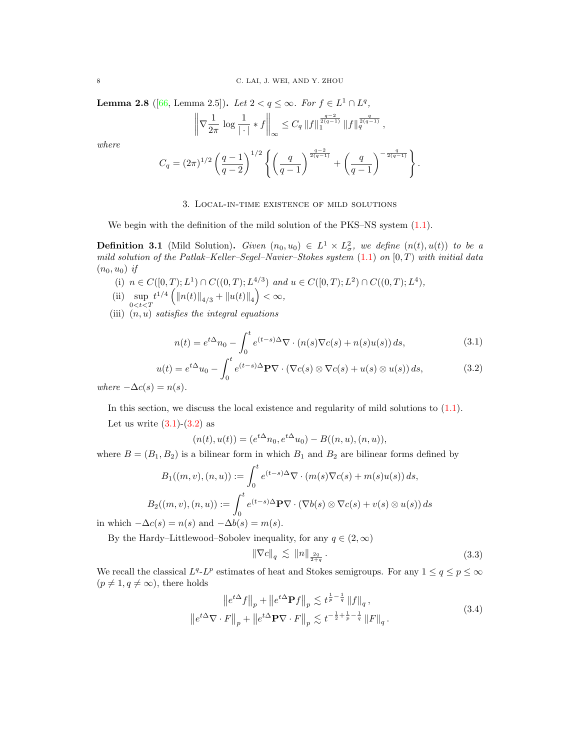**Lemma 2.8** ([66, Lemma 2.5])**.** *Let $2 < q \le \infty$. For $f \in L^1 \cap L^q$,*

$$\left\| \nabla \frac{1}{2\pi} \log \frac{1}{|\cdot|} * f \right\|_\infty \le C_q \|f\|_1^{\frac{q-2}{2(q-1)}} \|f\|_q^{\frac{q}{2(q-1)}},$$

*where*

$$C_q = (2\pi)^{1/2} \left(\frac{q-1}{q-2}\right)^{1/2} \left\{ \left(\frac{q}{q-1}\right)^{\frac{q-2}{2(q-1)}} + \left(\frac{q}{q-1}\right)^{-\frac{q}{2(q-1)}} \right\}.$$

## 3. Local-in-time existence of mild solutions

We begin with the definition of the mild solution of the PKS–NS system (1.1).

**Definition 3.1** (Mild Solution)**.** *Given $(n_0, u_0) \in L^1 \times L^2_\sigma$, we define $(n(t), u(t))$ to be a mild solution of the Patlak–Keller–Segel–Navier–Stokes system (1.1) on $[0,T)$ with initial data $(n_0, u_0)$ if*

(i) *$n \in C([0,T); L^1) \cap C((0,T); L^{4/3})$ and $u \in C([0,T); L^2) \cap C((0,T); L^4)$,*

(ii) *$\sup\limits_{0<t<T} t^{1/4} \left( \|n(t)\|_{4/3} + \|u(t)\|_4 \right) < \infty$,*

(iii) *$(n, u)$ satisfies the integral equations*

$$n(t) = e^{t\Delta} n_0 - \int_0^t e^{(t-s)\Delta} \nabla \cdot (n(s) \nabla c(s) + n(s) u(s))\, ds, \tag{3.1}$$

$$u(t) = e^{t\Delta} u_0 - \int_0^t e^{(t-s)\Delta} \mathbf{P} \nabla \cdot (\nabla c(s) \otimes \nabla c(s) + u(s) \otimes u(s))\, ds, \tag{3.2}$$

*where $-\Delta c(s) = n(s)$.*

In this section, we discuss the local existence and regularity of mild solutions to (1.1).

Let us write (3.1)-(3.2) as

$$(n(t), u(t)) = (e^{t\Delta} n_0, e^{t\Delta} u_0) - B((n,u),(n,u)),$$

where $B = (B_1, B_2)$ is a bilinear form in which $B_1$ and $B_2$ are bilinear forms defined by

$$B_1((m,v),(n,u)) := \int_0^t e^{(t-s)\Delta} \nabla \cdot (m(s) \nabla c(s) + m(s) u(s))\, ds,$$

$$B_2((m,v),(n,u)) := \int_0^t e^{(t-s)\Delta} \mathbf{P} \nabla \cdot (\nabla b(s) \otimes \nabla c(s) + v(s) \otimes u(s))\, ds$$

in which $-\Delta c(s) = n(s)$ and $-\Delta b(s) = m(s)$.

By the Hardy–Littlewood–Sobolev inequality, for any $q \in (2, \infty)$

$$\|\nabla c\|_q \lesssim \|n\|_{\frac{2q}{2+q}}. \tag{3.3}$$

We recall the classical $L^q$-$L^p$ estimates of heat and Stokes semigroups. For any $1 \le q \le p \le \infty$ ($p \neq 1, q \neq \infty$), there holds

$$\begin{aligned} \left\|e^{t\Delta} f\right\|_p + \left\|e^{t\Delta} \mathbf{P} f\right\|_p &\lesssim t^{\frac{1}{p} - \frac{1}{q}} \|f\|_q, \\ \left\|e^{t\Delta} \nabla \cdot F\right\|_p + \left\|e^{t\Delta} \mathbf{P} \nabla \cdot F\right\|_p &\lesssim t^{-\frac{1}{2} + \frac{1}{p} - \frac{1}{q}} \|F\|_q. \end{aligned} \tag{3.4}$$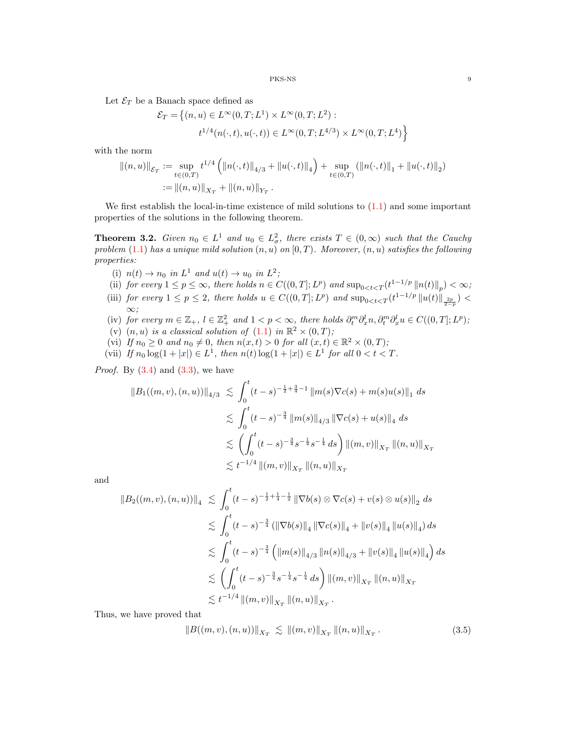Let $\mathcal{E}_T$ be a Banach space defined as

$$
\begin{aligned}
\mathcal{E}_T = \big\{ (n,u) \in L^\infty(0,T;L^1) \times L^\infty(0,T;L^2) : \\
t^{1/4}(n(\cdot,t), u(\cdot,t)) \in L^\infty(0,T;L^{4/3}) \times L^\infty(0,T;L^4) \big\}
\end{aligned}
$$

with the norm

$$
\begin{aligned}
\|(n,u)\|_{\mathcal{E}_T} &:= \sup_{t\in(0,T)} t^{1/4} \left( \|n(\cdot,t)\|_{4/3} + \|u(\cdot,t)\|_4 \right) + \sup_{t\in(0,T)} \left( \|n(\cdot,t)\|_1 + \|u(\cdot,t)\|_2 \right) \\
&:= \|(n,u)\|_{X_T} + \|(n,u)\|_{Y_T}.
\end{aligned}
$$

We first establish the local-in-time existence of mild solutions to (1.1) and some important properties of the solutions in the following theorem.

**Theorem 3.2.** *Given $n_0 \in L^1$ and $u_0 \in L^2_\sigma$, there exists $T \in (0,\infty)$ such that the Cauchy problem (1.1) has a unique mild solution $(n,u)$ on $[0,T)$. Moreover, $(n,u)$ satisfies the following properties:*

- (i) *$n(t) \to n_0$ in $L^1$ and $u(t) \to u_0$ in $L^2$;*
- (ii) *for every $1 \le p \le \infty$, there holds $n \in C((0,T];L^p)$ and $\sup_{0<t<T}(t^{1-1/p}\|n(t)\|_p) < \infty$;*
- (iii) *for every $1 \le p \le 2$, there holds $u \in C((0,T];L^p)$ and $\sup_{0<t<T}(t^{1-1/p}\|u(t)\|_{\frac{2p}{2-p}}) < \infty$;*
- (iv) *for every $m \in \mathbb{Z}_+$, $l \in \mathbb{Z}_+^2$ and $1 < p < \infty$, there holds $\partial_t^m \partial_x^l n, \partial_t^m \partial_x^l u \in C((0,T];L^p)$;*
- (v) *$(n,u)$ is a classical solution of (1.1) in $\mathbb{R}^2 \times (0,T)$;*
- (vi) *If $n_0 \ge 0$ and $n_0 \ne 0$, then $n(x,t) > 0$ for all $(x,t) \in \mathbb{R}^2 \times (0,T)$;*
- (vii) *If $n_0 \log(1+|x|) \in L^1$, then $n(t)\log(1+|x|) \in L^1$ for all $0 < t < T$.*

*Proof.* By (3.4) and (3.3), we have

$$
\begin{aligned}
\|B_1((m,v),(n,u))\|_{4/3} &\lesssim \int_0^t (t-s)^{-\frac{1}{2}+\frac{3}{4}-1} \|m(s)\nabla c(s) + m(s)u(s)\|_1 \, ds \\
&\lesssim \int_0^t (t-s)^{-\frac{3}{4}} \|m(s)\|_{4/3} \|\nabla c(s) + u(s)\|_4 \, ds \\
&\lesssim \left( \int_0^t (t-s)^{-\frac{3}{4}} s^{-\frac{1}{4}} s^{-\frac{1}{4}} \, ds \right) \|(m,v)\|_{X_T} \|(n,u)\|_{X_T} \\
&\lesssim t^{-1/4} \|(m,v)\|_{X_T} \|(n,u)\|_{X_T}
\end{aligned}
$$

and

$$
\begin{aligned}
\|B_2((m,v),(n,u))\|_4 &\lesssim \int_0^t (t-s)^{-\frac{1}{2}+\frac{1}{4}-\frac{1}{2}} \|\nabla b(s) \otimes \nabla c(s) + v(s) \otimes u(s)\|_2 \, ds \\
&\lesssim \int_0^t (t-s)^{-\frac{3}{4}} \left( \|\nabla b(s)\|_4 \|\nabla c(s)\|_4 + \|v(s)\|_4 \|u(s)\|_4 \right) ds \\
&\lesssim \int_0^t (t-s)^{-\frac{3}{4}} \left( \|m(s)\|_{4/3} \|n(s)\|_{4/3} + \|v(s)\|_4 \|u(s)\|_4 \right) ds \\
&\lesssim \left( \int_0^t (t-s)^{-\frac{3}{4}} s^{-\frac{1}{4}} s^{-\frac{1}{4}} \, ds \right) \|(m,v)\|_{X_T} \|(n,u)\|_{X_T} \\
&\lesssim t^{-1/4} \|(m,v)\|_{X_T} \|(n,u)\|_{X_T}.
\end{aligned}
$$

Thus, we have proved that

$$
\|B((m,v),(n,u))\|_{X_T} \lesssim \|(m,v)\|_{X_T} \|(n,u)\|_{X_T}. \tag{3.5}
$$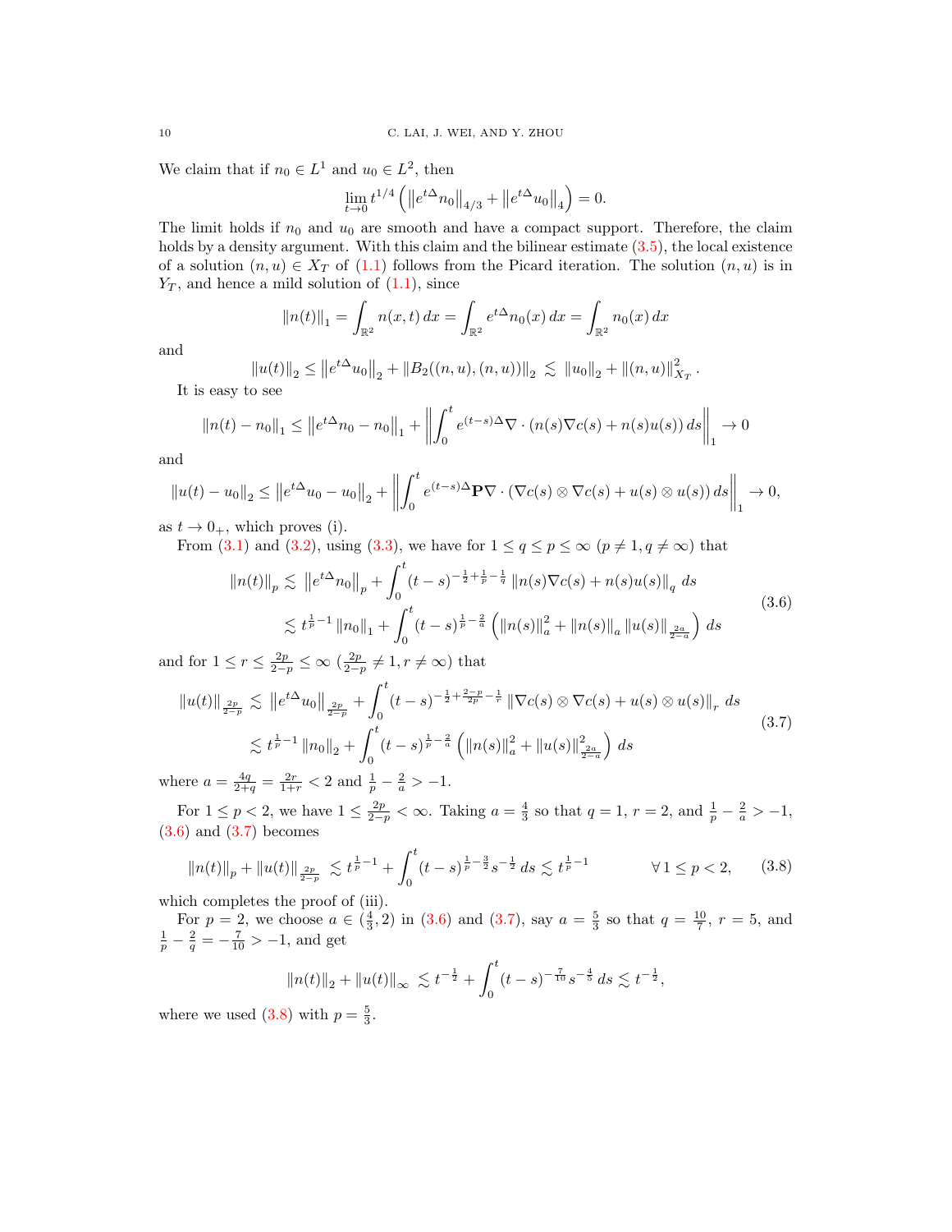We claim that if $n_0 \in L^1$ and $u_0 \in L^2$, then

$$\lim_{t\to 0} t^{1/4}\left(\left\|e^{t\Delta}n_0\right\|_{4/3} + \left\|e^{t\Delta}u_0\right\|_4\right) = 0.$$

The limit holds if $n_0$ and $u_0$ are smooth and have a compact support. Therefore, the claim holds by a density argument. With this claim and the bilinear estimate (3.5), the local existence of a solution $(n,u) \in X_T$ of (1.1) follows from the Picard iteration. The solution $(n,u)$ is in $Y_T$, and hence a mild solution of (1.1), since

$$\|n(t)\|_1 = \int_{\mathbb{R}^2} n(x,t)\,dx = \int_{\mathbb{R}^2} e^{t\Delta}n_0(x)\,dx = \int_{\mathbb{R}^2} n_0(x)\,dx$$

and

$$\|u(t)\|_2 \le \left\|e^{t\Delta}u_0\right\|_2 + \|B_2((n,u),(n,u))\|_2 \lesssim \|u_0\|_2 + \|(n,u)\|_{X_T}^2.$$

It is easy to see

$$\|n(t)-n_0\|_1 \le \left\|e^{t\Delta}n_0 - n_0\right\|_1 + \left\|\int_0^t e^{(t-s)\Delta}\nabla\cdot(n(s)\nabla c(s) + n(s)u(s))\,ds\right\|_1 \to 0$$

and

$$\|u(t)-u_0\|_2 \le \left\|e^{t\Delta}u_0 - u_0\right\|_2 + \left\|\int_0^t e^{(t-s)\Delta}\mathbf{P}\nabla\cdot(\nabla c(s)\otimes\nabla c(s) + u(s)\otimes u(s))\,ds\right\|_1 \to 0,$$

as $t \to 0_+$, which proves (i).

From (3.1) and (3.2), using (3.3), we have for $1 \le q \le p \le \infty$ ($p \ne 1, q \ne \infty$) that

$$\begin{aligned}\|n(t)\|_p &\lesssim \left\|e^{t\Delta}n_0\right\|_p + \int_0^t (t-s)^{-\frac12+\frac1p-\frac1q}\|n(s)\nabla c(s) + n(s)u(s)\|_q\,ds \\ &\lesssim t^{\frac1p-1}\|n_0\|_1 + \int_0^t (t-s)^{\frac1p-\frac2a}\left(\|n(s)\|_a^2 + \|n(s)\|_a\|u(s)\|_{\frac{2a}{2-a}}\right)ds\end{aligned} \tag{3.6}$$

and for $1 \le r \le \frac{2p}{2-p} \le \infty$ ($\frac{2p}{2-p} \ne 1, r \ne \infty$) that

$$\begin{aligned}\|u(t)\|_{\frac{2p}{2-p}} &\lesssim \left\|e^{t\Delta}u_0\right\|_{\frac{2p}{2-p}} + \int_0^t (t-s)^{-\frac12+\frac{2-p}{2p}-\frac1r}\|\nabla c(s)\otimes\nabla c(s) + u(s)\otimes u(s)\|_r\,ds \\ &\lesssim t^{\frac1p-1}\|n_0\|_2 + \int_0^t (t-s)^{\frac1p-\frac2a}\left(\|n(s)\|_a^2 + \|u(s)\|_{\frac{2a}{2-a}}^2\right)ds\end{aligned} \tag{3.7}$$

where $a = \frac{4q}{2+q} = \frac{2r}{1+r} < 2$ and $\frac1p - \frac2a > -1$.

For $1 \le p < 2$, we have $1 \le \frac{2p}{2-p} < \infty$. Taking $a = \frac43$ so that $q = 1$, $r = 2$, and $\frac1p - \frac2a > -1$, (3.6) and (3.7) becomes

$$\|n(t)\|_p + \|u(t)\|_{\frac{2p}{2-p}} \lesssim t^{\frac1p-1} + \int_0^t (t-s)^{\frac1p-\frac32}s^{-\frac12}\,ds \lesssim t^{\frac1p-1} \qquad \forall\, 1 \le p < 2, \tag{3.8}$$

which completes the proof of (iii).

For $p = 2$, we choose $a \in (\frac43, 2)$ in (3.6) and (3.7), say $a = \frac53$ so that $q = \frac{10}{7}$, $r = 5$, and $\frac1p - \frac2q = -\frac{7}{10} > -1$, and get

$$\|n(t)\|_2 + \|u(t)\|_\infty \lesssim t^{-\frac12} + \int_0^t (t-s)^{-\frac{7}{10}}s^{-\frac45}\,ds \lesssim t^{-\frac12},$$

where we used (3.8) with $p = \frac53$.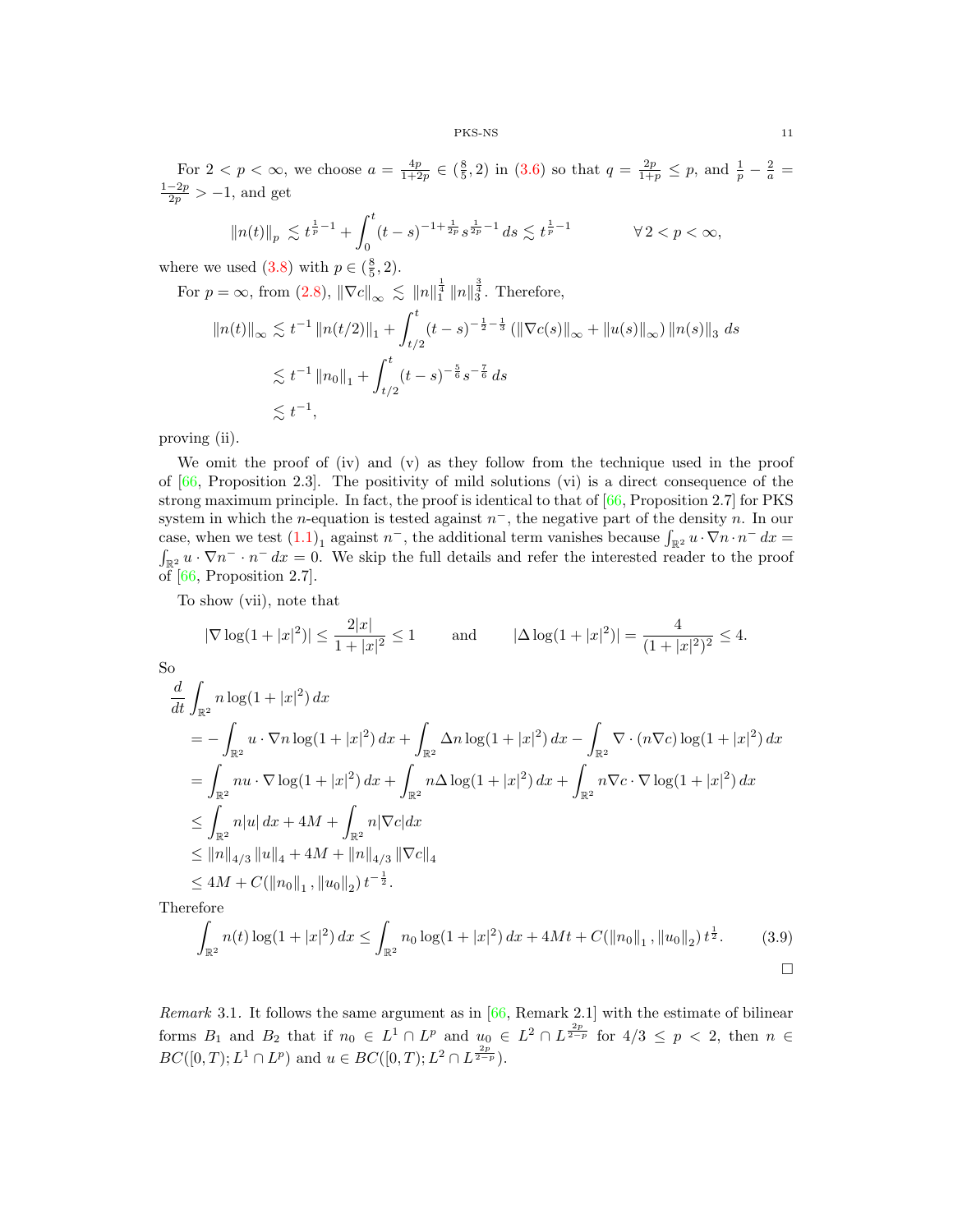For $2 < p < \infty$, we choose $a = \frac{4p}{1+2p} \in (\frac{8}{5}, 2)$ in (3.6) so that $q = \frac{2p}{1+p} \leq p$, and $\frac{1}{p} - \frac{2}{a} = \frac{1-2p}{2p} > -1$, and get

$$\|n(t)\|_p \lesssim t^{\frac{1}{p}-1} + \int_0^t (t-s)^{-1+\frac{1}{2p}} s^{\frac{1}{2p}-1}\, ds \lesssim t^{\frac{1}{p}-1} \qquad \forall\, 2 < p < \infty,$$

where we used (3.8) with $p \in (\frac{8}{5}, 2)$.

For $p = \infty$, from (2.8), $\|\nabla c\|_\infty \lesssim \|n\|_1^{\frac{1}{4}} \|n\|_3^{\frac{3}{4}}$. Therefore,

$$\begin{aligned}
\|n(t)\|_\infty &\lesssim t^{-1} \|n(t/2)\|_1 + \int_{t/2}^t (t-s)^{-\frac{1}{2}-\frac{1}{3}} \left(\|\nabla c(s)\|_\infty + \|u(s)\|_\infty\right) \|n(s)\|_3 \, ds \\
&\lesssim t^{-1} \|n_0\|_1 + \int_{t/2}^t (t-s)^{-\frac{5}{6}} s^{-\frac{7}{6}}\, ds \\
&\lesssim t^{-1},
\end{aligned}$$

proving (ii).

We omit the proof of (iv) and (v) as they follow from the technique used in the proof of [66, Proposition 2.3]. The positivity of mild solutions (vi) is a direct consequence of the strong maximum principle. In fact, the proof is identical to that of [66, Proposition 2.7] for PKS system in which the $n$-equation is tested against $n^-$, the negative part of the density $n$. In our case, when we test $(1.1)_1$ against $n^-$, the additional term vanishes because $\int_{\mathbb{R}^2} u \cdot \nabla n \cdot n^- \, dx = \int_{\mathbb{R}^2} u \cdot \nabla n^- \cdot n^- \, dx = 0$. We skip the full details and refer the interested reader to the proof of [66, Proposition 2.7].

To show (vii), note that

$$|\nabla \log(1+|x|^2)| \leq \frac{2|x|}{1+|x|^2} \leq 1 \qquad \text{and} \qquad |\Delta \log(1+|x|^2)| = \frac{4}{(1+|x|^2)^2} \leq 4.$$

So

$$\begin{aligned}
&\frac{d}{dt} \int_{\mathbb{R}^2} n \log(1+|x|^2)\, dx \\
&\quad = -\int_{\mathbb{R}^2} u \cdot \nabla n \log(1+|x|^2)\, dx + \int_{\mathbb{R}^2} \Delta n \log(1+|x|^2)\, dx - \int_{\mathbb{R}^2} \nabla \cdot (n \nabla c) \log(1+|x|^2)\, dx \\
&\quad = \int_{\mathbb{R}^2} n u \cdot \nabla \log(1+|x|^2)\, dx + \int_{\mathbb{R}^2} n \Delta \log(1+|x|^2)\, dx + \int_{\mathbb{R}^2} n \nabla c \cdot \nabla \log(1+|x|^2)\, dx \\
&\quad \leq \int_{\mathbb{R}^2} n|u|\, dx + 4M + \int_{\mathbb{R}^2} n |\nabla c| dx \\
&\quad \leq \|n\|_{4/3} \|u\|_4 + 4M + \|n\|_{4/3} \|\nabla c\|_4 \\
&\quad \leq 4M + C(\|n_0\|_1, \|u_0\|_2)\, t^{-\frac{1}{2}}.
\end{aligned}$$

Therefore

$$\int_{\mathbb{R}^2} n(t) \log(1+|x|^2)\, dx \leq \int_{\mathbb{R}^2} n_0 \log(1+|x|^2)\, dx + 4Mt + C(\|n_0\|_1, \|u_0\|_2)\, t^{\frac{1}{2}}. \tag{3.9}$$

□

*Remark* 3.1. It follows the same argument as in [66, Remark 2.1] with the estimate of bilinear forms $B_1$ and $B_2$ that if $n_0 \in L^1 \cap L^p$ and $u_0 \in L^2 \cap L^{\frac{2p}{2-p}}$ for $4/3 \leq p < 2$, then $n \in BC([0,T); L^1 \cap L^p)$ and $u \in BC([0,T); L^2 \cap L^{\frac{2p}{2-p}})$.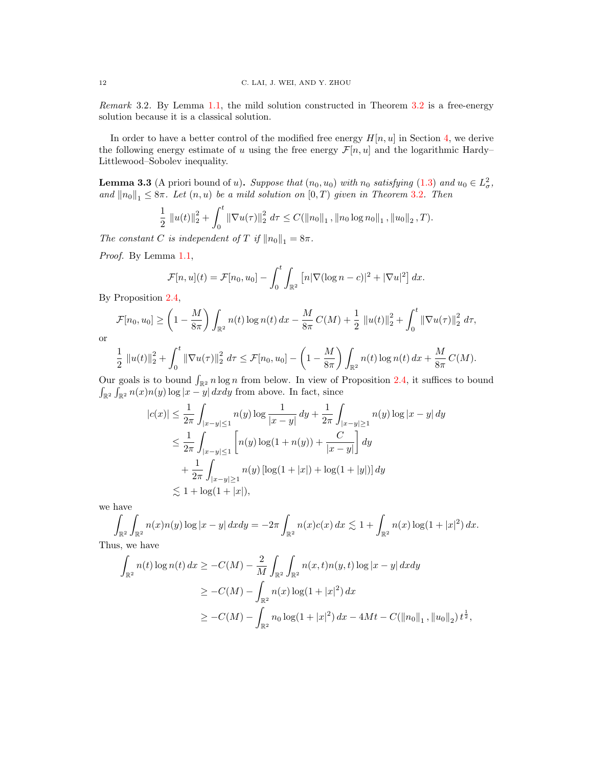*Remark* 3.2. By Lemma 1.1, the mild solution constructed in Theorem 3.2 is a free-energy solution because it is a classical solution.

In order to have a better control of the modified free energy $H[n,u]$ in Section 4, we derive the following energy estimate of $u$ using the free energy $\mathcal{F}[n,u]$ and the logarithmic Hardy–Littlewood–Sobolev inequality.

**Lemma 3.3** (A priori bound of $u$)**.** *Suppose that $(n_0, u_0)$ with $n_0$ satisfying (1.3) and $u_0 \in L^2_\sigma$, and $\|n_0\|_1 \leq 8\pi$. Let $(n,u)$ be a mild solution on $[0,T)$ given in Theorem 3.2. Then*

$$\frac{1}{2}\,\|u(t)\|_2^2 + \int_0^t \|\nabla u(\tau)\|_2^2 \, d\tau \leq C(\|n_0\|_1, \|n_0 \log n_0\|_1, \|u_0\|_2, T).$$

*The constant $C$ is independent of $T$ if $\|n_0\|_1 = 8\pi$.*

*Proof.* By Lemma 1.1,

$$\mathcal{F}[n,u](t) = \mathcal{F}[n_0,u_0] - \int_0^t \int_{\mathbb{R}^2} \left[ n|\nabla(\log n - c)|^2 + |\nabla u|^2 \right] dx.$$

By Proposition 2.4,

$$\mathcal{F}[n_0,u_0] \geq \left(1 - \frac{M}{8\pi}\right) \int_{\mathbb{R}^2} n(t)\log n(t)\,dx - \frac{M}{8\pi}\,C(M) + \frac{1}{2}\,\|u(t)\|_2^2 + \int_0^t \|\nabla u(\tau)\|_2^2 \, d\tau,$$

or

$$\frac{1}{2}\,\|u(t)\|_2^2 + \int_0^t \|\nabla u(\tau)\|_2^2 \, d\tau \leq \mathcal{F}[n_0,u_0] - \left(1 - \frac{M}{8\pi}\right) \int_{\mathbb{R}^2} n(t)\log n(t)\,dx + \frac{M}{8\pi}\,C(M).$$

Our goals is to bound $\int_{\mathbb{R}^2} n \log n$ from below. In view of Proposition 2.4, it suffices to bound $\int_{\mathbb{R}^2}\int_{\mathbb{R}^2} n(x)n(y)\log|x-y|\,dxdy$ from above. In fact, since

$$\begin{aligned}
|c(x)| &\leq \frac{1}{2\pi}\int_{|x-y|\leq 1} n(y)\log\frac{1}{|x-y|}\,dy + \frac{1}{2\pi}\int_{|x-y|\geq 1} n(y)\log|x-y|\,dy \\
&\leq \frac{1}{2\pi}\int_{|x-y|\leq 1} \left[ n(y)\log(1+n(y)) + \frac{C}{|x-y|} \right] dy \\
&\quad + \frac{1}{2\pi}\int_{|x-y|\geq 1} n(y)\left[\log(1+|x|) + \log(1+|y|)\right] dy \\
&\lesssim 1 + \log(1+|x|),
\end{aligned}$$

we have

$$\int_{\mathbb{R}^2}\int_{\mathbb{R}^2} n(x)n(y)\log|x-y|\,dxdy = -2\pi \int_{\mathbb{R}^2} n(x)c(x)\,dx \lesssim 1 + \int_{\mathbb{R}^2} n(x)\log(1+|x|^2)\,dx.$$

Thus, we have

$$\begin{aligned}
\int_{\mathbb{R}^2} n(t)\log n(t)\,dx &\geq -C(M) - \frac{2}{M}\int_{\mathbb{R}^2}\int_{\mathbb{R}^2} n(x,t)n(y,t)\log|x-y|\,dxdy \\
&\geq -C(M) - \int_{\mathbb{R}^2} n(x)\log(1+|x|^2)\,dx \\
&\geq -C(M) - \int_{\mathbb{R}^2} n_0\log(1+|x|^2)\,dx - 4Mt - C(\|n_0\|_1, \|u_0\|_2)\,t^{\frac{1}{2}},
\end{aligned}$$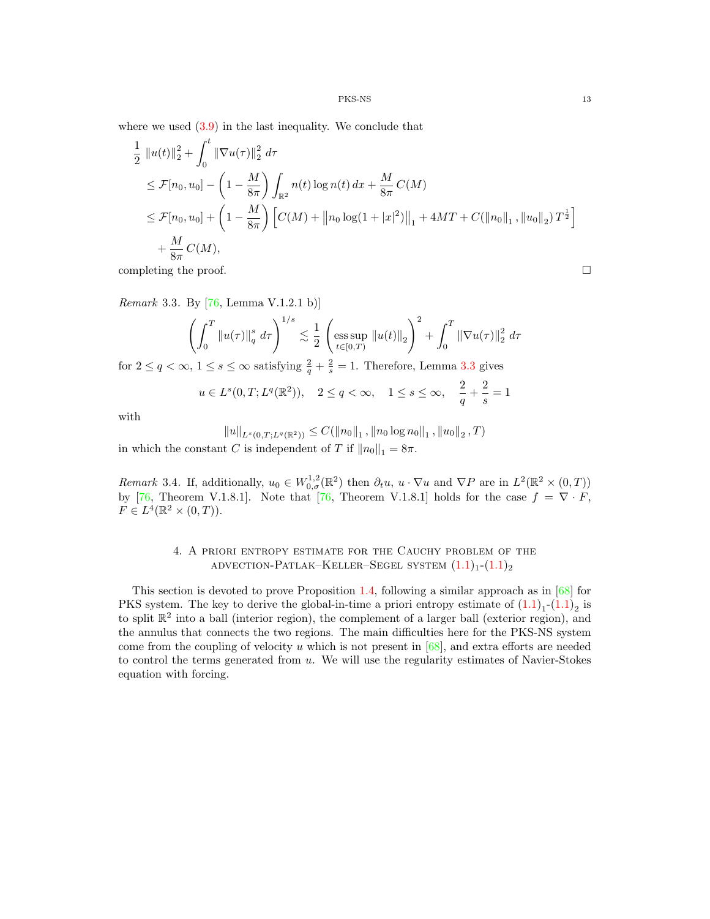where we used (3.9) in the last inequality. We conclude that

$$
\begin{aligned}
&\frac{1}{2}\left\|u(t)\right\|_2^2 + \int_0^t \left\|\nabla u(\tau)\right\|_2^2 \, d\tau \\
&\quad \leq \mathcal{F}[n_0, u_0] - \left(1 - \frac{M}{8\pi}\right) \int_{\mathbb{R}^2} n(t) \log n(t) \, dx + \frac{M}{8\pi} C(M) \\
&\quad \leq \mathcal{F}[n_0, u_0] + \left(1 - \frac{M}{8\pi}\right) \left[C(M) + \left\|n_0 \log(1 + |x|^2)\right\|_1 + 4MT + C(\left\|n_0\right\|_1, \left\|u_0\right\|_2)\, T^{\frac{1}{2}}\right] \\
&\qquad + \frac{M}{8\pi} C(M),
\end{aligned}
$$

completing the proof. □

*Remark* 3.3. By [76, Lemma V.1.2.1 b)]

$$
\left(\int_0^T \left\|u(\tau)\right\|_q^s \, d\tau\right)^{1/s} \lesssim \frac{1}{2}\left(\operatorname*{ess\,sup}_{t \in [0,T)} \left\|u(t)\right\|_2\right)^2 + \int_0^T \left\|\nabla u(\tau)\right\|_2^2 \, d\tau
$$

for $2 \leq q < \infty$, $1 \leq s \leq \infty$ satisfying $\frac{2}{q} + \frac{2}{s} = 1$. Therefore, Lemma 3.3 gives

$$
u \in L^s(0, T; L^q(\mathbb{R}^2)), \quad 2 \leq q < \infty, \quad 1 \leq s \leq \infty, \quad \frac{2}{q} + \frac{2}{s} = 1
$$

with

$$
\left\|u\right\|_{L^s(0,T;L^q(\mathbb{R}^2))} \leq C(\left\|n_0\right\|_1, \left\|n_0 \log n_0\right\|_1, \left\|u_0\right\|_2, T)
$$

in which the constant $C$ is independent of $T$ if $\left\|n_0\right\|_1 = 8\pi$.

*Remark* 3.4. If, additionally, $u_0 \in W^{1,2}_{0,\sigma}(\mathbb{R}^2)$ then $\partial_t u$, $u \cdot \nabla u$ and $\nabla P$ are in $L^2(\mathbb{R}^2 \times (0, T))$ by [76, Theorem V.1.8.1]. Note that [76, Theorem V.1.8.1] holds for the case $f = \nabla \cdot F$, $F \in L^4(\mathbb{R}^2 \times (0, T))$.

## 4. A priori entropy estimate for the Cauchy problem of the advection-Patlak–Keller–Segel system $(1.1)_1$-$(1.1)_2$

This section is devoted to prove Proposition 1.4, following a similar approach as in [68] for PKS system. The key to derive the global-in-time a priori entropy estimate of $(1.1)_1$-$(1.1)_2$ is to split $\mathbb{R}^2$ into a ball (interior region), the complement of a larger ball (exterior region), and the annulus that connects the two regions. The main difficulties here for the PKS-NS system come from the coupling of velocity $u$ which is not present in [68], and extra efforts are needed to control the terms generated from $u$. We will use the regularity estimates of Navier-Stokes equation with forcing.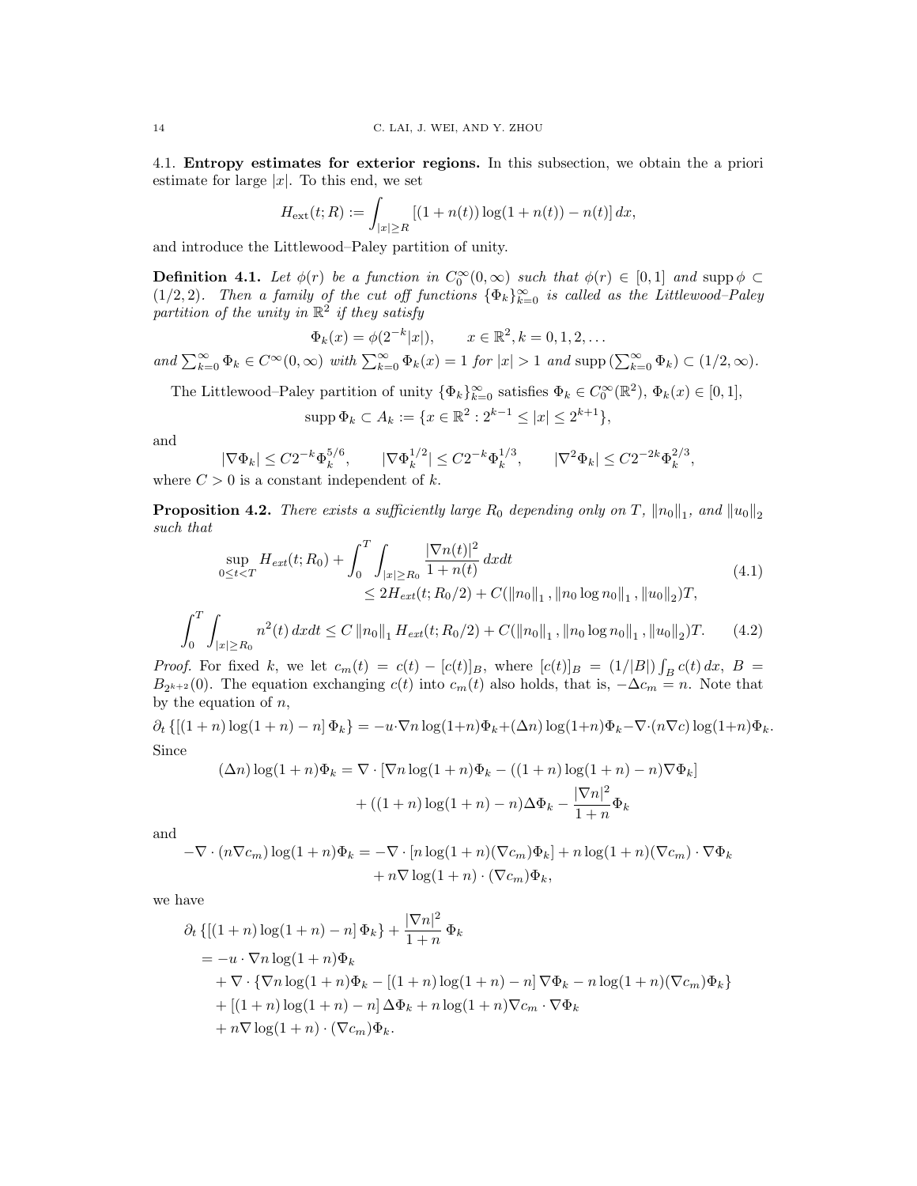4.1. **Entropy estimates for exterior regions.** In this subsection, we obtain the a priori estimate for large $|x|$. To this end, we set

$$H_{\rm ext}(t;R) := \int_{|x|\geq R} \left[(1+n(t))\log(1+n(t)) - n(t)\right] dx,$$

and introduce the Littlewood–Paley partition of unity.

**Definition 4.1.** *Let $\phi(r)$ be a function in $C_0^\infty(0,\infty)$ such that $\phi(r)\in[0,1]$ and $\operatorname{supp}\phi\subset(1/2,2)$. Then a family of the cut off functions $\{\Phi_k\}_{k=0}^\infty$ is called as the Littlewood–Paley partition of the unity in $\mathbb{R}^2$ if they satisfy*

$$\Phi_k(x) = \phi(2^{-k}|x|), \qquad x\in\mathbb{R}^2, k=0,1,2,\dots$$

*and $\sum_{k=0}^\infty \Phi_k \in C^\infty(0,\infty)$ with $\sum_{k=0}^\infty \Phi_k(x) = 1$ for $|x|>1$ and $\operatorname{supp}\left(\sum_{k=0}^\infty \Phi_k\right)\subset(1/2,\infty)$.*

The Littlewood–Paley partition of unity $\{\Phi_k\}_{k=0}^\infty$ satisfies $\Phi_k\in C_0^\infty(\mathbb{R}^2)$, $\Phi_k(x)\in[0,1]$,

$$\operatorname{supp}\Phi_k \subset A_k := \{x\in\mathbb{R}^2 : 2^{k-1}\leq |x|\leq 2^{k+1}\},$$

and

$$|\nabla\Phi_k|\leq C2^{-k}\Phi_k^{5/6}, \qquad |\nabla\Phi_k^{1/2}|\leq C2^{-k}\Phi_k^{1/3}, \qquad |\nabla^2\Phi_k|\leq C2^{-2k}\Phi_k^{2/3},$$

where $C>0$ is a constant independent of $k$.

**Proposition 4.2.** *There exists a sufficiently large $R_0$ depending only on $T$, $\|n_0\|_1$, and $\|u_0\|_2$ such that*

$$\begin{aligned}\sup_{0\leq t<T} H_{ext}(t;R_0) + \int_0^T\int_{|x|\geq R_0}\frac{|\nabla n(t)|^2}{1+n(t)}\,dxdt \\ \leq 2H_{ext}(t;R_0/2) + C(\|n_0\|_1, \|n_0\log n_0\|_1, \|u_0\|_2)T,\end{aligned} \tag{4.1}$$

$$\int_0^T\int_{|x|\geq R_0} n^2(t)\,dxdt \leq C\|n_0\|_1 H_{ext}(t;R_0/2) + C(\|n_0\|_1, \|n_0\log n_0\|_1, \|u_0\|_2)T. \tag{4.2}$$

*Proof.* For fixed $k$, we let $c_m(t) = c(t) - [c(t)]_B$, where $[c(t)]_B = (1/|B|)\int_B c(t)\,dx$, $B = B_{2^{k+2}}(0)$. The equation exchanging $c(t)$ into $c_m(t)$ also holds, that is, $-\Delta c_m = n$. Note that by the equation of $n$,

$$\partial_t\left\{[(1+n)\log(1+n)-n]\,\Phi_k\right\} = -u\cdot\nabla n\log(1+n)\Phi_k + (\Delta n)\log(1+n)\Phi_k - \nabla\cdot(n\nabla c)\log(1+n)\Phi_k.$$

Since

$$\begin{aligned}(\Delta n)\log(1+n)\Phi_k &= \nabla\cdot\left[\nabla n\log(1+n)\Phi_k - ((1+n)\log(1+n)-n)\nabla\Phi_k\right] \\ &\quad + ((1+n)\log(1+n)-n)\Delta\Phi_k - \frac{|\nabla n|^2}{1+n}\Phi_k\end{aligned}$$

and

$$\begin{aligned}-\nabla\cdot(n\nabla c_m)\log(1+n)\Phi_k &= -\nabla\cdot\left[n\log(1+n)(\nabla c_m)\Phi_k\right] + n\log(1+n)(\nabla c_m)\cdot\nabla\Phi_k \\ &\quad + n\nabla\log(1+n)\cdot(\nabla c_m)\Phi_k,\end{aligned}$$

we have

$$\begin{aligned}&\partial_t\left\{[(1+n)\log(1+n)-n]\,\Phi_k\right\} + \frac{|\nabla n|^2}{1+n}\,\Phi_k \\ &\quad = -u\cdot\nabla n\log(1+n)\Phi_k \\ &\qquad + \nabla\cdot\left\{\nabla n\log(1+n)\Phi_k - [(1+n)\log(1+n)-n]\,\nabla\Phi_k - n\log(1+n)(\nabla c_m)\Phi_k\right\} \\ &\qquad + [(1+n)\log(1+n)-n]\,\Delta\Phi_k + n\log(1+n)\nabla c_m\cdot\nabla\Phi_k \\ &\qquad + n\nabla\log(1+n)\cdot(\nabla c_m)\Phi_k.\end{aligned}$$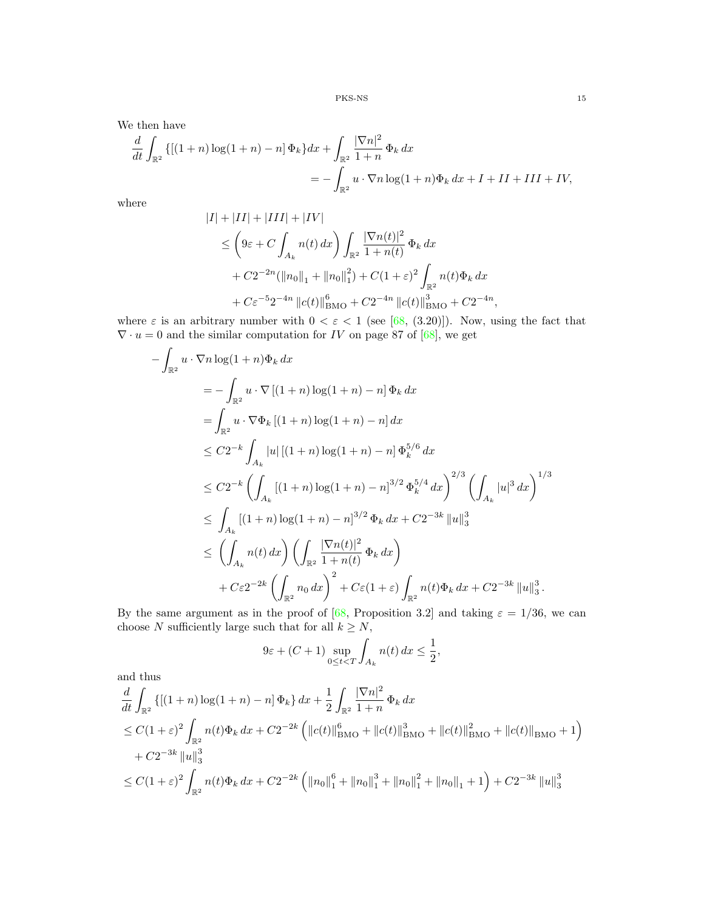We then have

$$
\frac{d}{dt} \int_{\mathbb{R}^2} \{[(1+n)\log(1+n) - n]\,\Phi_k\} dx + \int_{\mathbb{R}^2} \frac{|\nabla n|^2}{1+n}\,\Phi_k\,dx
$$
$$
= -\int_{\mathbb{R}^2} u \cdot \nabla n \log(1+n) \Phi_k\,dx + I + II + III + IV,
$$

where

$$
\begin{aligned}
&|I| + |II| + |III| + |IV| \\
&\leq \left(9\varepsilon + C\int_{A_k} n(t)\,dx\right) \int_{\mathbb{R}^2} \frac{|\nabla n(t)|^2}{1+n(t)}\,\Phi_k\,dx \\
&\quad + C2^{-2n}(\|n_0\|_1 + \|n_0\|_1^2) + C(1+\varepsilon)^2 \int_{\mathbb{R}^2} n(t)\Phi_k\,dx \\
&\quad + C\varepsilon^{-5}2^{-4n}\,\|c(t)\|_{\mathrm{BMO}}^6 + C2^{-4n}\,\|c(t)\|_{\mathrm{BMO}}^3 + C2^{-4n},
\end{aligned}
$$

where $\varepsilon$ is an arbitrary number with $0 < \varepsilon < 1$ (see [68, (3.20)]). Now, using the fact that $\nabla \cdot u = 0$ and the similar computation for $IV$ on page 87 of [68], we get

$$
\begin{aligned}
&-\int_{\mathbb{R}^2} u \cdot \nabla n \log(1+n) \Phi_k\,dx \\
&= -\int_{\mathbb{R}^2} u \cdot \nabla\,[(1+n)\log(1+n) - n]\,\Phi_k\,dx \\
&= \int_{\mathbb{R}^2} u \cdot \nabla \Phi_k\,[(1+n)\log(1+n) - n]\,dx \\
&\leq C2^{-k} \int_{A_k} |u|\,[(1+n)\log(1+n) - n]\,\Phi_k^{5/6}\,dx \\
&\leq C2^{-k} \left(\int_{A_k} [(1+n)\log(1+n) - n]^{3/2}\,\Phi_k^{5/4}\,dx\right)^{2/3} \left(\int_{A_k} |u|^3\,dx\right)^{1/3} \\
&\leq \int_{A_k} [(1+n)\log(1+n) - n]^{3/2}\,\Phi_k\,dx + C2^{-3k}\,\|u\|_3^3 \\
&\leq \left(\int_{A_k} n(t)\,dx\right)\left(\int_{\mathbb{R}^2} \frac{|\nabla n(t)|^2}{1+n(t)}\,\Phi_k\,dx\right) \\
&\quad + C\varepsilon 2^{-2k}\left(\int_{\mathbb{R}^2} n_0\,dx\right)^2 + C\varepsilon(1+\varepsilon)\int_{\mathbb{R}^2} n(t)\Phi_k\,dx + C2^{-3k}\,\|u\|_3^3.
\end{aligned}
$$

By the same argument as in the proof of [68, Proposition 3.2] and taking $\varepsilon = 1/36$, we can choose $N$ sufficiently large such that for all $k \geq N$,

$$
9\varepsilon + (C+1)\sup_{0 \leq t < T} \int_{A_k} n(t)\,dx \leq \frac{1}{2},
$$

and thus

$$
\begin{aligned}
&\frac{d}{dt} \int_{\mathbb{R}^2} \{[(1+n)\log(1+n) - n]\,\Phi_k\}\,dx + \frac{1}{2}\int_{\mathbb{R}^2} \frac{|\nabla n|^2}{1+n}\,\Phi_k\,dx \\
&\leq C(1+\varepsilon)^2 \int_{\mathbb{R}^2} n(t)\Phi_k\,dx + C2^{-2k}\left(\|c(t)\|_{\mathrm{BMO}}^6 + \|c(t)\|_{\mathrm{BMO}}^3 + \|c(t)\|_{\mathrm{BMO}}^2 + \|c(t)\|_{\mathrm{BMO}} + 1\right) \\
&\quad + C2^{-3k}\,\|u\|_3^3 \\
&\leq C(1+\varepsilon)^2 \int_{\mathbb{R}^2} n(t)\Phi_k\,dx + C2^{-2k}\left(\|n_0\|_1^6 + \|n_0\|_1^3 + \|n_0\|_1^2 + \|n_0\|_1 + 1\right) + C2^{-3k}\,\|u\|_3^3
\end{aligned}
$$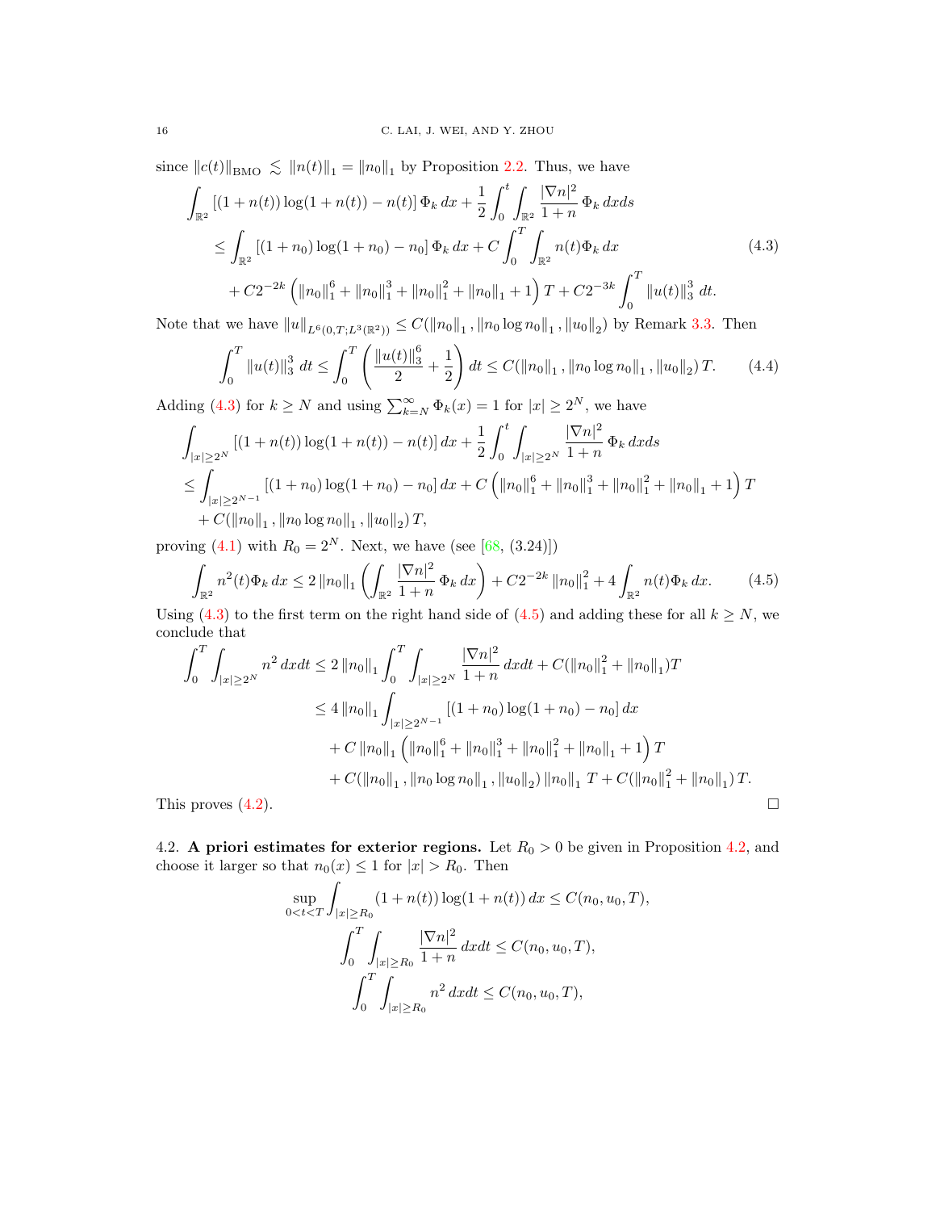since $\|c(t)\|_{\mathrm{BMO}} \lesssim \|n(t)\|_1 = \|n_0\|_1$ by Proposition 2.2. Thus, we have

$$
\begin{aligned}
&\int_{\mathbb{R}^2} \left[(1+n(t))\log(1+n(t)) - n(t)\right] \Phi_k \, dx + \frac{1}{2}\int_0^t \int_{\mathbb{R}^2} \frac{|\nabla n|^2}{1+n}\, \Phi_k \, dx ds \\
&\quad \le \int_{\mathbb{R}^2} \left[(1+n_0)\log(1+n_0) - n_0\right] \Phi_k \, dx + C\int_0^T \int_{\mathbb{R}^2} n(t)\Phi_k \, dx \qquad (4.3)\\
&\quad + C2^{-2k}\left(\|n_0\|_1^6 + \|n_0\|_1^3 + \|n_0\|_1^2 + \|n_0\|_1 + 1\right) T + C2^{-3k}\int_0^T \|u(t)\|_3^3 \, dt.
\end{aligned}
$$

Note that we have $\|u\|_{L^6(0,T;L^3(\mathbb{R}^2))} \le C(\|n_0\|_1, \|n_0 \log n_0\|_1, \|u_0\|_2)$ by Remark 3.3. Then

$$
\int_0^T \|u(t)\|_3^3 \, dt \le \int_0^T \left(\frac{\|u(t)\|_3^6}{2} + \frac{1}{2}\right) dt \le C(\|n_0\|_1, \|n_0 \log n_0\|_1, \|u_0\|_2)\, T. \qquad (4.4)
$$

Adding (4.3) for $k \ge N$ and using $\sum_{k=N}^\infty \Phi_k(x) = 1$ for $|x| \ge 2^N$, we have

$$
\begin{aligned}
&\int_{|x|\ge 2^N} \left[(1+n(t))\log(1+n(t)) - n(t)\right] dx + \frac{1}{2}\int_0^t \int_{|x|\ge 2^N} \frac{|\nabla n|^2}{1+n}\, \Phi_k \, dx ds \\
&\le \int_{|x|\ge 2^{N-1}} \left[(1+n_0)\log(1+n_0) - n_0\right] dx + C\left(\|n_0\|_1^6 + \|n_0\|_1^3 + \|n_0\|_1^2 + \|n_0\|_1 + 1\right) T \\
&\quad + C(\|n_0\|_1, \|n_0 \log n_0\|_1, \|u_0\|_2)\, T,
\end{aligned}
$$

proving (4.1) with $R_0 = 2^N$. Next, we have (see [68, (3.24)])

$$
\int_{\mathbb{R}^2} n^2(t)\Phi_k \, dx \le 2\|n_0\|_1 \left(\int_{\mathbb{R}^2} \frac{|\nabla n|^2}{1+n}\, \Phi_k \, dx\right) + C2^{-2k}\|n_0\|_1^2 + 4\int_{\mathbb{R}^2} n(t)\Phi_k \, dx. \qquad (4.5)
$$

Using (4.3) to the first term on the right hand side of (4.5) and adding these for all $k \ge N$, we conclude that

$$
\begin{aligned}
\int_0^T \int_{|x|\ge 2^N} n^2 \, dx dt &\le 2\|n_0\|_1 \int_0^T \int_{|x|\ge 2^N} \frac{|\nabla n|^2}{1+n}\, dx dt + C(\|n_0\|_1^2 + \|n_0\|_1) T \\
&\le 4\|n_0\|_1 \int_{|x|\ge 2^{N-1}} \left[(1+n_0)\log(1+n_0) - n_0\right] dx \\
&\quad + C\|n_0\|_1 \left(\|n_0\|_1^6 + \|n_0\|_1^3 + \|n_0\|_1^2 + \|n_0\|_1 + 1\right) T \\
&\quad + C(\|n_0\|_1, \|n_0 \log n_0\|_1, \|u_0\|_2)\, \|n_0\|_1 \, T + C(\|n_0\|_1^2 + \|n_0\|_1)\, T.
\end{aligned}
$$

This proves (4.2). $\square$

4.2. **A priori estimates for exterior regions.** Let $R_0 > 0$ be given in Proposition 4.2, and choose it larger so that $n_0(x) \le 1$ for $|x| > R_0$. Then

$$
\begin{aligned}
\sup_{0<t<T} \int_{|x|\ge R_0} (1+n(t))\log(1+n(t))\, dx &\le C(n_0, u_0, T), \\
\int_0^T \int_{|x|\ge R_0} \frac{|\nabla n|^2}{1+n}\, dx dt &\le C(n_0, u_0, T), \\
\int_0^T \int_{|x|\ge R_0} n^2 \, dx dt &\le C(n_0, u_0, T),
\end{aligned}
$$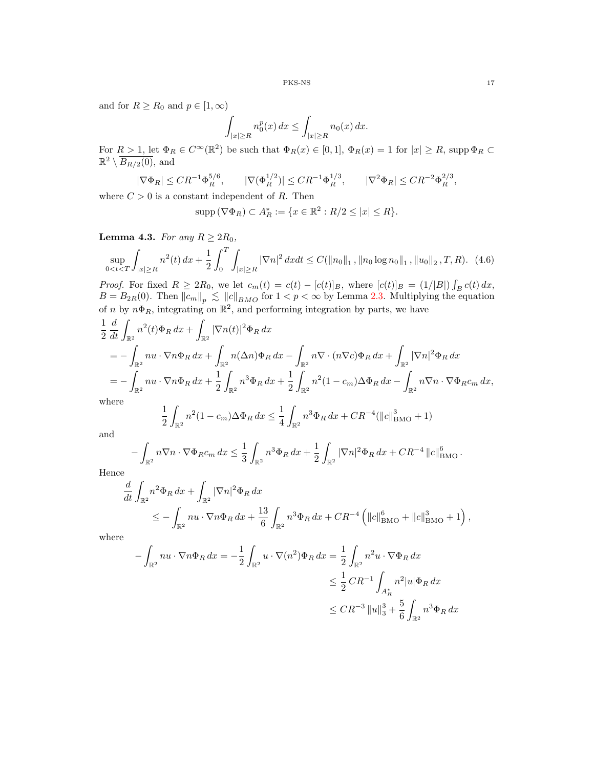and for $R \geq R_0$ and $p \in [1, \infty)$

$$\int_{|x| \geq R} n_0^p(x)\, dx \leq \int_{|x| \geq R} n_0(x)\, dx.$$

For $R > 1$, let $\Phi_R \in C^\infty(\mathbb{R}^2)$ be such that $\Phi_R(x) \in [0, 1]$, $\Phi_R(x) = 1$ for $|x| \geq R$, $\operatorname{supp} \Phi_R \subset \mathbb{R}^2 \setminus \overline{B_{R/2}(0)}$, and

$$|\nabla \Phi_R| \leq CR^{-1}\Phi_R^{5/6}, \qquad |\nabla(\Phi_R^{1/2})| \leq CR^{-1}\Phi_R^{1/3}, \qquad |\nabla^2 \Phi_R| \leq CR^{-2}\Phi_R^{2/3},$$

where $C > 0$ is a constant independent of $R$. Then

$$\operatorname{supp}(\nabla \Phi_R) \subset A_R^* := \{x \in \mathbb{R}^2 : R/2 \leq |x| \leq R\}.$$

**Lemma 4.3.** *For any $R \geq 2R_0$,*

$$\sup_{0<t<T} \int_{|x| \geq R} n^2(t)\, dx + \frac{1}{2}\int_0^T \int_{|x| \geq R} |\nabla n|^2\, dxdt \leq C(\|n_0\|_1, \|n_0 \log n_0\|_1, \|u_0\|_2, T, R). \quad (4.6)$$

*Proof.* For fixed $R \geq 2R_0$, we let $c_m(t) = c(t) - [c(t)]_B$, where $[c(t)]_B = (1/|B|)\int_B c(t)\, dx$, $B = B_{2R}(0)$. Then $\|c_m\|_p \lesssim \|c\|_{BMO}$ for $1 < p < \infty$ by Lemma 2.3. Multiplying the equation of $n$ by $n\Phi_R$, integrating on $\mathbb{R}^2$, and performing integration by parts, we have

$$\begin{aligned}
&\frac{1}{2}\frac{d}{dt}\int_{\mathbb{R}^2} n^2(t)\Phi_R\, dx + \int_{\mathbb{R}^2} |\nabla n(t)|^2 \Phi_R\, dx \\
&= -\int_{\mathbb{R}^2} nu \cdot \nabla n \Phi_R\, dx + \int_{\mathbb{R}^2} n(\Delta n)\Phi_R\, dx - \int_{\mathbb{R}^2} n\nabla \cdot (n\nabla c)\Phi_R\, dx + \int_{\mathbb{R}^2} |\nabla n|^2 \Phi_R\, dx \\
&= -\int_{\mathbb{R}^2} nu \cdot \nabla n \Phi_R\, dx + \frac{1}{2}\int_{\mathbb{R}^2} n^3 \Phi_R\, dx + \frac{1}{2}\int_{\mathbb{R}^2} n^2(1 - c_m)\Delta \Phi_R\, dx - \int_{\mathbb{R}^2} n\nabla n \cdot \nabla \Phi_R c_m\, dx,
\end{aligned}$$

where

$$\frac{1}{2}\int_{\mathbb{R}^2} n^2(1 - c_m)\Delta \Phi_R\, dx \leq \frac{1}{4}\int_{\mathbb{R}^2} n^3 \Phi_R\, dx + CR^{-4}(\|c\|_{\mathrm{BMO}}^3 + 1)$$

and

$$-\int_{\mathbb{R}^2} n\nabla n \cdot \nabla \Phi_R c_m\, dx \leq \frac{1}{3}\int_{\mathbb{R}^2} n^3 \Phi_R\, dx + \frac{1}{2}\int_{\mathbb{R}^2} |\nabla n|^2 \Phi_R\, dx + CR^{-4}\|c\|_{\mathrm{BMO}}^6.$$

Hence

$$\begin{aligned}
&\frac{d}{dt}\int_{\mathbb{R}^2} n^2 \Phi_R\, dx + \int_{\mathbb{R}^2} |\nabla n|^2 \Phi_R\, dx \\
&\qquad \leq -\int_{\mathbb{R}^2} nu \cdot \nabla n \Phi_R\, dx + \frac{13}{6}\int_{\mathbb{R}^2} n^3 \Phi_R\, dx + CR^{-4}\left(\|c\|_{\mathrm{BMO}}^6 + \|c\|_{\mathrm{BMO}}^3 + 1\right),
\end{aligned}$$

where

$$\begin{aligned}
-\int_{\mathbb{R}^2} nu \cdot \nabla n \Phi_R\, dx = -\frac{1}{2}\int_{\mathbb{R}^2} u \cdot \nabla(n^2)\Phi_R\, dx &= \frac{1}{2}\int_{\mathbb{R}^2} n^2 u \cdot \nabla \Phi_R\, dx \\
&\leq \frac{1}{2}CR^{-1}\int_{A_R^*} n^2 |u| \Phi_R\, dx \\
&\leq CR^{-3}\|u\|_3^3 + \frac{5}{6}\int_{\mathbb{R}^2} n^3 \Phi_R\, dx
\end{aligned}$$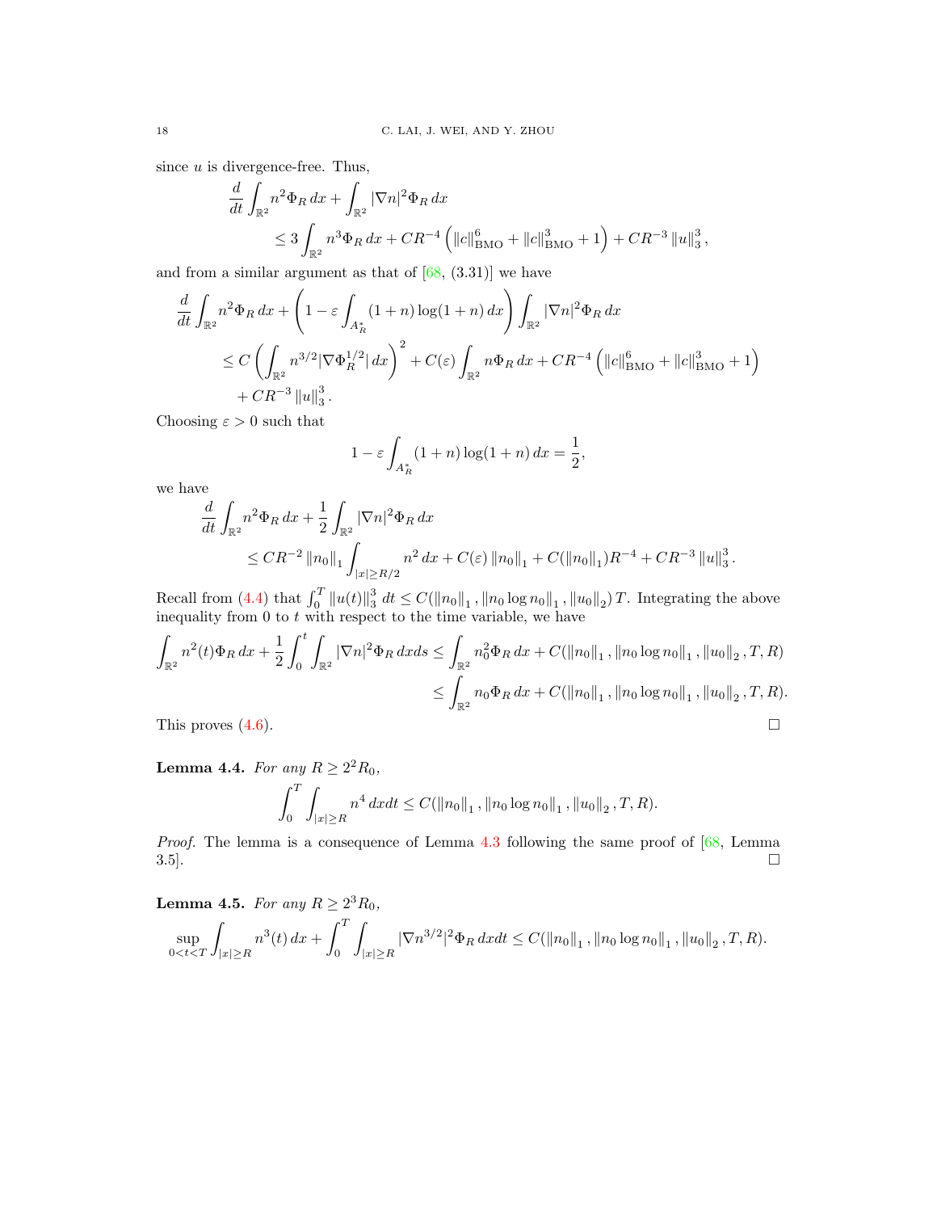since $u$ is divergence-free. Thus,

$$
\begin{aligned}
&\frac{d}{dt}\int_{\mathbb{R}^2} n^2\Phi_R\,dx + \int_{\mathbb{R}^2}|\nabla n|^2\Phi_R\,dx \\
&\qquad \le 3\int_{\mathbb{R}^2} n^3\Phi_R\,dx + CR^{-4}\left(\|c\|_{\mathrm{BMO}}^6 + \|c\|_{\mathrm{BMO}}^3 + 1\right) + CR^{-3}\|u\|_3^3,
\end{aligned}
$$

and from a similar argument as that of [68, (3.31)] we have

$$
\begin{aligned}
&\frac{d}{dt}\int_{\mathbb{R}^2} n^2\Phi_R\,dx + \left(1 - \varepsilon\int_{A_R^*}(1+n)\log(1+n)\,dx\right)\int_{\mathbb{R}^2}|\nabla n|^2\Phi_R\,dx \\
&\quad \le C\left(\int_{\mathbb{R}^2} n^{3/2}|\nabla\Phi_R^{1/2}|\,dx\right)^2 + C(\varepsilon)\int_{\mathbb{R}^2} n\Phi_R\,dx + CR^{-4}\left(\|c\|_{\mathrm{BMO}}^6 + \|c\|_{\mathrm{BMO}}^3 + 1\right) \\
&\qquad + CR^{-3}\|u\|_3^3.
\end{aligned}
$$

Choosing $\varepsilon > 0$ such that

$$
1 - \varepsilon\int_{A_R^*}(1+n)\log(1+n)\,dx = \frac{1}{2},
$$

we have

$$
\begin{aligned}
&\frac{d}{dt}\int_{\mathbb{R}^2} n^2\Phi_R\,dx + \frac{1}{2}\int_{\mathbb{R}^2}|\nabla n|^2\Phi_R\,dx \\
&\qquad \le CR^{-2}\|n_0\|_1\int_{|x|\ge R/2} n^2\,dx + C(\varepsilon)\|n_0\|_1 + C(\|n_0\|_1)R^{-4} + CR^{-3}\|u\|_3^3.
\end{aligned}
$$

Recall from (4.4) that $\int_0^T \|u(t)\|_3^3\,dt \le C(\|n_0\|_1, \|n_0\log n_0\|_1, \|u_0\|_2)\,T$. Integrating the above inequality from 0 to $t$ with respect to the time variable, we have

$$
\begin{aligned}
\int_{\mathbb{R}^2} n^2(t)\Phi_R\,dx + \frac{1}{2}\int_0^t\int_{\mathbb{R}^2}|\nabla n|^2\Phi_R\,dxds &\le \int_{\mathbb{R}^2} n_0^2\Phi_R\,dx + C(\|n_0\|_1, \|n_0\log n_0\|_1, \|u_0\|_2, T, R) \\
&\le \int_{\mathbb{R}^2} n_0\Phi_R\,dx + C(\|n_0\|_1, \|n_0\log n_0\|_1, \|u_0\|_2, T, R).
\end{aligned}
$$

This proves (4.6). ☐

**Lemma 4.4.** *For any $R \ge 2^2R_0$,*

$$
\int_0^T\int_{|x|\ge R} n^4\,dxdt \le C(\|n_0\|_1, \|n_0\log n_0\|_1, \|u_0\|_2, T, R).
$$

*Proof.* The lemma is a consequence of Lemma 4.3 following the same proof of [68, Lemma 3.5]. ☐

**Lemma 4.5.** *For any $R \ge 2^3R_0$,*

$$
\sup_{0<t<T}\int_{|x|\ge R} n^3(t)\,dx + \int_0^T\int_{|x|\ge R}|\nabla n^{3/2}|^2\Phi_R\,dxdt \le C(\|n_0\|_1, \|n_0\log n_0\|_1, \|u_0\|_2, T, R).
$$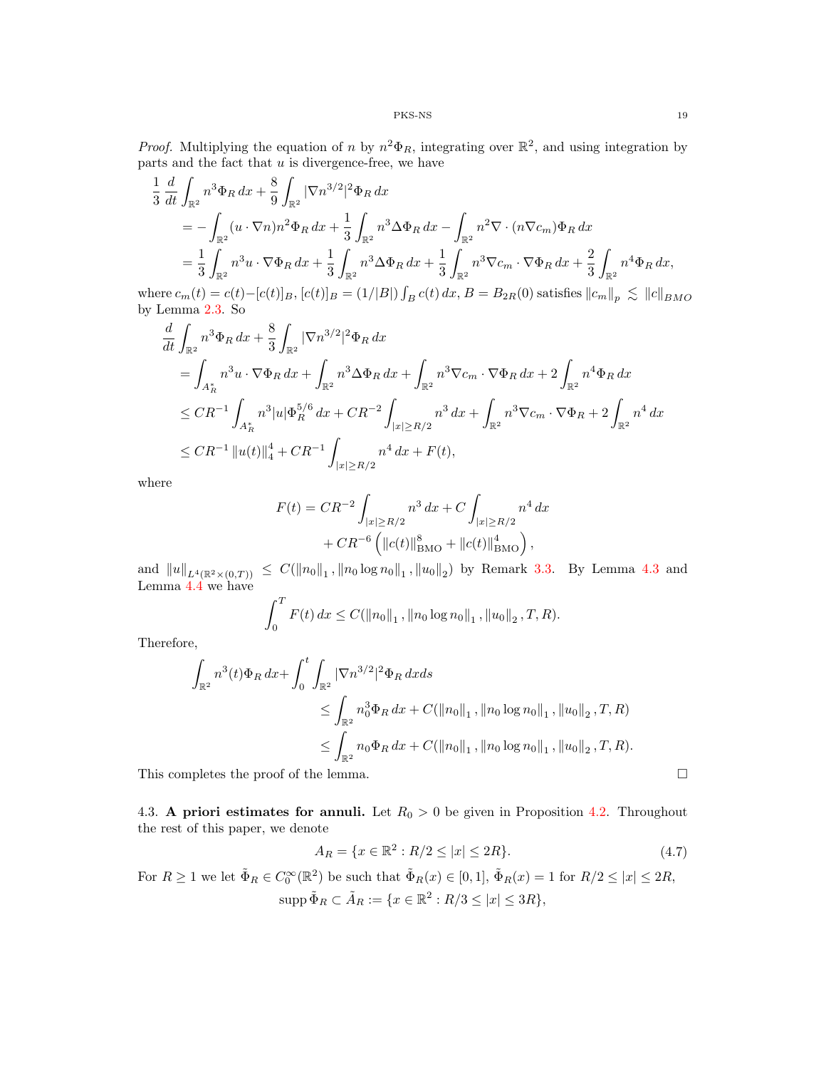*Proof.* Multiplying the equation of $n$ by $n^2\Phi_R$, integrating over $\mathbb{R}^2$, and using integration by parts and the fact that $u$ is divergence-free, we have

$$
\begin{aligned}
\frac{1}{3}\,\frac{d}{dt}\int_{\mathbb{R}^2} n^3\Phi_R\,dx &+ \frac{8}{9}\int_{\mathbb{R}^2}|\nabla n^{3/2}|^2\Phi_R\,dx \\
&= -\int_{\mathbb{R}^2}(u\cdot\nabla n)n^2\Phi_R\,dx + \frac{1}{3}\int_{\mathbb{R}^2} n^3\Delta\Phi_R\,dx - \int_{\mathbb{R}^2} n^2\nabla\cdot(n\nabla c_m)\Phi_R\,dx \\
&= \frac{1}{3}\int_{\mathbb{R}^2} n^3 u\cdot\nabla\Phi_R\,dx + \frac{1}{3}\int_{\mathbb{R}^2} n^3\Delta\Phi_R\,dx + \frac{1}{3}\int_{\mathbb{R}^2} n^3\nabla c_m\cdot\nabla\Phi_R\,dx + \frac{2}{3}\int_{\mathbb{R}^2} n^4\Phi_R\,dx,
\end{aligned}
$$

where $c_m(t) = c(t) - [c(t)]_B$, $[c(t)]_B = (1/|B|)\int_B c(t)\,dx$, $B = B_{2R}(0)$ satisfies $\|c_m\|_p \lesssim \|c\|_{BMO}$ by Lemma 2.3. So

$$
\begin{aligned}
\frac{d}{dt}\int_{\mathbb{R}^2} n^3\Phi_R\,dx &+ \frac{8}{3}\int_{\mathbb{R}^2}|\nabla n^{3/2}|^2\Phi_R\,dx \\
&= \int_{A_R^*} n^3 u\cdot\nabla\Phi_R\,dx + \int_{\mathbb{R}^2} n^3\Delta\Phi_R\,dx + \int_{\mathbb{R}^2} n^3\nabla c_m\cdot\nabla\Phi_R\,dx + 2\int_{\mathbb{R}^2} n^4\Phi_R\,dx \\
&\le CR^{-1}\int_{A_R^*} n^3|u|\Phi_R^{5/6}\,dx + CR^{-2}\int_{|x|\ge R/2} n^3\,dx + \int_{\mathbb{R}^2} n^3\nabla c_m\cdot\nabla\Phi_R + 2\int_{\mathbb{R}^2} n^4\,dx \\
&\le CR^{-1}\|u(t)\|_4^4 + CR^{-1}\int_{|x|\ge R/2} n^4\,dx + F(t),
\end{aligned}
$$

where

$$
\begin{aligned}
F(t) = CR^{-2}\int_{|x|\ge R/2} n^3\,dx &+ C\int_{|x|\ge R/2} n^4\,dx \\
&+ CR^{-6}\left(\|c(t)\|_{\mathrm{BMO}}^8 + \|c(t)\|_{\mathrm{BMO}}^4\right),
\end{aligned}
$$

and $\|u\|_{L^4(\mathbb{R}^2\times(0,T))} \le C(\|n_0\|_1, \|n_0\log n_0\|_1, \|u_0\|_2)$ by Remark 3.3. By Lemma 4.3 and Lemma 4.4 we have

$$
\int_0^T F(t)\,dx \le C(\|n_0\|_1, \|n_0\log n_0\|_1, \|u_0\|_2, T, R).
$$

Therefore,

$$
\begin{aligned}
\int_{\mathbb{R}^2} n^3(t)\Phi_R\,dx + \int_0^t\int_{\mathbb{R}^2}|\nabla n^{3/2}|^2\Phi_R\,dxds
&\le \int_{\mathbb{R}^2} n_0^3\Phi_R\,dx + C(\|n_0\|_1, \|n_0\log n_0\|_1, \|u_0\|_2, T, R) \\
&\le \int_{\mathbb{R}^2} n_0\Phi_R\,dx + C(\|n_0\|_1, \|n_0\log n_0\|_1, \|u_0\|_2, T, R).
\end{aligned}
$$

This completes the proof of the lemma. $\square$

4.3. **A priori estimates for annuli.** Let $R_0 > 0$ be given in Proposition 4.2. Throughout the rest of this paper, we denote

$$
A_R = \{x \in \mathbb{R}^2 : R/2 \le |x| \le 2R\}. \tag{4.7}
$$

For $R \ge 1$ we let $\tilde{\Phi}_R \in C_0^\infty(\mathbb{R}^2)$ be such that $\tilde{\Phi}_R(x) \in [0,1]$, $\tilde{\Phi}_R(x) = 1$ for $R/2 \le |x| \le 2R$,

$$
\operatorname{supp}\tilde{\Phi}_R \subset \tilde{A}_R := \{x \in \mathbb{R}^2 : R/3 \le |x| \le 3R\},
$$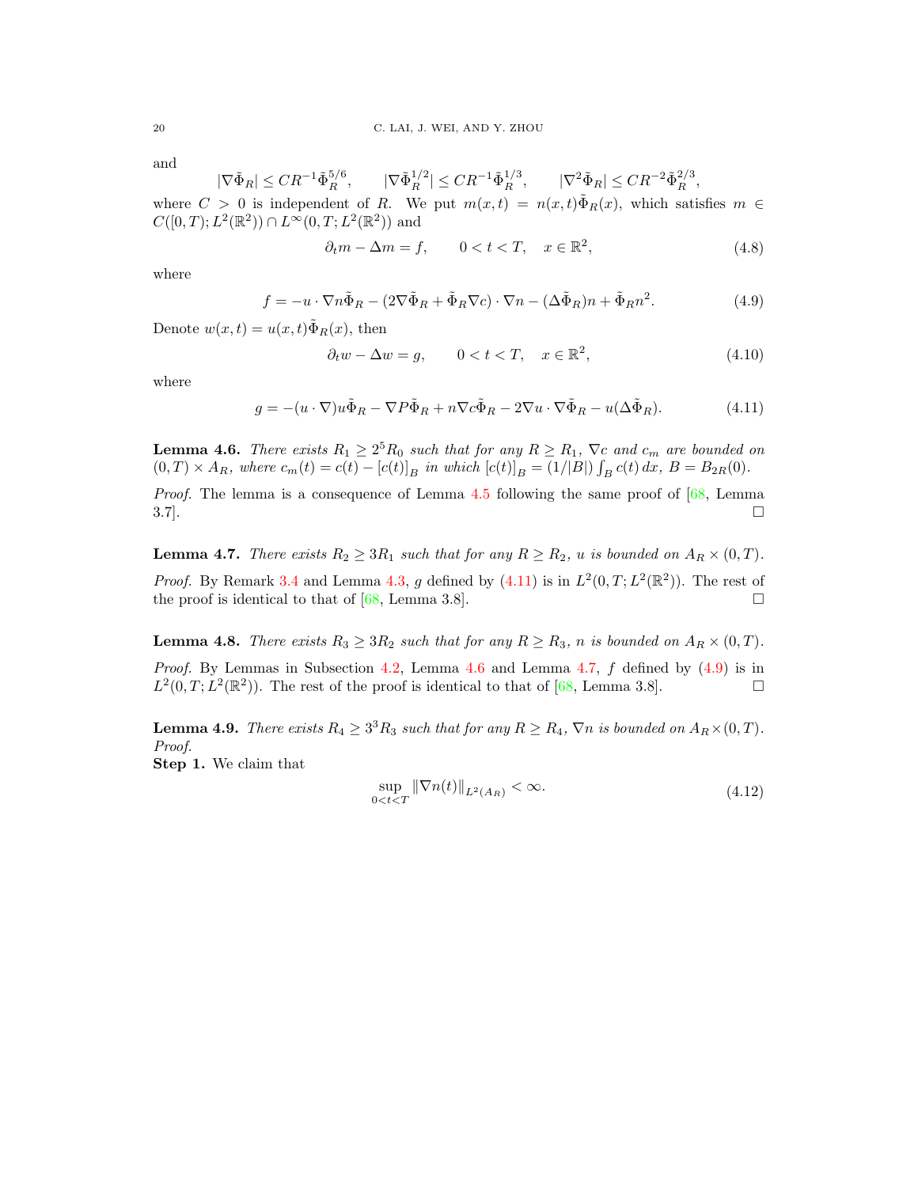and

$$|\nabla \tilde{\Phi}_R| \leq CR^{-1}\tilde{\Phi}_R^{5/6}, \qquad |\nabla \tilde{\Phi}_R^{1/2}| \leq CR^{-1}\tilde{\Phi}_R^{1/3}, \qquad |\nabla^2 \tilde{\Phi}_R| \leq CR^{-2}\tilde{\Phi}_R^{2/3},$$

where $C > 0$ is independent of $R$. We put $m(x,t) = n(x,t)\tilde{\Phi}_R(x)$, which satisfies $m \in C([0,T); L^2(\mathbb{R}^2)) \cap L^\infty(0,T; L^2(\mathbb{R}^2))$ and

$$\partial_t m - \Delta m = f, \qquad 0 < t < T, \quad x \in \mathbb{R}^2, \tag{4.8}$$

where

$$f = -u \cdot \nabla n \tilde{\Phi}_R - (2\nabla \tilde{\Phi}_R + \tilde{\Phi}_R \nabla c) \cdot \nabla n - (\Delta \tilde{\Phi}_R) n + \tilde{\Phi}_R n^2. \tag{4.9}$$

Denote $w(x,t) = u(x,t)\tilde{\Phi}_R(x)$, then

$$\partial_t w - \Delta w = g, \qquad 0 < t < T, \quad x \in \mathbb{R}^2, \tag{4.10}$$

where

$$g = -(u \cdot \nabla) u \tilde{\Phi}_R - \nabla P \tilde{\Phi}_R + n \nabla c \tilde{\Phi}_R - 2\nabla u \cdot \nabla \tilde{\Phi}_R - u(\Delta \tilde{\Phi}_R). \tag{4.11}$$

**Lemma 4.6.** *There exists $R_1 \geq 2^5 R_0$ such that for any $R \geq R_1$, $\nabla c$ and $c_m$ are bounded on $(0,T) \times A_R$, where $c_m(t) = c(t) - [c(t)]_B$ in which $[c(t)]_B = (1/|B|)\int_B c(t)\,dx$, $B = B_{2R}(0)$.*

*Proof.* The lemma is a consequence of Lemma 4.5 following the same proof of [68, Lemma 3.7]. ☐

**Lemma 4.7.** *There exists $R_2 \geq 3R_1$ such that for any $R \geq R_2$, $u$ is bounded on $A_R \times (0,T)$.*

*Proof.* By Remark 3.4 and Lemma 4.3, $g$ defined by (4.11) is in $L^2(0,T; L^2(\mathbb{R}^2))$. The rest of the proof is identical to that of [68, Lemma 3.8]. ☐

**Lemma 4.8.** *There exists $R_3 \geq 3R_2$ such that for any $R \geq R_3$, $n$ is bounded on $A_R \times (0,T)$.*

*Proof.* By Lemmas in Subsection 4.2, Lemma 4.6 and Lemma 4.7, $f$ defined by (4.9) is in $L^2(0,T; L^2(\mathbb{R}^2))$. The rest of the proof is identical to that of [68, Lemma 3.8]. ☐

**Lemma 4.9.** *There exists $R_4 \geq 3^3 R_3$ such that for any $R \geq R_4$, $\nabla n$ is bounded on $A_R \times (0,T)$.*

*Proof.*

**Step 1.** We claim that

$$\sup_{0<t<T} \|\nabla n(t)\|_{L^2(A_R)} < \infty. \tag{4.12}$$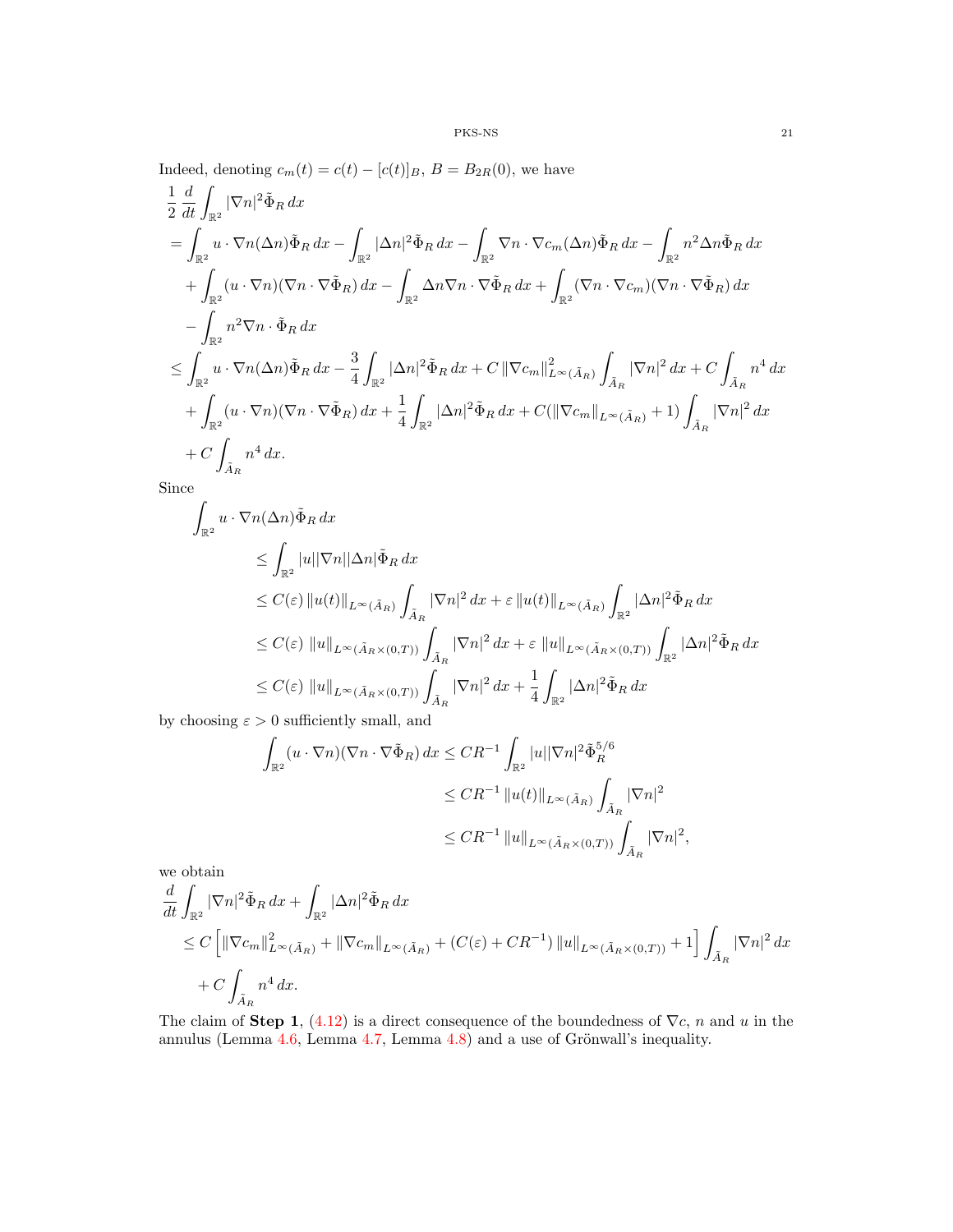Indeed, denoting $c_m(t) = c(t) - [c(t)]_B$, $B = B_{2R}(0)$, we have

$$
\begin{aligned}
&\frac{1}{2}\,\frac{d}{dt}\int_{\mathbb{R}^2} |\nabla n|^2 \tilde{\Phi}_R \,dx \\
&= \int_{\mathbb{R}^2} u\cdot\nabla n (\Delta n)\tilde{\Phi}_R\,dx - \int_{\mathbb{R}^2} |\Delta n|^2 \tilde{\Phi}_R\,dx - \int_{\mathbb{R}^2} \nabla n\cdot\nabla c_m (\Delta n)\tilde{\Phi}_R\,dx - \int_{\mathbb{R}^2} n^2 \Delta n \tilde{\Phi}_R\,dx \\
&\quad + \int_{\mathbb{R}^2} (u\cdot\nabla n)(\nabla n\cdot\nabla\tilde{\Phi}_R)\,dx - \int_{\mathbb{R}^2} \Delta n \nabla n\cdot\nabla\tilde{\Phi}_R\,dx + \int_{\mathbb{R}^2} (\nabla n\cdot\nabla c_m)(\nabla n\cdot\nabla\tilde{\Phi}_R)\,dx \\
&\quad - \int_{\mathbb{R}^2} n^2 \nabla n\cdot\tilde{\Phi}_R\,dx \\
&\le \int_{\mathbb{R}^2} u\cdot\nabla n(\Delta n)\tilde{\Phi}_R\,dx - \frac{3}{4}\int_{\mathbb{R}^2} |\Delta n|^2\tilde{\Phi}_R\,dx + C\,\|\nabla c_m\|^2_{L^\infty(\tilde{A}_R)} \int_{\tilde{A}_R} |\nabla n|^2\,dx + C\int_{\tilde{A}_R} n^4\,dx \\
&\quad + \int_{\mathbb{R}^2} (u\cdot\nabla n)(\nabla n\cdot\nabla\tilde{\Phi}_R)\,dx + \frac{1}{4}\int_{\mathbb{R}^2} |\Delta n|^2\tilde{\Phi}_R\,dx + C(\|\nabla c_m\|_{L^\infty(\tilde{A}_R)} + 1)\int_{\tilde{A}_R} |\nabla n|^2\,dx \\
&\quad + C\int_{\tilde{A}_R} n^4\,dx.
\end{aligned}
$$

Since

$$
\begin{aligned}
\int_{\mathbb{R}^2} & u\cdot\nabla n(\Delta n)\tilde{\Phi}_R\,dx \\
&\le \int_{\mathbb{R}^2} |u||\nabla n||\Delta n|\tilde{\Phi}_R\,dx \\
&\le C(\varepsilon)\,\|u(t)\|_{L^\infty(\tilde{A}_R)} \int_{\tilde{A}_R} |\nabla n|^2\,dx + \varepsilon\,\|u(t)\|_{L^\infty(\tilde{A}_R)} \int_{\mathbb{R}^2} |\Delta n|^2\tilde{\Phi}_R\,dx \\
&\le C(\varepsilon)\,\|u\|_{L^\infty(\tilde{A}_R\times(0,T))} \int_{\tilde{A}_R} |\nabla n|^2\,dx + \varepsilon\,\|u\|_{L^\infty(\tilde{A}_R\times(0,T))} \int_{\mathbb{R}^2} |\Delta n|^2\tilde{\Phi}_R\,dx \\
&\le C(\varepsilon)\,\|u\|_{L^\infty(\tilde{A}_R\times(0,T))} \int_{\tilde{A}_R} |\nabla n|^2\,dx + \frac{1}{4}\int_{\mathbb{R}^2} |\Delta n|^2\tilde{\Phi}_R\,dx
\end{aligned}
$$

by choosing $\varepsilon > 0$ sufficiently small, and

$$
\begin{aligned}
\int_{\mathbb{R}^2} (u\cdot\nabla n)(\nabla n\cdot\nabla\tilde{\Phi}_R)\,dx &\le CR^{-1}\int_{\mathbb{R}^2} |u||\nabla n|^2\tilde{\Phi}_R^{5/6} \\
&\le CR^{-1}\,\|u(t)\|_{L^\infty(\tilde{A}_R)} \int_{\tilde{A}_R} |\nabla n|^2 \\
&\le CR^{-1}\,\|u\|_{L^\infty(\tilde{A}_R\times(0,T))} \int_{\tilde{A}_R} |\nabla n|^2,
\end{aligned}
$$

we obtain

$$
\begin{aligned}
&\frac{d}{dt}\int_{\mathbb{R}^2} |\nabla n|^2\tilde{\Phi}_R\,dx + \int_{\mathbb{R}^2} |\Delta n|^2\tilde{\Phi}_R\,dx \\
&\le C\left[\|\nabla c_m\|^2_{L^\infty(\tilde{A}_R)} + \|\nabla c_m\|_{L^\infty(\tilde{A}_R)} + (C(\varepsilon) + CR^{-1})\,\|u\|_{L^\infty(\tilde{A}_R\times(0,T))} + 1\right]\int_{\tilde{A}_R} |\nabla n|^2\,dx \\
&\quad + C\int_{\tilde{A}_R} n^4\,dx.
\end{aligned}
$$

The claim of **Step 1**, (4.12) is a direct consequence of the boundedness of $\nabla c$, $n$ and $u$ in the annulus (Lemma 4.6, Lemma 4.7, Lemma 4.8) and a use of Grönwall's inequality.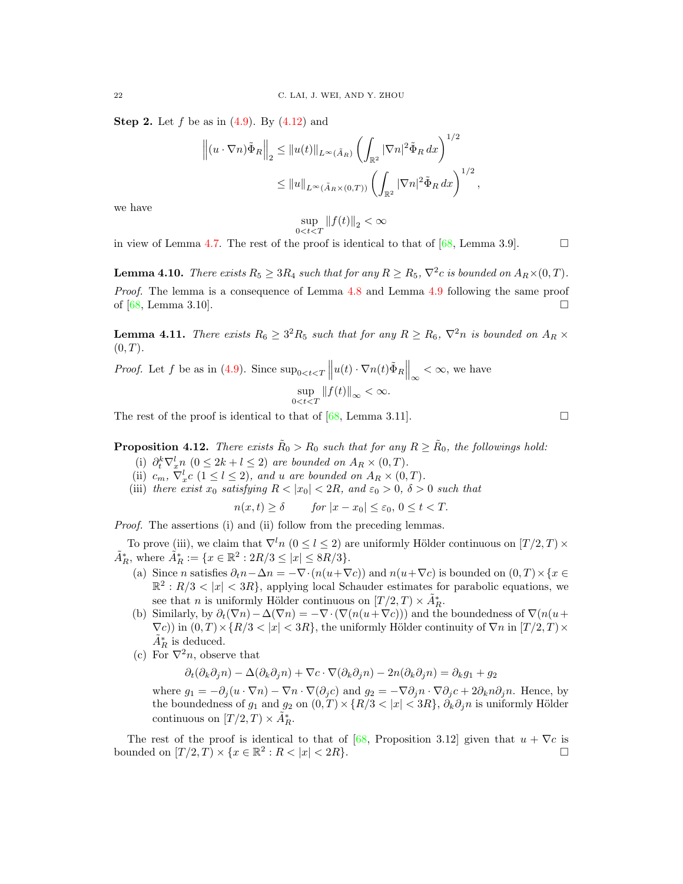**Step 2.** Let $f$ be as in (4.9). By (4.12) and

$$
\begin{aligned}
\left\|(u\cdot\nabla n)\tilde{\Phi}_R\right\|_2 &\le \|u(t)\|_{L^\infty(\tilde{A}_R)}\left(\int_{\mathbb{R}^2}|\nabla n|^2\tilde{\Phi}_R\,dx\right)^{1/2}\\
&\le \|u\|_{L^\infty(\tilde{A}_R\times(0,T))}\left(\int_{\mathbb{R}^2}|\nabla n|^2\tilde{\Phi}_R\,dx\right)^{1/2},
\end{aligned}
$$

we have

$$
\sup_{0<t<T}\|f(t)\|_2<\infty
$$

in view of Lemma 4.7. The rest of the proof is identical to that of [68, Lemma 3.9]. □

**Lemma 4.10.** *There exists $R_5\ge 3R_4$ such that for any $R\ge R_5$, $\nabla^2 c$ is bounded on $A_R\times(0,T)$.*

*Proof.* The lemma is a consequence of Lemma 4.8 and Lemma 4.9 following the same proof of [68, Lemma 3.10]. □

**Lemma 4.11.** *There exists $R_6\ge 3^2R_5$ such that for any $R\ge R_6$, $\nabla^2 n$ is bounded on $A_R\times(0,T)$.*

*Proof.* Let $f$ be as in (4.9). Since $\sup_{0<t<T}\left\|u(t)\cdot\nabla n(t)\tilde{\Phi}_R\right\|_\infty<\infty$, we have

$$
\sup_{0<t<T}\|f(t)\|_\infty<\infty.
$$

The rest of the proof is identical to that of [68, Lemma 3.11]. □

**Proposition 4.12.** *There exists $\tilde{R}_0>R_0$ such that for any $R\ge\tilde{R}_0$, the followings hold:*

- (i) *$\partial_t^k\nabla_x^l n$ $(0\le 2k+l\le 2)$ are bounded on $A_R\times(0,T)$.*
- (ii) *$c_m$, $\nabla_x^l c$ $(1\le l\le 2)$, and $u$ are bounded on $A_R\times(0,T)$.*
- (iii) *there exist $x_0$ satisfying $R<|x_0|<2R$, and $\varepsilon_0>0$, $\delta>0$ such that*

$$
n(x,t)\ge\delta\qquad \text{for } |x-x_0|\le\varepsilon_0,\ 0\le t<T.
$$

*Proof.* The assertions (i) and (ii) follow from the preceding lemmas.

To prove (iii), we claim that $\nabla^l n$ $(0\le l\le 2)$ are uniformly Hölder continuous on $[T/2,T)\times\tilde{A}_R^*$, where $\tilde{A}_R^*:=\{x\in\mathbb{R}^2: 2R/3\le|x|\le 8R/3\}$.

- (a) Since $n$ satisfies $\partial_t n-\Delta n=-\nabla\cdot(n(u+\nabla c))$ and $n(u+\nabla c)$ is bounded on $(0,T)\times\{x\in\mathbb{R}^2: R/3<|x|<3R\}$, applying local Schauder estimates for parabolic equations, we see that $n$ is uniformly Hölder continuous on $[T/2,T)\times\tilde{A}_R^*$.
- (b) Similarly, by $\partial_t(\nabla n)-\Delta(\nabla n)=-\nabla\cdot(\nabla(n(u+\nabla c)))$ and the boundedness of $\nabla(n(u+\nabla c))$ in $(0,T)\times\{R/3<|x|<3R\}$, the uniformly Hölder continuity of $\nabla n$ in $[T/2,T)\times\tilde{A}_R^*$ is deduced.
- (c) For $\nabla^2 n$, observe that

$$
\partial_t(\partial_k\partial_j n)-\Delta(\partial_k\partial_j n)+\nabla c\cdot\nabla(\partial_k\partial_j n)-2n(\partial_k\partial_j n)=\partial_k g_1+g_2
$$

  where $g_1=-\partial_j(u\cdot\nabla n)-\nabla n\cdot\nabla(\partial_j c)$ and $g_2=-\nabla\partial_j n\cdot\nabla\partial_j c+2\partial_k n\partial_j n$. Hence, by the boundedness of $g_1$ and $g_2$ on $(0,T)\times\{R/3<|x|<3R\}$, $\partial_k\partial_j n$ is uniformly Hölder continuous on $[T/2,T)\times\tilde{A}_R^*$.

The rest of the proof is identical to that of [68, Proposition 3.12] given that $u+\nabla c$ is bounded on $[T/2,T)\times\{x\in\mathbb{R}^2: R<|x|<2R\}$. □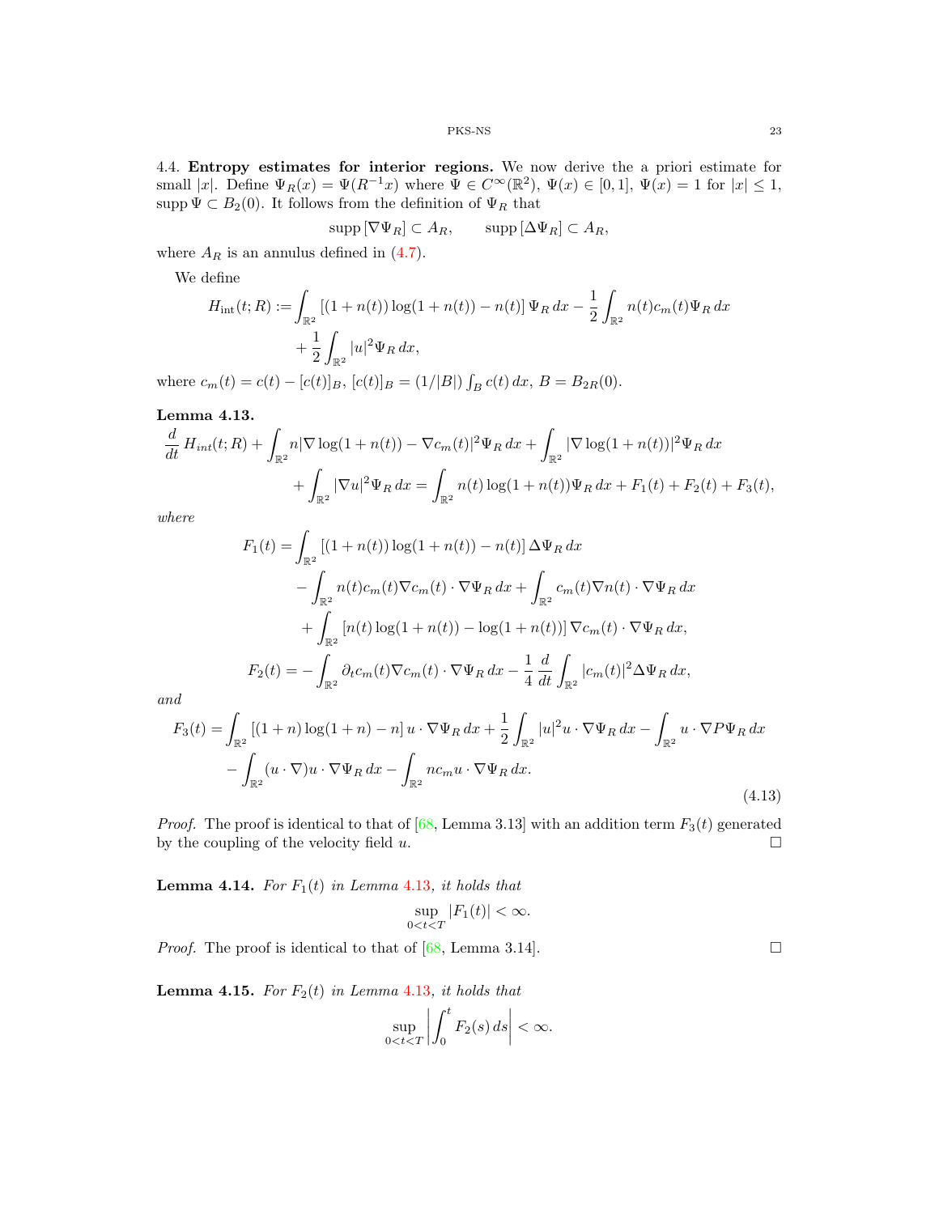**4.4. Entropy estimates for interior regions.** We now derive the a priori estimate for small $|x|$. Define $\Psi_R(x) = \Psi(R^{-1}x)$ where $\Psi \in C^\infty(\mathbb{R}^2)$, $\Psi(x) \in [0,1]$, $\Psi(x) = 1$ for $|x| \le 1$, $\operatorname{supp} \Psi \subset B_2(0)$. It follows from the definition of $\Psi_R$ that

$$\operatorname{supp}[\nabla \Psi_R] \subset A_R, \qquad \operatorname{supp}[\Delta \Psi_R] \subset A_R,$$

where $A_R$ is an annulus defined in (4.7).

We define

$$H_{\rm int}(t;R) := \int_{\mathbb{R}^2} \left[(1+n(t))\log(1+n(t)) - n(t)\right]\Psi_R\,dx - \frac{1}{2}\int_{\mathbb{R}^2} n(t)c_m(t)\Psi_R\,dx + \frac{1}{2}\int_{\mathbb{R}^2} |u|^2\Psi_R\,dx,$$

where $c_m(t) = c(t) - [c(t)]_B$, $[c(t)]_B = (1/|B|)\int_B c(t)\,dx$, $B = B_{2R}(0)$.

**Lemma 4.13.**

$$\frac{d}{dt}H_{int}(t;R) + \int_{\mathbb{R}^2} n|\nabla \log(1+n(t)) - \nabla c_m(t)|^2\Psi_R\,dx + \int_{\mathbb{R}^2} |\nabla \log(1+n(t))|^2\Psi_R\,dx + \int_{\mathbb{R}^2}|\nabla u|^2\Psi_R\,dx = \int_{\mathbb{R}^2} n(t)\log(1+n(t))\Psi_R\,dx + F_1(t) + F_2(t) + F_3(t),$$

*where*

$$\begin{aligned}
F_1(t) = &\int_{\mathbb{R}^2}\left[(1+n(t))\log(1+n(t)) - n(t)\right]\Delta\Psi_R\,dx \\
&- \int_{\mathbb{R}^2} n(t)c_m(t)\nabla c_m(t)\cdot\nabla\Psi_R\,dx + \int_{\mathbb{R}^2} c_m(t)\nabla n(t)\cdot\nabla\Psi_R\,dx \\
&+ \int_{\mathbb{R}^2}\left[n(t)\log(1+n(t)) - \log(1+n(t))\right]\nabla c_m(t)\cdot\nabla\Psi_R\,dx,
\end{aligned}$$

$$F_2(t) = -\int_{\mathbb{R}^2}\partial_t c_m(t)\nabla c_m(t)\cdot\nabla\Psi_R\,dx - \frac{1}{4}\frac{d}{dt}\int_{\mathbb{R}^2}|c_m(t)|^2\Delta\Psi_R\,dx,$$

*and*

$$\begin{aligned}
F_3(t) = &\int_{\mathbb{R}^2}\left[(1+n)\log(1+n) - n\right]u\cdot\nabla\Psi_R\,dx + \frac{1}{2}\int_{\mathbb{R}^2}|u|^2 u\cdot\nabla\Psi_R\,dx - \int_{\mathbb{R}^2} u\cdot\nabla P\Psi_R\,dx \\
&- \int_{\mathbb{R}^2}(u\cdot\nabla)u\cdot\nabla\Psi_R\,dx - \int_{\mathbb{R}^2} nc_m u\cdot\nabla\Psi_R\,dx.
\end{aligned} \tag{4.13}$$

*Proof.* The proof is identical to that of [68, Lemma 3.13] with an addition term $F_3(t)$ generated by the coupling of the velocity field $u$. ◻

**Lemma 4.14.** *For $F_1(t)$ in Lemma 4.13, it holds that*

$$\sup_{0<t<T}|F_1(t)| < \infty.$$

*Proof.* The proof is identical to that of [68, Lemma 3.14]. ◻

**Lemma 4.15.** *For $F_2(t)$ in Lemma 4.13, it holds that*

$$\sup_{0<t<T}\left|\int_0^t F_2(s)\,ds\right| < \infty.$$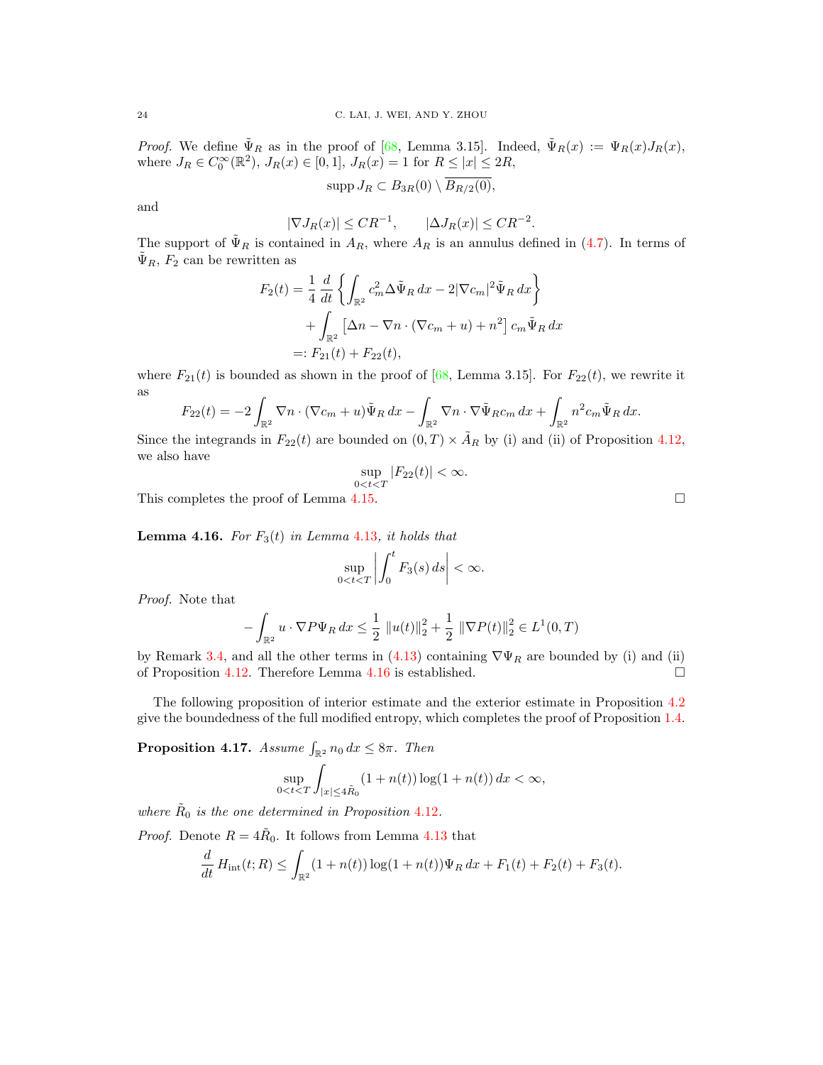*Proof.* We define $\tilde{\Psi}_R$ as in the proof of [68, Lemma 3.15]. Indeed, $\tilde{\Psi}_R(x) := \Psi_R(x)J_R(x)$, where $J_R \in C_0^\infty(\mathbb{R}^2)$, $J_R(x) \in [0,1]$, $J_R(x) = 1$ for $R \le |x| \le 2R$,

$$\operatorname{supp} J_R \subset B_{3R}(0) \setminus \overline{B_{R/2}(0)},$$

and

$$|\nabla J_R(x)| \le CR^{-1}, \qquad |\Delta J_R(x)| \le CR^{-2}.$$

The support of $\tilde{\Psi}_R$ is contained in $A_R$, where $A_R$ is an annulus defined in (4.7). In terms of $\tilde{\Psi}_R$, $F_2$ can be rewritten as

$$\begin{aligned} F_2(t) &= \frac{1}{4}\frac{d}{dt}\left\{\int_{\mathbb{R}^2} c_m^2 \Delta\tilde{\Psi}_R\,dx - 2|\nabla c_m|^2\tilde{\Psi}_R\,dx\right\} \\ &\quad + \int_{\mathbb{R}^2}\left[\Delta n - \nabla n\cdot(\nabla c_m + u) + n^2\right]c_m\tilde{\Psi}_R\,dx \\ &=: F_{21}(t) + F_{22}(t), \end{aligned}$$

where $F_{21}(t)$ is bounded as shown in the proof of [68, Lemma 3.15]. For $F_{22}(t)$, we rewrite it as

$$F_{22}(t) = -2\int_{\mathbb{R}^2}\nabla n\cdot(\nabla c_m + u)\tilde{\Psi}_R\,dx - \int_{\mathbb{R}^2}\nabla n\cdot\nabla\tilde{\Psi}_R c_m\,dx + \int_{\mathbb{R}^2} n^2 c_m\tilde{\Psi}_R\,dx.$$

Since the integrands in $F_{22}(t)$ are bounded on $(0,T)\times\tilde{A}_R$ by (i) and (ii) of Proposition 4.12, we also have

$$\sup_{0<t<T}|F_{22}(t)| < \infty.$$

This completes the proof of Lemma 4.15. $\square$

**Lemma 4.16.** *For $F_3(t)$ in Lemma 4.13, it holds that*

$$\sup_{0<t<T}\left|\int_0^t F_3(s)\,ds\right| < \infty.$$

*Proof.* Note that

$$-\int_{\mathbb{R}^2} u\cdot\nabla P\Psi_R\,dx \le \frac{1}{2}\,\|u(t)\|_2^2 + \frac{1}{2}\,\|\nabla P(t)\|_2^2 \in L^1(0,T)$$

by Remark 3.4, and all the other terms in (4.13) containing $\nabla\Psi_R$ are bounded by (i) and (ii) of Proposition 4.12. Therefore Lemma 4.16 is established. $\square$

The following proposition of interior estimate and the exterior estimate in Proposition 4.2 give the boundedness of the full modified entropy, which completes the proof of Proposition 1.4.

**Proposition 4.17.** *Assume $\int_{\mathbb{R}^2} n_0\,dx \le 8\pi$. Then*

$$\sup_{0<t<T}\int_{|x|\le 4\tilde{R}_0}(1+n(t))\log(1+n(t))\,dx < \infty,$$

*where $\tilde{R}_0$ is the one determined in Proposition 4.12.*

*Proof.* Denote $R = 4\tilde{R}_0$. It follows from Lemma 4.13 that

$$\frac{d}{dt}H_{\mathrm{int}}(t;R) \le \int_{\mathbb{R}^2}(1+n(t))\log(1+n(t))\Psi_R\,dx + F_1(t) + F_2(t) + F_3(t).$$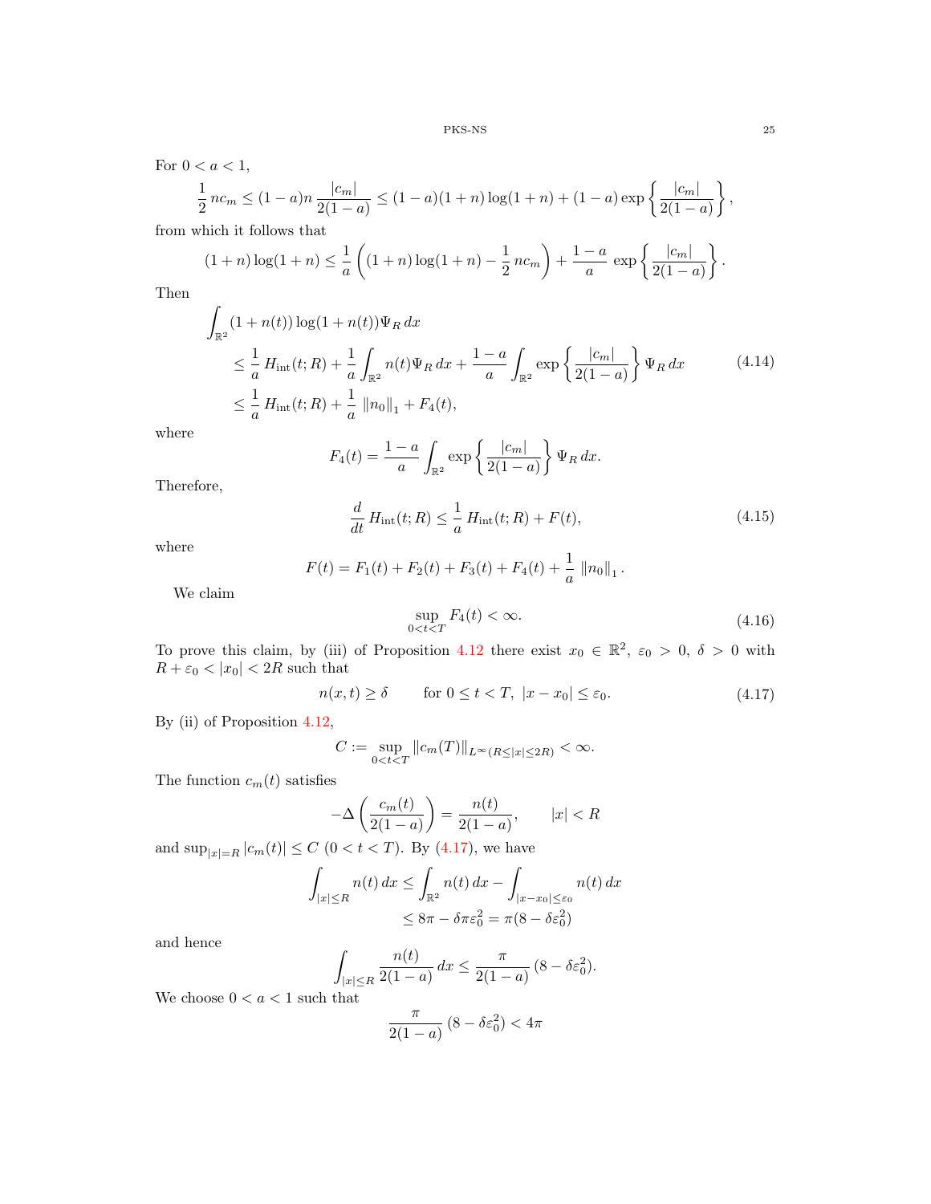For $0 < a < 1$,

$$\frac{1}{2}\, nc_m \le (1-a)n\, \frac{|c_m|}{2(1-a)} \le (1-a)(1+n)\log(1+n) + (1-a)\exp\left\{\frac{|c_m|}{2(1-a)}\right\},$$

from which it follows that

$$(1+n)\log(1+n) \le \frac{1}{a}\left((1+n)\log(1+n) - \frac{1}{2}\, nc_m\right) + \frac{1-a}{a}\, \exp\left\{\frac{|c_m|}{2(1-a)}\right\}.$$

Then

$$\begin{aligned}
&\int_{\mathbb{R}^2} (1+n(t))\log(1+n(t))\Psi_R\, dx \\
&\quad \le \frac{1}{a}\, H_{\rm int}(t;R) + \frac{1}{a}\int_{\mathbb{R}^2} n(t)\Psi_R\, dx + \frac{1-a}{a}\int_{\mathbb{R}^2} \exp\left\{\frac{|c_m|}{2(1-a)}\right\}\Psi_R\, dx \\
&\quad \le \frac{1}{a}\, H_{\rm int}(t;R) + \frac{1}{a}\, \|n_0\|_1 + F_4(t),
\end{aligned} \tag{4.14}$$

where

$$F_4(t) = \frac{1-a}{a}\int_{\mathbb{R}^2} \exp\left\{\frac{|c_m|}{2(1-a)}\right\}\Psi_R\, dx.$$

Therefore,

$$\frac{d}{dt}\, H_{\rm int}(t;R) \le \frac{1}{a}\, H_{\rm int}(t;R) + F(t), \tag{4.15}$$

where

$$F(t) = F_1(t) + F_2(t) + F_3(t) + F_4(t) + \frac{1}{a}\, \|n_0\|_1\, .$$

We claim

$$\sup_{0<t<T} F_4(t) < \infty. \tag{4.16}$$

To prove this claim, by (iii) of Proposition 4.12 there exist $x_0 \in \mathbb{R}^2$, $\varepsilon_0 > 0$, $\delta > 0$ with $R + \varepsilon_0 < |x_0| < 2R$ such that

$$n(x,t) \ge \delta \qquad \text{for } 0 \le t < T,\ |x - x_0| \le \varepsilon_0. \tag{4.17}$$

By (ii) of Proposition 4.12,

$$C := \sup_{0<t<T} \|c_m(T)\|_{L^\infty(R \le |x| \le 2R)} < \infty.$$

The function $c_m(t)$ satisfies

$$-\Delta\left(\frac{c_m(t)}{2(1-a)}\right) = \frac{n(t)}{2(1-a)}, \qquad |x| < R$$

and $\sup_{|x|=R} |c_m(t)| \le C$ $(0 < t < T)$. By (4.17), we have

$$\begin{aligned}
\int_{|x|\le R} n(t)\, dx &\le \int_{\mathbb{R}^2} n(t)\, dx - \int_{|x-x_0|\le\varepsilon_0} n(t)\, dx \\
&\le 8\pi - \delta\pi\varepsilon_0^2 = \pi(8 - \delta\varepsilon_0^2)
\end{aligned}$$

and hence

$$\int_{|x|\le R} \frac{n(t)}{2(1-a)}\, dx \le \frac{\pi}{2(1-a)}\, (8 - \delta\varepsilon_0^2).$$

We choose $0 < a < 1$ such that

$$\frac{\pi}{2(1-a)}\, (8 - \delta\varepsilon_0^2) < 4\pi$$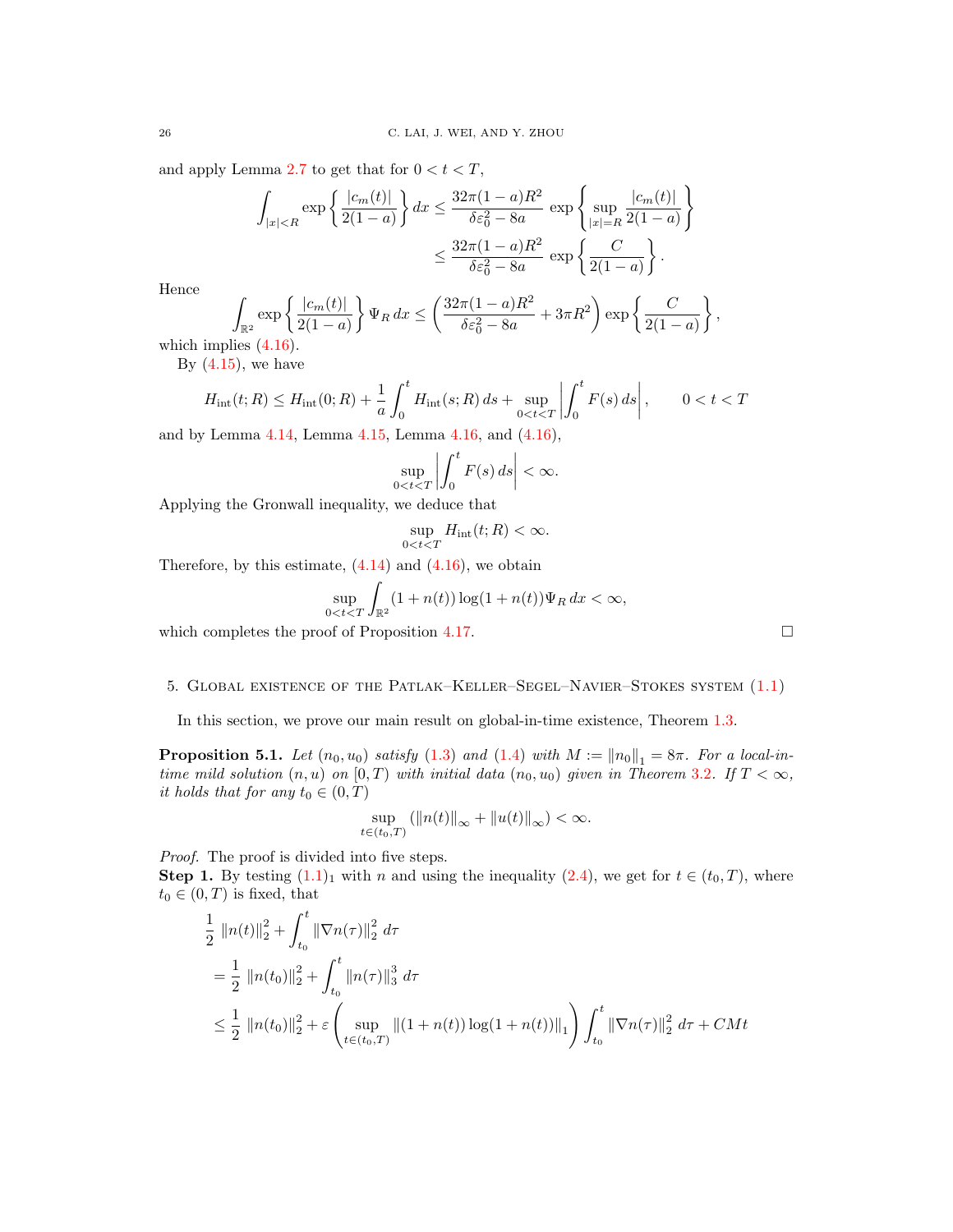and apply Lemma 2.7 to get that for $0 < t < T$,

$$
\begin{aligned}
\int_{|x|<R} \exp\left\{ \frac{|c_m(t)|}{2(1-a)} \right\} dx &\leq \frac{32\pi(1-a)R^2}{\delta\varepsilon_0^2 - 8a} \exp\left\{ \sup_{|x|=R} \frac{|c_m(t)|}{2(1-a)} \right\} \\
&\leq \frac{32\pi(1-a)R^2}{\delta\varepsilon_0^2 - 8a} \exp\left\{ \frac{C}{2(1-a)} \right\}.
\end{aligned}
$$

Hence

$$
\int_{\mathbb{R}^2} \exp\left\{ \frac{|c_m(t)|}{2(1-a)} \right\} \Psi_R \, dx \leq \left( \frac{32\pi(1-a)R^2}{\delta\varepsilon_0^2 - 8a} + 3\pi R^2 \right) \exp\left\{ \frac{C}{2(1-a)} \right\},
$$

which implies (4.16).

By (4.15), we have

$$
H_{\text{int}}(t;R) \leq H_{\text{int}}(0;R) + \frac{1}{a} \int_0^t H_{\text{int}}(s;R) \, ds + \sup_{0<t<T} \left| \int_0^t F(s) \, ds \right|, \qquad 0 < t < T
$$

and by Lemma 4.14, Lemma 4.15, Lemma 4.16, and (4.16),

$$
\sup_{0<t<T} \left| \int_0^t F(s) \, ds \right| < \infty.
$$

Applying the Gronwall inequality, we deduce that

$$
\sup_{0<t<T} H_{\text{int}}(t;R) < \infty.
$$

Therefore, by this estimate, (4.14) and (4.16), we obtain

$$
\sup_{0<t<T} \int_{\mathbb{R}^2} (1+n(t)) \log(1+n(t)) \Psi_R \, dx < \infty,
$$

which completes the proof of Proposition 4.17. $\square$

## 5. Global existence of the Patlak–Keller–Segel–Navier–Stokes system (1.1)

In this section, we prove our main result on global-in-time existence, Theorem 1.3.

**Proposition 5.1.** *Let $(n_0, u_0)$ satisfy (1.3) and (1.4) with $M := \|n_0\|_1 = 8\pi$. For a local-in-time mild solution $(n, u)$ on $[0, T)$ with initial data $(n_0, u_0)$ given in Theorem 3.2. If $T < \infty$, it holds that for any $t_0 \in (0, T)$*

$$
\sup_{t \in (t_0, T)} \left( \|n(t)\|_\infty + \|u(t)\|_\infty \right) < \infty.
$$

*Proof.* The proof is divided into five steps.

**Step 1.** By testing $(1.1)_1$ with $n$ and using the inequality (2.4), we get for $t \in (t_0, T)$, where $t_0 \in (0, T)$ is fixed, that

$$
\begin{aligned}
&\frac{1}{2} \|n(t)\|_2^2 + \int_{t_0}^t \|\nabla n(\tau)\|_2^2 \, d\tau \\
&= \frac{1}{2} \|n(t_0)\|_2^2 + \int_{t_0}^t \|n(\tau)\|_3^3 \, d\tau \\
&\leq \frac{1}{2} \|n(t_0)\|_2^2 + \varepsilon \left( \sup_{t \in (t_0, T)} \|(1+n(t)) \log(1+n(t))\|_1 \right) \int_{t_0}^t \|\nabla n(\tau)\|_2^2 \, d\tau + CMt
\end{aligned}
$$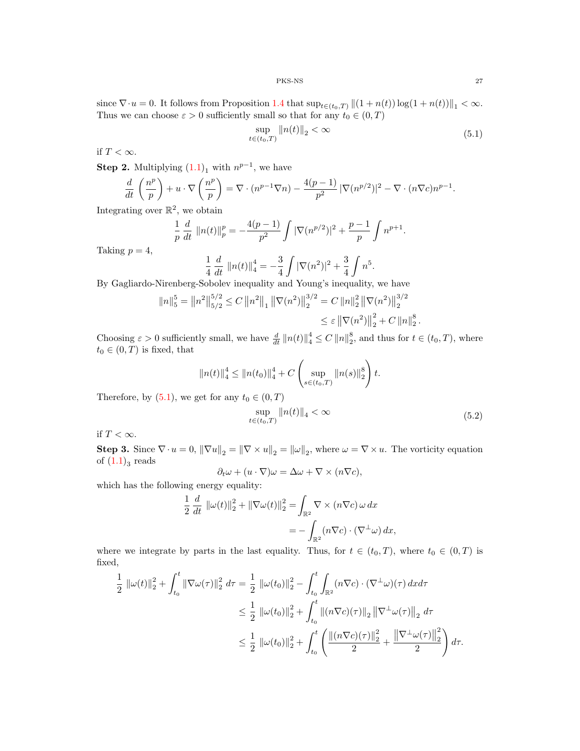since $\nabla\cdot u = 0$. It follows from Proposition 1.4 that $\sup_{t\in(t_0,T)} \|(1+n(t))\log(1+n(t))\|_1 < \infty$. Thus we can choose $\varepsilon > 0$ sufficiently small so that for any $t_0 \in (0,T)$

$$\sup_{t\in(t_0,T)} \|n(t)\|_2 < \infty \tag{5.1}$$

if $T < \infty$.

**Step 2.** Multiplying $(1.1)_1$ with $n^{p-1}$, we have

$$\frac{d}{dt}\left(\frac{n^p}{p}\right) + u\cdot\nabla\left(\frac{n^p}{p}\right) = \nabla\cdot(n^{p-1}\nabla n) - \frac{4(p-1)}{p^2}|\nabla(n^{p/2})|^2 - \nabla\cdot(n\nabla c)n^{p-1}.$$

Integrating over $\mathbb{R}^2$, we obtain

$$\frac{1}{p}\frac{d}{dt}\|n(t)\|_p^p = -\frac{4(p-1)}{p^2}\int|\nabla(n^{p/2})|^2 + \frac{p-1}{p}\int n^{p+1}.$$

Taking $p=4$,

$$\frac{1}{4}\frac{d}{dt}\|n(t)\|_4^4 = -\frac{3}{4}\int|\nabla(n^2)|^2 + \frac{3}{4}\int n^5.$$

By Gagliardo-Nirenberg-Sobolev inequality and Young's inequality, we have

$$\begin{aligned}\|n\|_5^5 = \|n^2\|_{5/2}^{5/2} \le C\|n^2\|_1\|\nabla(n^2)\|_2^{3/2} &= C\|n\|_2^2\|\nabla(n^2)\|_2^{3/2}\\ &\le \varepsilon\|\nabla(n^2)\|_2^2 + C\|n\|_2^8.\end{aligned}$$

Choosing $\varepsilon>0$ sufficiently small, we have $\frac{d}{dt}\|n(t)\|_4^4 \le C\|n\|_2^8$, and thus for $t\in(t_0,T)$, where $t_0\in(0,T)$ is fixed, that

$$\|n(t)\|_4^4 \le \|n(t_0)\|_4^4 + C\left(\sup_{s\in(t_0,T)}\|n(s)\|_2^8\right)t.$$

Therefore, by (5.1), we get for any $t_0\in(0,T)$

$$\sup_{t\in(t_0,T)}\|n(t)\|_4 < \infty \tag{5.2}$$

if $T<\infty$.

**Step 3.** Since $\nabla\cdot u = 0$, $\|\nabla u\|_2 = \|\nabla\times u\|_2 = \|\omega\|_2$, where $\omega = \nabla\times u$. The vorticity equation of $(1.1)_3$ reads

$$\partial_t\omega + (u\cdot\nabla)\omega = \Delta\omega + \nabla\times(n\nabla c),$$

which has the following energy equality:

$$\begin{aligned}\frac{1}{2}\frac{d}{dt}\|\omega(t)\|_2^2 + \|\nabla\omega(t)\|_2^2 &= \int_{\mathbb{R}^2}\nabla\times(n\nabla c)\,\omega\,dx\\ &= -\int_{\mathbb{R}^2}(n\nabla c)\cdot(\nabla^\perp\omega)\,dx,\end{aligned}$$

where we integrate by parts in the last equality. Thus, for $t\in(t_0,T)$, where $t_0\in(0,T)$ is fixed,

$$\begin{aligned}\frac{1}{2}\|\omega(t)\|_2^2 + \int_{t_0}^t\|\nabla\omega(\tau)\|_2^2\,d\tau &= \frac{1}{2}\|\omega(t_0)\|_2^2 - \int_{t_0}^t\int_{\mathbb{R}^2}(n\nabla c)\cdot(\nabla^\perp\omega)(\tau)\,dxd\tau\\ &\le \frac{1}{2}\|\omega(t_0)\|_2^2 + \int_{t_0}^t\|(n\nabla c)(\tau)\|_2\|\nabla^\perp\omega(\tau)\|_2\,d\tau\\ &\le \frac{1}{2}\|\omega(t_0)\|_2^2 + \int_{t_0}^t\left(\frac{\|(n\nabla c)(\tau)\|_2^2}{2} + \frac{\|\nabla^\perp\omega(\tau)\|_2^2}{2}\right)d\tau.\end{aligned}$$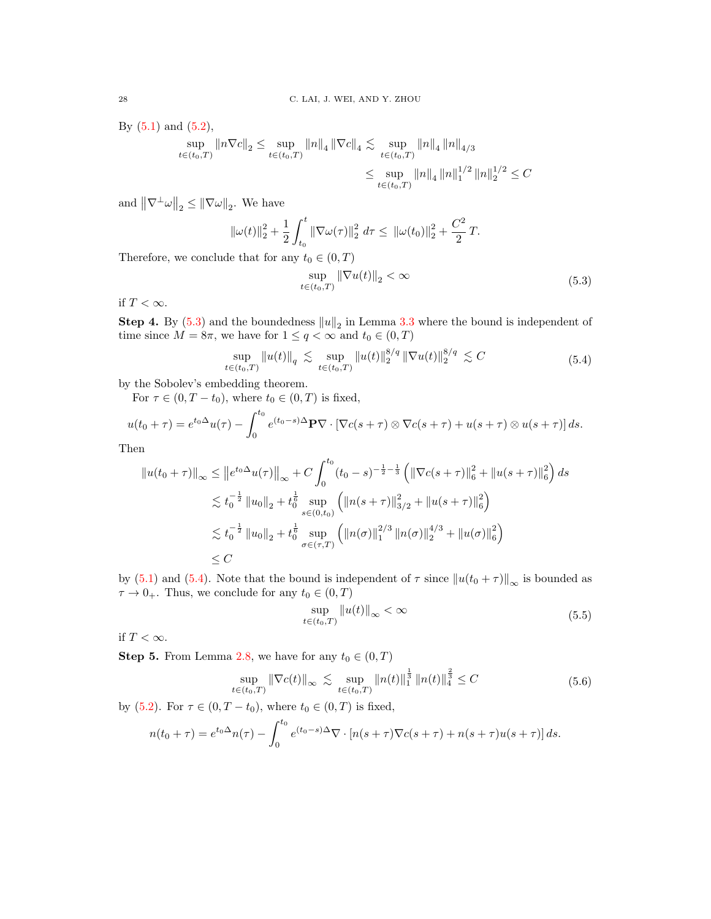By (5.1) and (5.2),

$$\sup_{t\in(t_0,T)} \|n\nabla c\|_2 \le \sup_{t\in(t_0,T)} \|n\|_4 \|\nabla c\|_4 \lesssim \sup_{t\in(t_0,T)} \|n\|_4 \|n\|_{4/3} \le \sup_{t\in(t_0,T)} \|n\|_4 \|n\|_1^{1/2} \|n\|_2^{1/2} \le C$$

and $\|\nabla^\perp \omega\|_2 \le \|\nabla \omega\|_2$. We have

$$\|\omega(t)\|_2^2 + \frac{1}{2}\int_{t_0}^t \|\nabla \omega(\tau)\|_2^2 \, d\tau \le \|\omega(t_0)\|_2^2 + \frac{C^2}{2} T.$$

Therefore, we conclude that for any $t_0 \in (0,T)$

$$\sup_{t\in(t_0,T)} \|\nabla u(t)\|_2 < \infty \tag{5.3}$$

if $T<\infty$.

**Step 4.** By (5.3) and the boundedness $\|u\|_2$ in Lemma 3.3 where the bound is independent of time since $M=8\pi$, we have for $1\le q<\infty$ and $t_0\in(0,T)$

$$\sup_{t\in(t_0,T)} \|u(t)\|_q \lesssim \sup_{t\in(t_0,T)} \|u(t)\|_2^{8/q} \|\nabla u(t)\|_2^{8/q} \lesssim C \tag{5.4}$$

by the Sobolev's embedding theorem.

For $\tau \in (0, T-t_0)$, where $t_0\in(0,T)$ is fixed,

$$u(t_0+\tau) = e^{t_0\Delta} u(\tau) - \int_0^{t_0} e^{(t_0-s)\Delta} \mathbf{P} \nabla \cdot [\nabla c(s+\tau)\otimes \nabla c(s+\tau) + u(s+\tau)\otimes u(s+\tau)]\, ds.$$

Then

$$\begin{aligned}
\|u(t_0+\tau)\|_\infty &\le \left\|e^{t_0\Delta}u(\tau)\right\|_\infty + C\int_0^{t_0} (t_0-s)^{-\frac{1}{2}-\frac{1}{3}} \left(\|\nabla c(s+\tau)\|_6^2 + \|u(s+\tau)\|_6^2\right) ds \\
&\lesssim t_0^{-\frac{1}{2}} \|u_0\|_2 + t_0^{\frac{1}{6}} \sup_{s\in(0,t_0)} \left(\|n(s+\tau)\|_{3/2}^2 + \|u(s+\tau)\|_6^2\right) \\
&\lesssim t_0^{-\frac{1}{2}} \|u_0\|_2 + t_0^{\frac{1}{6}} \sup_{\sigma\in(\tau,T)} \left(\|n(\sigma)\|_1^{2/3} \|n(\sigma)\|_2^{4/3} + \|u(\sigma)\|_6^2\right) \\
&\le C
\end{aligned}$$

by (5.1) and (5.4). Note that the bound is independent of $\tau$ since $\|u(t_0+\tau)\|_\infty$ is bounded as $\tau\to 0_+$. Thus, we conclude for any $t_0\in(0,T)$

$$\sup_{t\in(t_0,T)} \|u(t)\|_\infty < \infty \tag{5.5}$$

if $T<\infty$.

**Step 5.** From Lemma 2.8, we have for any $t_0\in(0,T)$

$$\sup_{t\in(t_0,T)} \|\nabla c(t)\|_\infty \lesssim \sup_{t\in(t_0,T)} \|n(t)\|_1^{\frac{1}{3}} \|n(t)\|_4^{\frac{2}{3}} \le C \tag{5.6}$$

by (5.2). For $\tau\in(0,T-t_0)$, where $t_0\in(0,T)$ is fixed,

$$n(t_0+\tau) = e^{t_0\Delta} n(\tau) - \int_0^{t_0} e^{(t_0-s)\Delta} \nabla\cdot [n(s+\tau)\nabla c(s+\tau) + n(s+\tau) u(s+\tau)]\, ds.$$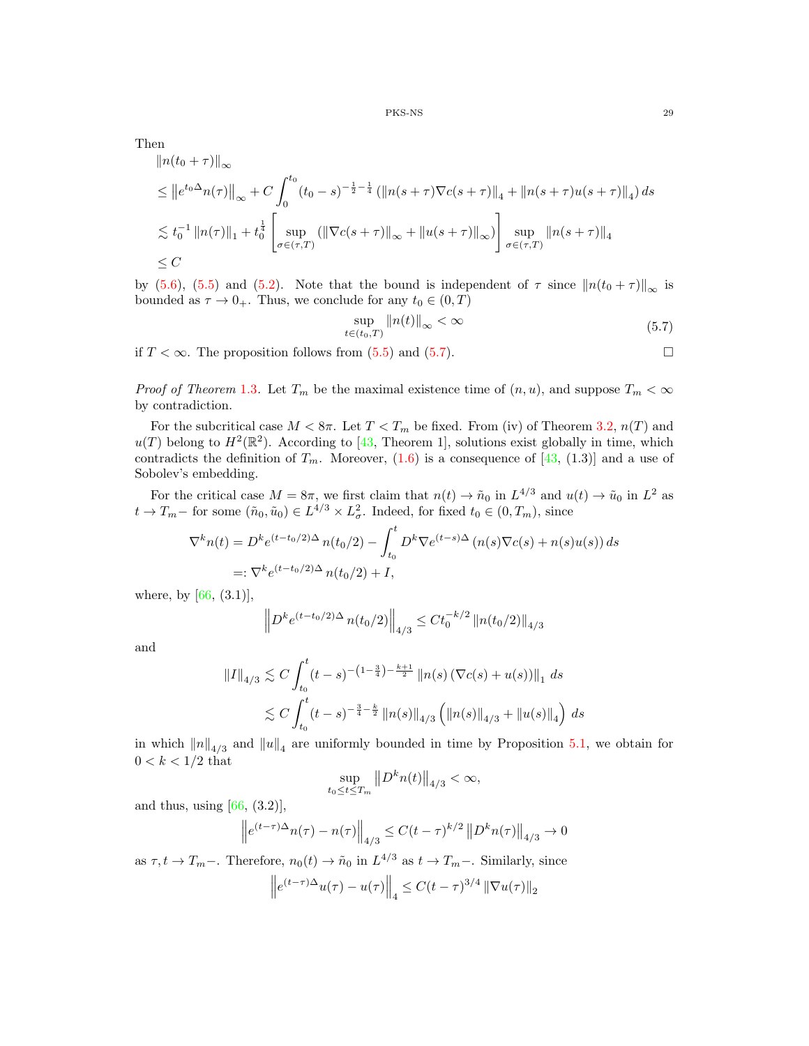Then

$$
\begin{aligned}
&\|n(t_0+\tau)\|_\infty \\
&\le \left\|e^{t_0\Delta}n(\tau)\right\|_\infty + C\int_0^{t_0}(t_0-s)^{-\frac12-\frac14}\left(\|n(s+\tau)\nabla c(s+\tau)\|_4+\|n(s+\tau)u(s+\tau)\|_4\right)ds \\
&\lesssim t_0^{-1}\|n(\tau)\|_1 + t_0^{\frac14}\left[\sup_{\sigma\in(\tau,T)}\left(\|\nabla c(s+\tau)\|_\infty+\|u(s+\tau)\|_\infty\right)\right]\sup_{\sigma\in(\tau,T)}\|n(s+\tau)\|_4 \\
&\le C
\end{aligned}
$$

by (5.6), (5.5) and (5.2). Note that the bound is independent of $\tau$ since $\|n(t_0+\tau)\|_\infty$ is bounded as $\tau\to 0_+$. Thus, we conclude for any $t_0\in(0,T)$

$$
\sup_{t\in(t_0,T)}\|n(t)\|_\infty<\infty \tag{5.7}
$$

if $T<\infty$. The proposition follows from (5.5) and (5.7). $\square$

*Proof of Theorem* 1.3. Let $T_m$ be the maximal existence time of $(n,u)$, and suppose $T_m<\infty$ by contradiction.

For the subcritical case $M<8\pi$. Let $T<T_m$ be fixed. From (iv) of Theorem 3.2, $n(T)$ and $u(T)$ belong to $H^2(\mathbb{R}^2)$. According to [43, Theorem 1], solutions exist globally in time, which contradicts the definition of $T_m$. Moreover, (1.6) is a consequence of [43, (1.3)] and a use of Sobolev's embedding.

For the critical case $M=8\pi$, we first claim that $n(t)\to\tilde n_0$ in $L^{4/3}$ and $u(t)\to\tilde u_0$ in $L^2$ as $t\to T_m-$ for some $(\tilde n_0,\tilde u_0)\in L^{4/3}\times L^2_\sigma$. Indeed, for fixed $t_0\in(0,T_m)$, since

$$
\begin{aligned}
\nabla^k n(t) &= D^k e^{(t-t_0/2)\Delta}n(t_0/2) - \int_{t_0}^t D^k\nabla e^{(t-s)\Delta}\left(n(s)\nabla c(s)+n(s)u(s)\right)ds \\
&=: \nabla^k e^{(t-t_0/2)\Delta}n(t_0/2) + I,
\end{aligned}
$$

where, by [66, (3.1)],

$$
\left\|D^k e^{(t-t_0/2)\Delta}n(t_0/2)\right\|_{4/3}\le Ct_0^{-k/2}\|n(t_0/2)\|_{4/3}
$$

and

$$
\begin{aligned}
\|I\|_{4/3} &\lesssim C\int_{t_0}^t (t-s)^{-\left(1-\frac34\right)-\frac{k+1}{2}}\|n(s)\left(\nabla c(s)+u(s)\right)\|_1\,ds \\
&\lesssim C\int_{t_0}^t (t-s)^{-\frac34-\frac k2}\|n(s)\|_{4/3}\left(\|n(s)\|_{4/3}+\|u(s)\|_4\right)ds
\end{aligned}
$$

in which $\|n\|_{4/3}$ and $\|u\|_4$ are uniformly bounded in time by Proposition 5.1, we obtain for $0<k<1/2$ that

$$
\sup_{t_0\le t\le T_m}\left\|D^k n(t)\right\|_{4/3}<\infty,
$$

and thus, using [66, (3.2)],

$$
\left\|e^{(t-\tau)\Delta}n(\tau)-n(\tau)\right\|_{4/3}\le C(t-\tau)^{k/2}\left\|D^k n(\tau)\right\|_{4/3}\to 0
$$

as $\tau,t\to T_m-$. Therefore, $n_0(t)\to\tilde n_0$ in $L^{4/3}$ as $t\to T_m-$. Similarly, since

$$
\left\|e^{(t-\tau)\Delta}u(\tau)-u(\tau)\right\|_4\le C(t-\tau)^{3/4}\|\nabla u(\tau)\|_2
$$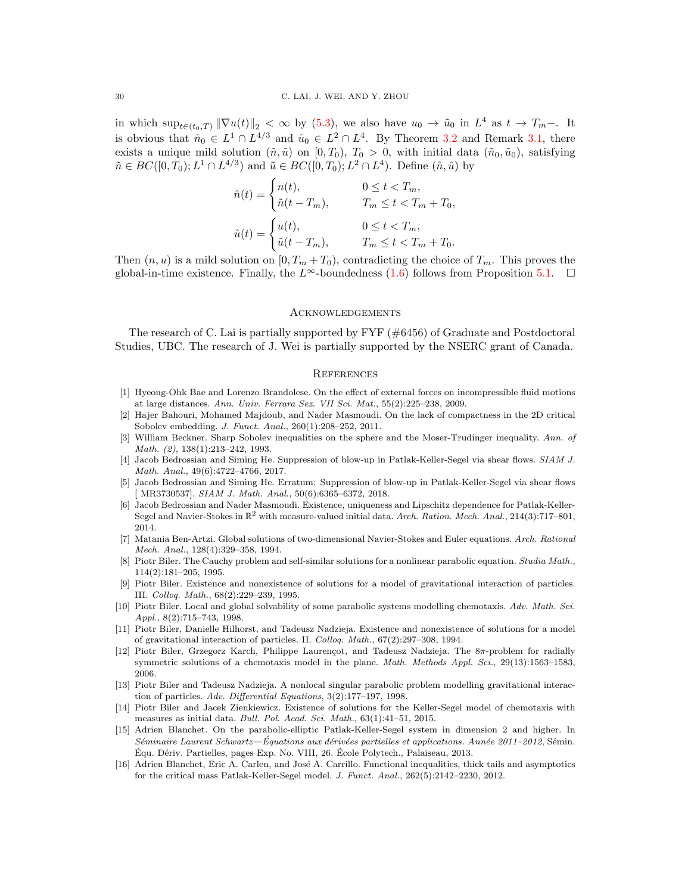in which $\sup_{t\in(t_0,T)} \|\nabla u(t)\|_2 < \infty$ by (5.3), we also have $u_0 \to \tilde{u}_0$ in $L^4$ as $t \to T_m-$. It is obvious that $\tilde{n}_0 \in L^1 \cap L^{4/3}$ and $\tilde{u}_0 \in L^2 \cap L^4$. By Theorem 3.2 and Remark 3.1, there exists a unique mild solution $(\tilde{n}, \tilde{u})$ on $[0, T_0)$, $T_0 > 0$, with initial data $(\tilde{n}_0, \tilde{u}_0)$, satisfying $\tilde{n} \in BC([0, T_0); L^1 \cap L^{4/3})$ and $\tilde{u} \in BC([0, T_0); L^2 \cap L^4)$. Define $(\hat{n}, \hat{u})$ by

$$\hat{n}(t) = \begin{cases} n(t), & 0 \le t < T_m, \\ \tilde{n}(t - T_m), & T_m \le t < T_m + T_0, \end{cases}$$

$$\hat{u}(t) = \begin{cases} u(t), & 0 \le t < T_m, \\ \tilde{u}(t - T_m), & T_m \le t < T_m + T_0. \end{cases}$$

Then $(n, u)$ is a mild solution on $[0, T_m + T_0)$, contradicting the choice of $T_m$. This proves the global-in-time existence. Finally, the $L^\infty$-boundedness (1.6) follows from Proposition 5.1. $\square$

## Acknowledgements

The research of C. Lai is partially supported by FYF (#6456) of Graduate and Postdoctoral Studies, UBC. The research of J. Wei is partially supported by the NSERC grant of Canada.

## References

[1] Hyeong-Ohk Bae and Lorenzo Brandolese. On the effect of external forces on incompressible fluid motions at large distances. *Ann. Univ. Ferrara Sez. VII Sci. Mat.*, 55(2):225–238, 2009.

[2] Hajer Bahouri, Mohamed Majdoub, and Nader Masmoudi. On the lack of compactness in the 2D critical Sobolev embedding. *J. Funct. Anal.*, 260(1):208–252, 2011.

[3] William Beckner. Sharp Sobolev inequalities on the sphere and the Moser-Trudinger inequality. *Ann. of Math. (2)*, 138(1):213–242, 1993.

[4] Jacob Bedrossian and Siming He. Suppression of blow-up in Patlak-Keller-Segel via shear flows. *SIAM J. Math. Anal.*, 49(6):4722–4766, 2017.

[5] Jacob Bedrossian and Siming He. Erratum: Suppression of blow-up in Patlak-Keller-Segel via shear flows [ MR3730537]. *SIAM J. Math. Anal.*, 50(6):6365–6372, 2018.

[6] Jacob Bedrossian and Nader Masmoudi. Existence, uniqueness and Lipschitz dependence for Patlak-Keller-Segel and Navier-Stokes in $\mathbb{R}^2$ with measure-valued initial data. *Arch. Ration. Mech. Anal.*, 214(3):717–801, 2014.

[7] Matania Ben-Artzi. Global solutions of two-dimensional Navier-Stokes and Euler equations. *Arch. Rational Mech. Anal.*, 128(4):329–358, 1994.

[8] Piotr Biler. The Cauchy problem and self-similar solutions for a nonlinear parabolic equation. *Studia Math.*, 114(2):181–205, 1995.

[9] Piotr Biler. Existence and nonexistence of solutions for a model of gravitational interaction of particles. III. *Colloq. Math.*, 68(2):229–239, 1995.

[10] Piotr Biler. Local and global solvability of some parabolic systems modelling chemotaxis. *Adv. Math. Sci. Appl.*, 8(2):715–743, 1998.

[11] Piotr Biler, Danielle Hilhorst, and Tadeusz Nadzieja. Existence and nonexistence of solutions for a model of gravitational interaction of particles. II. *Colloq. Math.*, 67(2):297–308, 1994.

[12] Piotr Biler, Grzegorz Karch, Philippe Laurençot, and Tadeusz Nadzieja. The $8\pi$-problem for radially symmetric solutions of a chemotaxis model in the plane. *Math. Methods Appl. Sci.*, 29(13):1563–1583, 2006.

[13] Piotr Biler and Tadeusz Nadzieja. A nonlocal singular parabolic problem modelling gravitational interaction of particles. *Adv. Differential Equations*, 3(2):177–197, 1998.

[14] Piotr Biler and Jacek Zienkiewicz. Existence of solutions for the Keller-Segel model of chemotaxis with measures as initial data. *Bull. Pol. Acad. Sci. Math.*, 63(1):41–51, 2015.

[15] Adrien Blanchet. On the parabolic-elliptic Patlak-Keller-Segel system in dimension 2 and higher. In *Séminaire Laurent Schwartz—Équations aux dérivées partielles et applications. Année 2011–2012*, Sémin. Équ. Dériv. Partielles, pages Exp. No. VIII, 26. École Polytech., Palaiseau, 2013.

[16] Adrien Blanchet, Eric A. Carlen, and José A. Carrillo. Functional inequalities, thick tails and asymptotics for the critical mass Patlak-Keller-Segel model. *J. Funct. Anal.*, 262(5):2142–2230, 2012.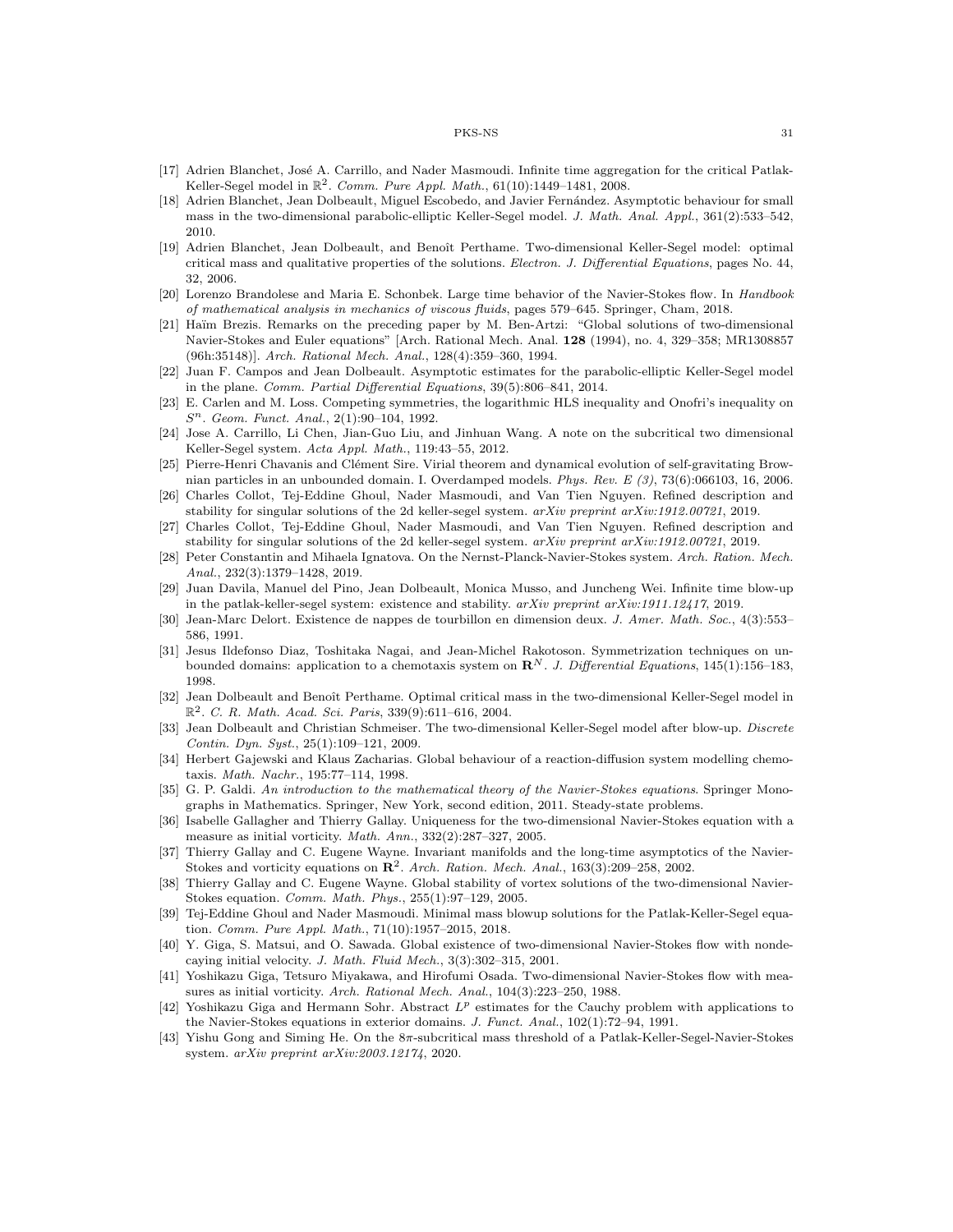[17] Adrien Blanchet, José A. Carrillo, and Nader Masmoudi. Infinite time aggregation for the critical Patlak-Keller-Segel model in $\mathbb{R}^2$. *Comm. Pure Appl. Math.*, 61(10):1449–1481, 2008.

[18] Adrien Blanchet, Jean Dolbeault, Miguel Escobedo, and Javier Fernández. Asymptotic behaviour for small mass in the two-dimensional parabolic-elliptic Keller-Segel model. *J. Math. Anal. Appl.*, 361(2):533–542, 2010.

[19] Adrien Blanchet, Jean Dolbeault, and Benoît Perthame. Two-dimensional Keller-Segel model: optimal critical mass and qualitative properties of the solutions. *Electron. J. Differential Equations*, pages No. 44, 32, 2006.

[20] Lorenzo Brandolese and Maria E. Schonbek. Large time behavior of the Navier-Stokes flow. In *Handbook of mathematical analysis in mechanics of viscous fluids*, pages 579–645. Springer, Cham, 2018.

[21] Haïm Brezis. Remarks on the preceding paper by M. Ben-Artzi: "Global solutions of two-dimensional Navier-Stokes and Euler equations" [Arch. Rational Mech. Anal. **128** (1994), no. 4, 329–358; MR1308857 (96h:35148)]. *Arch. Rational Mech. Anal.*, 128(4):359–360, 1994.

[22] Juan F. Campos and Jean Dolbeault. Asymptotic estimates for the parabolic-elliptic Keller-Segel model in the plane. *Comm. Partial Differential Equations*, 39(5):806–841, 2014.

[23] E. Carlen and M. Loss. Competing symmetries, the logarithmic HLS inequality and Onofri's inequality on $S^n$. *Geom. Funct. Anal.*, 2(1):90–104, 1992.

[24] Jose A. Carrillo, Li Chen, Jian-Guo Liu, and Jinhuan Wang. A note on the subcritical two dimensional Keller-Segel system. *Acta Appl. Math.*, 119:43–55, 2012.

[25] Pierre-Henri Chavanis and Clément Sire. Virial theorem and dynamical evolution of self-gravitating Brownian particles in an unbounded domain. I. Overdamped models. *Phys. Rev. E (3)*, 73(6):066103, 16, 2006.

[26] Charles Collot, Tej-Eddine Ghoul, Nader Masmoudi, and Van Tien Nguyen. Refined description and stability for singular solutions of the 2d keller-segel system. *arXiv preprint arXiv:1912.00721*, 2019.

[27] Charles Collot, Tej-Eddine Ghoul, Nader Masmoudi, and Van Tien Nguyen. Refined description and stability for singular solutions of the 2d keller-segel system. *arXiv preprint arXiv:1912.00721*, 2019.

[28] Peter Constantin and Mihaela Ignatova. On the Nernst-Planck-Navier-Stokes system. *Arch. Ration. Mech. Anal.*, 232(3):1379–1428, 2019.

[29] Juan Davila, Manuel del Pino, Jean Dolbeault, Monica Musso, and Juncheng Wei. Infinite time blow-up in the patlak-keller-segel system: existence and stability. *arXiv preprint arXiv:1911.12417*, 2019.

[30] Jean-Marc Delort. Existence de nappes de tourbillon en dimension deux. *J. Amer. Math. Soc.*, 4(3):553–586, 1991.

[31] Jesus Ildefonso Diaz, Toshitaka Nagai, and Jean-Michel Rakotoson. Symmetrization techniques on unbounded domains: application to a chemotaxis system on $\mathbf{R}^N$. *J. Differential Equations*, 145(1):156–183, 1998.

[32] Jean Dolbeault and Benoît Perthame. Optimal critical mass in the two-dimensional Keller-Segel model in $\mathbb{R}^2$. *C. R. Math. Acad. Sci. Paris*, 339(9):611–616, 2004.

[33] Jean Dolbeault and Christian Schmeiser. The two-dimensional Keller-Segel model after blow-up. *Discrete Contin. Dyn. Syst.*, 25(1):109–121, 2009.

[34] Herbert Gajewski and Klaus Zacharias. Global behaviour of a reaction-diffusion system modelling chemotaxis. *Math. Nachr.*, 195:77–114, 1998.

[35] G. P. Galdi. *An introduction to the mathematical theory of the Navier-Stokes equations*. Springer Monographs in Mathematics. Springer, New York, second edition, 2011. Steady-state problems.

[36] Isabelle Gallagher and Thierry Gallay. Uniqueness for the two-dimensional Navier-Stokes equation with a measure as initial vorticity. *Math. Ann.*, 332(2):287–327, 2005.

[37] Thierry Gallay and C. Eugene Wayne. Invariant manifolds and the long-time asymptotics of the Navier-Stokes and vorticity equations on $\mathbf{R}^2$. *Arch. Ration. Mech. Anal.*, 163(3):209–258, 2002.

[38] Thierry Gallay and C. Eugene Wayne. Global stability of vortex solutions of the two-dimensional Navier-Stokes equation. *Comm. Math. Phys.*, 255(1):97–129, 2005.

[39] Tej-Eddine Ghoul and Nader Masmoudi. Minimal mass blowup solutions for the Patlak-Keller-Segel equation. *Comm. Pure Appl. Math.*, 71(10):1957–2015, 2018.

[40] Y. Giga, S. Matsui, and O. Sawada. Global existence of two-dimensional Navier-Stokes flow with nondecaying initial velocity. *J. Math. Fluid Mech.*, 3(3):302–315, 2001.

[41] Yoshikazu Giga, Tetsuro Miyakawa, and Hirofumi Osada. Two-dimensional Navier-Stokes flow with measures as initial vorticity. *Arch. Rational Mech. Anal.*, 104(3):223–250, 1988.

[42] Yoshikazu Giga and Hermann Sohr. Abstract $L^p$ estimates for the Cauchy problem with applications to the Navier-Stokes equations in exterior domains. *J. Funct. Anal.*, 102(1):72–94, 1991.

[43] Yishu Gong and Siming He. On the $8\pi$-subcritical mass threshold of a Patlak-Keller-Segel-Navier-Stokes system. *arXiv preprint arXiv:2003.12174*, 2020.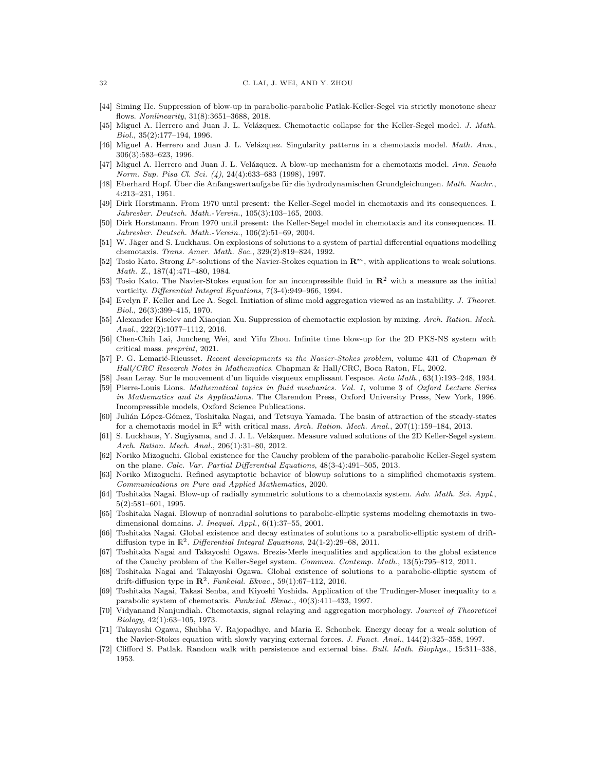[44] Siming He. Suppression of blow-up in parabolic-parabolic Patlak-Keller-Segel via strictly monotone shear flows. *Nonlinearity*, 31(8):3651–3688, 2018.

[45] Miguel A. Herrero and Juan J. L. Velázquez. Chemotactic collapse for the Keller-Segel model. *J. Math. Biol.*, 35(2):177–194, 1996.

[46] Miguel A. Herrero and Juan J. L. Velázquez. Singularity patterns in a chemotaxis model. *Math. Ann.*, 306(3):583–623, 1996.

[47] Miguel A. Herrero and Juan J. L. Velázquez. A blow-up mechanism for a chemotaxis model. *Ann. Scuola Norm. Sup. Pisa Cl. Sci. (4)*, 24(4):633–683 (1998), 1997.

[48] Eberhard Hopf. Über die Anfangswertaufgabe für die hydrodynamischen Grundgleichungen. *Math. Nachr.*, 4:213–231, 1951.

[49] Dirk Horstmann. From 1970 until present: the Keller-Segel model in chemotaxis and its consequences. I. *Jahresber. Deutsch. Math.-Verein.*, 105(3):103–165, 2003.

[50] Dirk Horstmann. From 1970 until present: the Keller-Segel model in chemotaxis and its consequences. II. *Jahresber. Deutsch. Math.-Verein.*, 106(2):51–69, 2004.

[51] W. Jäger and S. Luckhaus. On explosions of solutions to a system of partial differential equations modelling chemotaxis. *Trans. Amer. Math. Soc.*, 329(2):819–824, 1992.

[52] Tosio Kato. Strong $L^p$-solutions of the Navier-Stokes equation in $\mathbf{R}^m$, with applications to weak solutions. *Math. Z.*, 187(4):471–480, 1984.

[53] Tosio Kato. The Navier-Stokes equation for an incompressible fluid in $\mathbf{R}^2$ with a measure as the initial vorticity. *Differential Integral Equations*, 7(3-4):949–966, 1994.

[54] Evelyn F. Keller and Lee A. Segel. Initiation of slime mold aggregation viewed as an instability. *J. Theoret. Biol.*, 26(3):399–415, 1970.

[55] Alexander Kiselev and Xiaoqian Xu. Suppression of chemotactic explosion by mixing. *Arch. Ration. Mech. Anal.*, 222(2):1077–1112, 2016.

[56] Chen-Chih Lai, Juncheng Wei, and Yifu Zhou. Infinite time blow-up for the 2D PKS-NS system with critical mass. *preprint*, 2021.

[57] P. G. Lemarié-Rieusset. *Recent developments in the Navier-Stokes problem*, volume 431 of *Chapman & Hall/CRC Research Notes in Mathematics*. Chapman & Hall/CRC, Boca Raton, FL, 2002.

[58] Jean Leray. Sur le mouvement d'un liquide visqueux emplissant l'espace. *Acta Math.*, 63(1):193–248, 1934.

[59] Pierre-Louis Lions. *Mathematical topics in fluid mechanics. Vol. 1*, volume 3 of *Oxford Lecture Series in Mathematics and its Applications*. The Clarendon Press, Oxford University Press, New York, 1996. Incompressible models, Oxford Science Publications.

[60] Julián López-Gómez, Toshitaka Nagai, and Tetsuya Yamada. The basin of attraction of the steady-states for a chemotaxis model in $\mathbb{R}^2$ with critical mass. *Arch. Ration. Mech. Anal.*, 207(1):159–184, 2013.

[61] S. Luckhaus, Y. Sugiyama, and J. J. L. Velázquez. Measure valued solutions of the 2D Keller-Segel system. *Arch. Ration. Mech. Anal.*, 206(1):31–80, 2012.

[62] Noriko Mizoguchi. Global existence for the Cauchy problem of the parabolic-parabolic Keller-Segel system on the plane. *Calc. Var. Partial Differential Equations*, 48(3-4):491–505, 2013.

[63] Noriko Mizoguchi. Refined asymptotic behavior of blowup solutions to a simplified chemotaxis system. *Communications on Pure and Applied Mathematics*, 2020.

[64] Toshitaka Nagai. Blow-up of radially symmetric solutions to a chemotaxis system. *Adv. Math. Sci. Appl.*, 5(2):581–601, 1995.

[65] Toshitaka Nagai. Blowup of nonradial solutions to parabolic-elliptic systems modeling chemotaxis in two-dimensional domains. *J. Inequal. Appl.*, 6(1):37–55, 2001.

[66] Toshitaka Nagai. Global existence and decay estimates of solutions to a parabolic-elliptic system of drift-diffusion type in $\mathbb{R}^2$. *Differential Integral Equations*, 24(1-2):29–68, 2011.

[67] Toshitaka Nagai and Takayoshi Ogawa. Brezis-Merle inequalities and application to the global existence of the Cauchy problem of the Keller-Segel system. *Commun. Contemp. Math.*, 13(5):795–812, 2011.

[68] Toshitaka Nagai and Takayoshi Ogawa. Global existence of solutions to a parabolic-elliptic system of drift-diffusion type in $\mathbf{R}^2$. *Funkcial. Ekvac.*, 59(1):67–112, 2016.

[69] Toshitaka Nagai, Takasi Senba, and Kiyoshi Yoshida. Application of the Trudinger-Moser inequality to a parabolic system of chemotaxis. *Funkcial. Ekvac.*, 40(3):411–433, 1997.

[70] Vidyanand Nanjundiah. Chemotaxis, signal relaying and aggregation morphology. *Journal of Theoretical Biology*, 42(1):63–105, 1973.

[71] Takayoshi Ogawa, Shubha V. Rajopadhye, and Maria E. Schonbek. Energy decay for a weak solution of the Navier-Stokes equation with slowly varying external forces. *J. Funct. Anal.*, 144(2):325–358, 1997.

[72] Clifford S. Patlak. Random walk with persistence and external bias. *Bull. Math. Biophys.*, 15:311–338, 1953.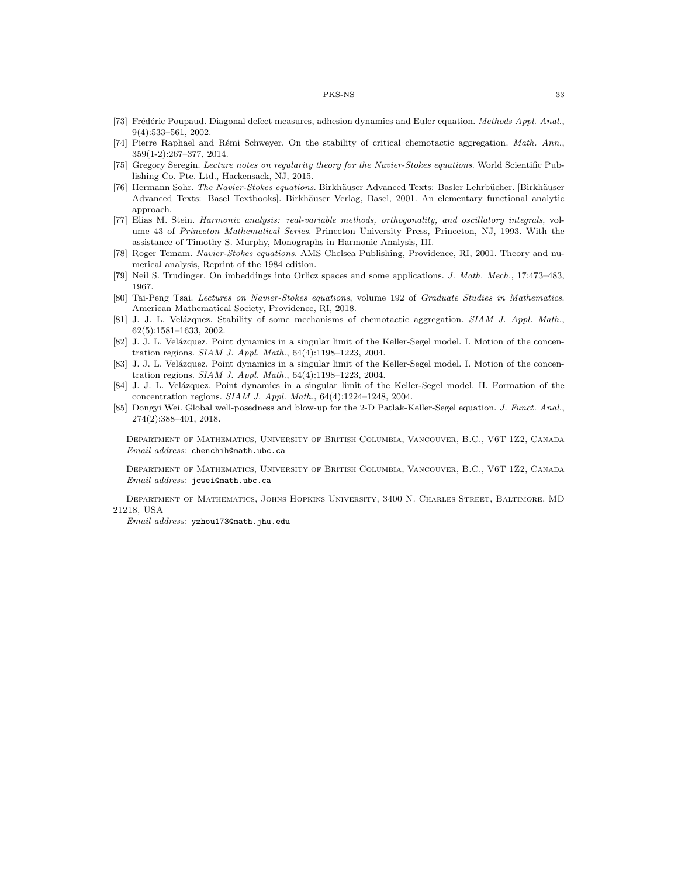[73] Frédéric Poupaud. Diagonal defect measures, adhesion dynamics and Euler equation. *Methods Appl. Anal.*, 9(4):533–561, 2002.

[74] Pierre Raphaël and Rémi Schweyer. On the stability of critical chemotactic aggregation. *Math. Ann.*, 359(1-2):267–377, 2014.

[75] Gregory Seregin. *Lecture notes on regularity theory for the Navier-Stokes equations*. World Scientific Publishing Co. Pte. Ltd., Hackensack, NJ, 2015.

[76] Hermann Sohr. *The Navier-Stokes equations*. Birkhäuser Advanced Texts: Basler Lehrbücher. [Birkhäuser Advanced Texts: Basel Textbooks]. Birkhäuser Verlag, Basel, 2001. An elementary functional analytic approach.

[77] Elias M. Stein. *Harmonic analysis: real-variable methods, orthogonality, and oscillatory integrals*, volume 43 of *Princeton Mathematical Series*. Princeton University Press, Princeton, NJ, 1993. With the assistance of Timothy S. Murphy, Monographs in Harmonic Analysis, III.

[78] Roger Temam. *Navier-Stokes equations*. AMS Chelsea Publishing, Providence, RI, 2001. Theory and numerical analysis, Reprint of the 1984 edition.

[79] Neil S. Trudinger. On imbeddings into Orlicz spaces and some applications. *J. Math. Mech.*, 17:473–483, 1967.

[80] Tai-Peng Tsai. *Lectures on Navier-Stokes equations*, volume 192 of *Graduate Studies in Mathematics*. American Mathematical Society, Providence, RI, 2018.

[81] J. J. L. Velázquez. Stability of some mechanisms of chemotactic aggregation. *SIAM J. Appl. Math.*, 62(5):1581–1633, 2002.

[82] J. J. L. Velázquez. Point dynamics in a singular limit of the Keller-Segel model. I. Motion of the concentration regions. *SIAM J. Appl. Math.*, 64(4):1198–1223, 2004.

[83] J. J. L. Velázquez. Point dynamics in a singular limit of the Keller-Segel model. I. Motion of the concentration regions. *SIAM J. Appl. Math.*, 64(4):1198–1223, 2004.

[84] J. J. L. Velázquez. Point dynamics in a singular limit of the Keller-Segel model. II. Formation of the concentration regions. *SIAM J. Appl. Math.*, 64(4):1224–1248, 2004.

[85] Dongyi Wei. Global well-posedness and blow-up for the 2-D Patlak-Keller-Segel equation. *J. Funct. Anal.*, 274(2):388–401, 2018.

Department of Mathematics, University of British Columbia, Vancouver, B.C., V6T 1Z2, Canada
*Email address*: chenchih@math.ubc.ca

Department of Mathematics, University of British Columbia, Vancouver, B.C., V6T 1Z2, Canada
*Email address*: jcwei@math.ubc.ca

Department of Mathematics, Johns Hopkins University, 3400 N. Charles Street, Baltimore, MD 21218, USA
*Email address*: yzhou173@math.jhu.edu